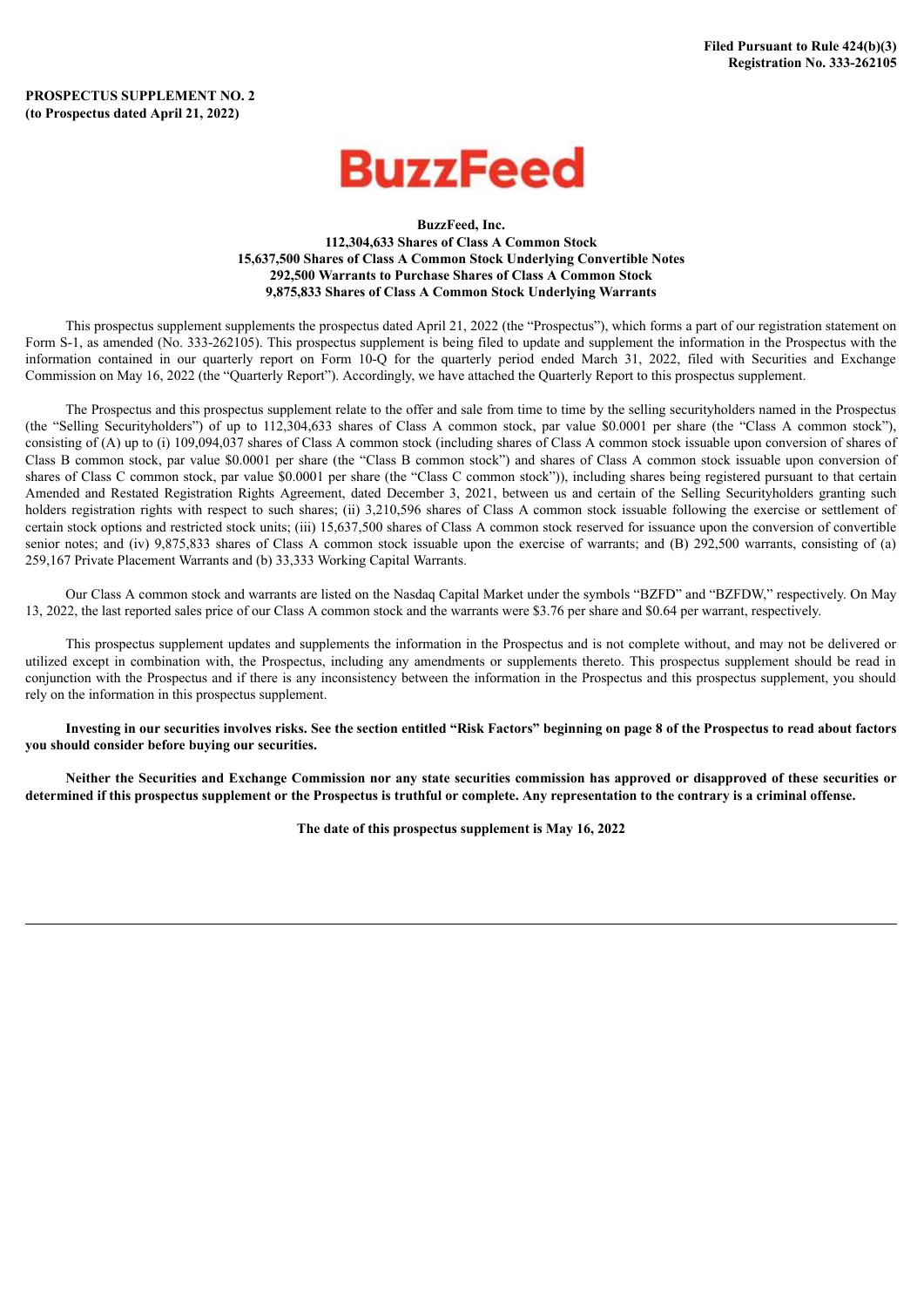**Filed Pursuant to Rule 424(b)(3)**
**Registration No. 333-262105**

**PROSPECTUS SUPPLEMENT NO. 2**
**(to Prospectus dated April 21, 2022)**

BuzzFeed

**BuzzFeed, Inc.**
**112,304,633 Shares of Class A Common Stock**
**15,637,500 Shares of Class A Common Stock Underlying Convertible Notes**
**292,500 Warrants to Purchase Shares of Class A Common Stock**
**9,875,833 Shares of Class A Common Stock Underlying Warrants**

This prospectus supplement supplements the prospectus dated April 21, 2022 (the "Prospectus"), which forms a part of our registration statement on Form S-1, as amended (No. 333-262105). This prospectus supplement is being filed to update and supplement the information in the Prospectus with the information contained in our quarterly report on Form 10-Q for the quarterly period ended March 31, 2022, filed with Securities and Exchange Commission on May 16, 2022 (the "Quarterly Report"). Accordingly, we have attached the Quarterly Report to this prospectus supplement.

The Prospectus and this prospectus supplement relate to the offer and sale from time to time by the selling securityholders named in the Prospectus (the "Selling Securityholders") of up to 112,304,633 shares of Class A common stock, par value $0.0001 per share (the "Class A common stock"), consisting of (A) up to (i) 109,094,037 shares of Class A common stock (including shares of Class A common stock issuable upon conversion of shares of Class B common stock, par value $0.0001 per share (the "Class B common stock") and shares of Class A common stock issuable upon conversion of shares of Class C common stock, par value $0.0001 per share (the "Class C common stock")), including shares being registered pursuant to that certain Amended and Restated Registration Rights Agreement, dated December 3, 2021, between us and certain of the Selling Securityholders granting such holders registration rights with respect to such shares; (ii) 3,210,596 shares of Class A common stock issuable following the exercise or settlement of certain stock options and restricted stock units; (iii) 15,637,500 shares of Class A common stock reserved for issuance upon the conversion of convertible senior notes; and (iv) 9,875,833 shares of Class A common stock issuable upon the exercise of warrants; and (B) 292,500 warrants, consisting of (a) 259,167 Private Placement Warrants and (b) 33,333 Working Capital Warrants.

Our Class A common stock and warrants are listed on the Nasdaq Capital Market under the symbols "BZFD" and "BZFDW," respectively. On May 13, 2022, the last reported sales price of our Class A common stock and the warrants were $3.76 per share and $0.64 per warrant, respectively.

This prospectus supplement updates and supplements the information in the Prospectus and is not complete without, and may not be delivered or utilized except in combination with, the Prospectus, including any amendments or supplements thereto. This prospectus supplement should be read in conjunction with the Prospectus and if there is any inconsistency between the information in the Prospectus and this prospectus supplement, you should rely on the information in this prospectus supplement.

**Investing in our securities involves risks. See the section entitled "Risk Factors" beginning on page 8 of the Prospectus to read about factors you should consider before buying our securities.**

**Neither the Securities and Exchange Commission nor any state securities commission has approved or disapproved of these securities or determined if this prospectus supplement or the Prospectus is truthful or complete. Any representation to the contrary is a criminal offense.**

**The date of this prospectus supplement is May 16, 2022**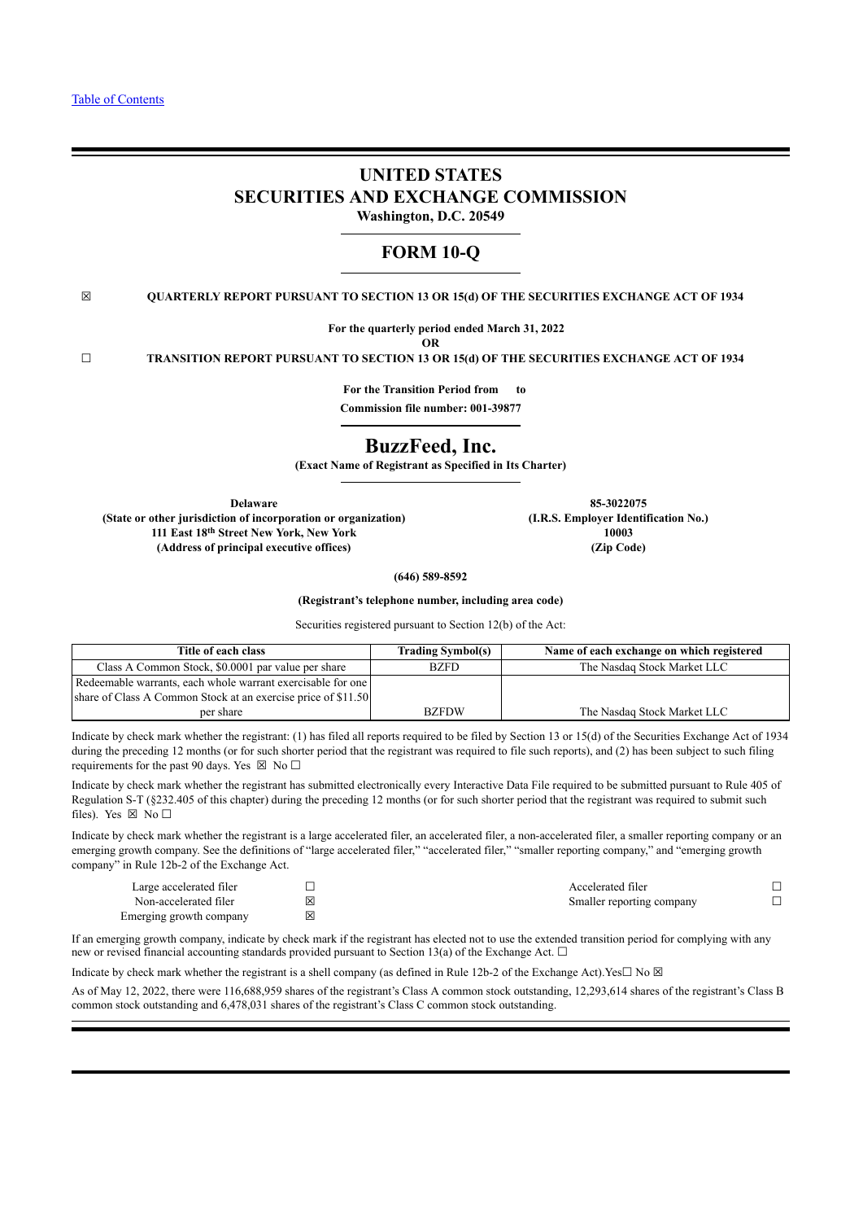[Table of Contents](#)

# UNITED STATES
# SECURITIES AND EXCHANGE COMMISSION

**Washington, D.C. 20549**

## FORM 10-Q

☒ **QUARTERLY REPORT PURSUANT TO SECTION 13 OR 15(d) OF THE SECURITIES EXCHANGE ACT OF 1934**

**For the quarterly period ended March 31, 2022**

**OR**

☐ **TRANSITION REPORT PURSUANT TO SECTION 13 OR 15(d) OF THE SECURITIES EXCHANGE ACT OF 1934**

**For the Transition Period from to**

**Commission file number: 001-39877**

# BuzzFeed, Inc.

**(Exact Name of Registrant as Specified in Its Charter)**

| | |
|---|---|
| **Delaware** | **85-3022075** |
| **(State or other jurisdiction of incorporation or organization)** | **(I.R.S. Employer Identification No.)** |
| **111 East 18th Street New York, New York** | **10003** |
| **(Address of principal executive offices)** | **(Zip Code)** |

**(646) 589-8592**

**(Registrant's telephone number, including area code)**

Securities registered pursuant to Section 12(b) of the Act:

| Title of each class | Trading Symbol(s) | Name of each exchange on which registered |
|---|---|---|
| Class A Common Stock, $0.0001 par value per share | BZFD | The Nasdaq Stock Market LLC |
| Redeemable warrants, each whole warrant exercisable for one share of Class A Common Stock at an exercise price of $11.50 per share | BZFDW | The Nasdaq Stock Market LLC |

Indicate by check mark whether the registrant: (1) has filed all reports required to be filed by Section 13 or 15(d) of the Securities Exchange Act of 1934 during the preceding 12 months (or for such shorter period that the registrant was required to file such reports), and (2) has been subject to such filing requirements for the past 90 days. Yes ☒ No ☐

Indicate by check mark whether the registrant has submitted electronically every Interactive Data File required to be submitted pursuant to Rule 405 of Regulation S-T (§232.405 of this chapter) during the preceding 12 months (or for such shorter period that the registrant was required to submit such files). Yes ☒ No ☐

Indicate by check mark whether the registrant is a large accelerated filer, an accelerated filer, a non-accelerated filer, a smaller reporting company or an emerging growth company. See the definitions of "large accelerated filer," "accelerated filer," "smaller reporting company," and "emerging growth company" in Rule 12b-2 of the Exchange Act.

| | | | |
|---|---|---|---|
| Large accelerated filer | ☐ | Accelerated filer | ☐ |
| Non-accelerated filer | ☒ | Smaller reporting company | ☐ |
| Emerging growth company | ☒ | | |

If an emerging growth company, indicate by check mark if the registrant has elected not to use the extended transition period for complying with any new or revised financial accounting standards provided pursuant to Section 13(a) of the Exchange Act. ☐

Indicate by check mark whether the registrant is a shell company (as defined in Rule 12b-2 of the Exchange Act).Yes☐ No ☒

As of May 12, 2022, there were 116,688,959 shares of the registrant's Class A common stock outstanding, 12,293,614 shares of the registrant's Class B common stock outstanding and 6,478,031 shares of the registrant's Class C common stock outstanding.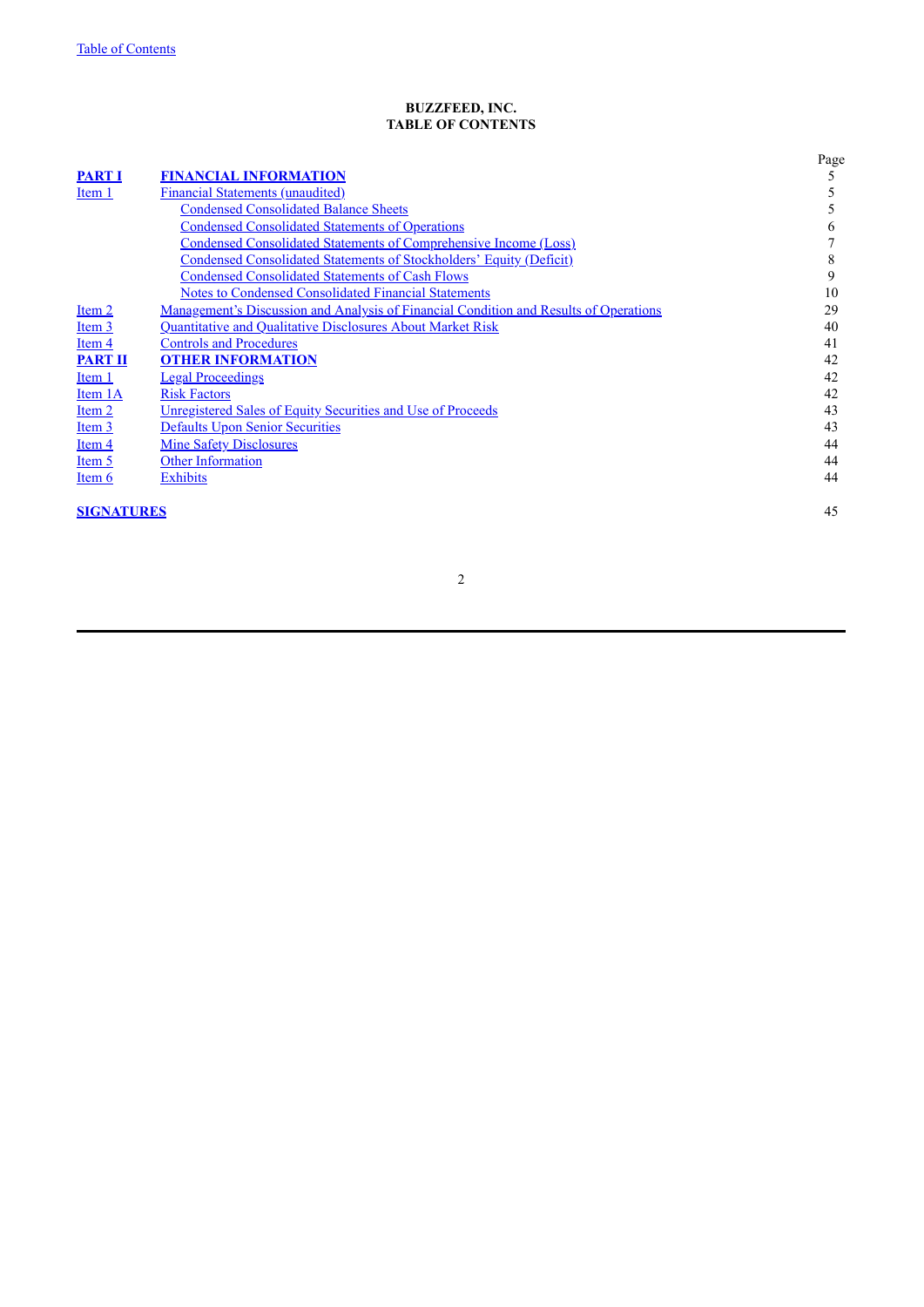**BUZZFEED, INC.**
**TABLE OF CONTENTS**

| | | Page |
|---|---|---|
| **PART I** | **FINANCIAL INFORMATION** | 5 |
| Item 1 | Financial Statements (unaudited) | 5 |
| | Condensed Consolidated Balance Sheets | 5 |
| | Condensed Consolidated Statements of Operations | 6 |
| | Condensed Consolidated Statements of Comprehensive Income (Loss) | 7 |
| | Condensed Consolidated Statements of Stockholders' Equity (Deficit) | 8 |
| | Condensed Consolidated Statements of Cash Flows | 9 |
| | Notes to Condensed Consolidated Financial Statements | 10 |
| Item 2 | Management's Discussion and Analysis of Financial Condition and Results of Operations | 29 |
| Item 3 | Quantitative and Qualitative Disclosures About Market Risk | 40 |
| Item 4 | Controls and Procedures | 41 |
| **PART II** | **OTHER INFORMATION** | 42 |
| Item 1 | Legal Proceedings | 42 |
| Item 1A | Risk Factors | 42 |
| Item 2 | Unregistered Sales of Equity Securities and Use of Proceeds | 43 |
| Item 3 | Defaults Upon Senior Securities | 43 |
| Item 4 | Mine Safety Disclosures | 44 |
| Item 5 | Other Information | 44 |
| Item 6 | Exhibits | 44 |
| **SIGNATURES** | | 45 |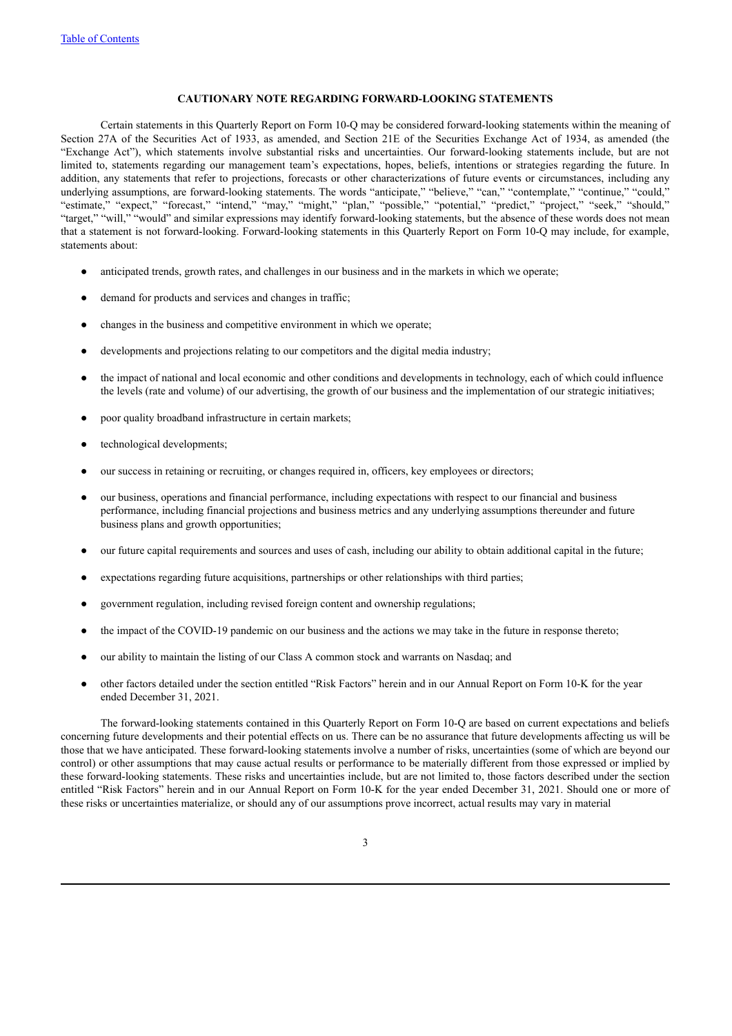## CAUTIONARY NOTE REGARDING FORWARD-LOOKING STATEMENTS

Certain statements in this Quarterly Report on Form 10-Q may be considered forward-looking statements within the meaning of Section 27A of the Securities Act of 1933, as amended, and Section 21E of the Securities Exchange Act of 1934, as amended (the "Exchange Act"), which statements involve substantial risks and uncertainties. Our forward-looking statements include, but are not limited to, statements regarding our management team's expectations, hopes, beliefs, intentions or strategies regarding the future. In addition, any statements that refer to projections, forecasts or other characterizations of future events or circumstances, including any underlying assumptions, are forward-looking statements. The words "anticipate," "believe," "can," "contemplate," "continue," "could," "estimate," "expect," "forecast," "intend," "may," "might," "plan," "possible," "potential," "predict," "project," "seek," "should," "target," "will," "would" and similar expressions may identify forward-looking statements, but the absence of these words does not mean that a statement is not forward-looking. Forward-looking statements in this Quarterly Report on Form 10-Q may include, for example, statements about:

- anticipated trends, growth rates, and challenges in our business and in the markets in which we operate;
- demand for products and services and changes in traffic;
- changes in the business and competitive environment in which we operate;
- developments and projections relating to our competitors and the digital media industry;
- the impact of national and local economic and other conditions and developments in technology, each of which could influence the levels (rate and volume) of our advertising, the growth of our business and the implementation of our strategic initiatives;
- poor quality broadband infrastructure in certain markets;
- technological developments;
- our success in retaining or recruiting, or changes required in, officers, key employees or directors;
- our business, operations and financial performance, including expectations with respect to our financial and business performance, including financial projections and business metrics and any underlying assumptions thereunder and future business plans and growth opportunities;
- our future capital requirements and sources and uses of cash, including our ability to obtain additional capital in the future;
- expectations regarding future acquisitions, partnerships or other relationships with third parties;
- government regulation, including revised foreign content and ownership regulations;
- the impact of the COVID-19 pandemic on our business and the actions we may take in the future in response thereto;
- our ability to maintain the listing of our Class A common stock and warrants on Nasdaq; and
- other factors detailed under the section entitled "Risk Factors" herein and in our Annual Report on Form 10-K for the year ended December 31, 2021.

The forward-looking statements contained in this Quarterly Report on Form 10-Q are based on current expectations and beliefs concerning future developments and their potential effects on us. There can be no assurance that future developments affecting us will be those that we have anticipated. These forward-looking statements involve a number of risks, uncertainties (some of which are beyond our control) or other assumptions that may cause actual results or performance to be materially different from those expressed or implied by these forward-looking statements. These risks and uncertainties include, but are not limited to, those factors described under the section entitled "Risk Factors" herein and in our Annual Report on Form 10-K for the year ended December 31, 2021. Should one or more of these risks or uncertainties materialize, or should any of our assumptions prove incorrect, actual results may vary in material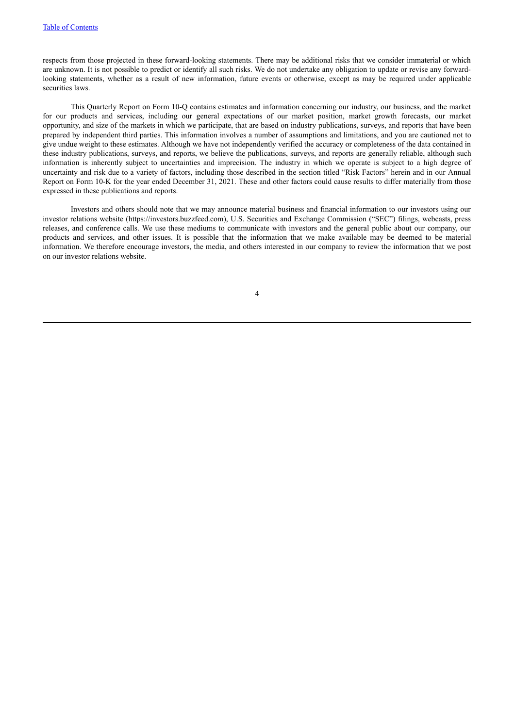respects from those projected in these forward-looking statements. There may be additional risks that we consider immaterial or which are unknown. It is not possible to predict or identify all such risks. We do not undertake any obligation to update or revise any forward-looking statements, whether as a result of new information, future events or otherwise, except as may be required under applicable securities laws.

This Quarterly Report on Form 10-Q contains estimates and information concerning our industry, our business, and the market for our products and services, including our general expectations of our market position, market growth forecasts, our market opportunity, and size of the markets in which we participate, that are based on industry publications, surveys, and reports that have been prepared by independent third parties. This information involves a number of assumptions and limitations, and you are cautioned not to give undue weight to these estimates. Although we have not independently verified the accuracy or completeness of the data contained in these industry publications, surveys, and reports, we believe the publications, surveys, and reports are generally reliable, although such information is inherently subject to uncertainties and imprecision. The industry in which we operate is subject to a high degree of uncertainty and risk due to a variety of factors, including those described in the section titled "Risk Factors" herein and in our Annual Report on Form 10-K for the year ended December 31, 2021. These and other factors could cause results to differ materially from those expressed in these publications and reports.

Investors and others should note that we may announce material business and financial information to our investors using our investor relations website (https://investors.buzzfeed.com), U.S. Securities and Exchange Commission ("SEC") filings, webcasts, press releases, and conference calls. We use these mediums to communicate with investors and the general public about our company, our products and services, and other issues. It is possible that the information that we make available may be deemed to be material information. We therefore encourage investors, the media, and others interested in our company to review the information that we post on our investor relations website.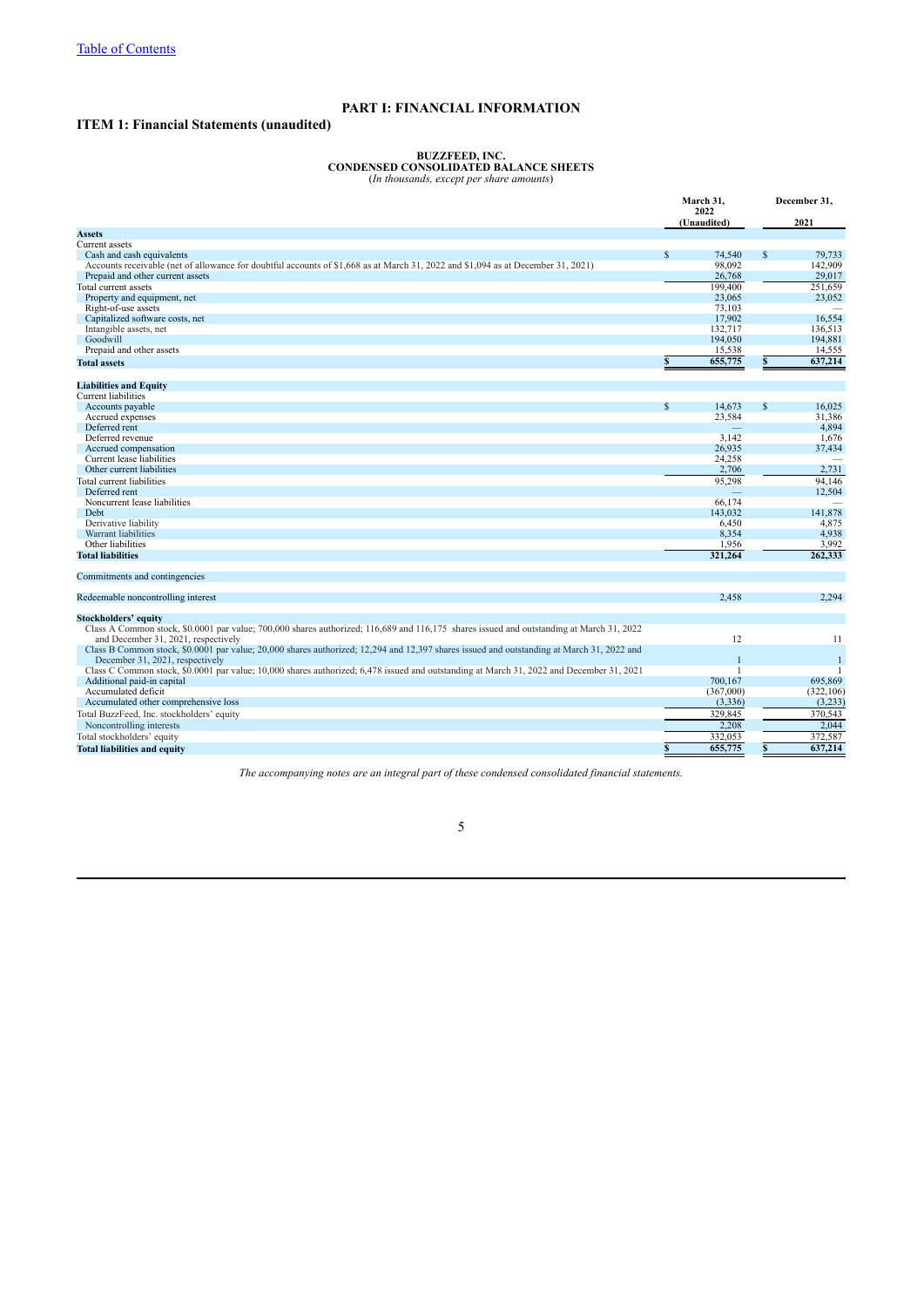[Table of Contents](#)

# PART I: FINANCIAL INFORMATION

## ITEM 1: Financial Statements (unaudited)

### BUZZFEED, INC.
### CONDENSED CONSOLIDATED BALANCE SHEETS
(*In thousands, except per share amounts*)

| | March 31, 2022 (Unaudited) | December 31, 2021 |
|---|---|---|
| **Assets** | | |
| Current assets | | |
| Cash and cash equivalents | $ 74,540 | $ 79,733 |
| Accounts receivable (net of allowance for doubtful accounts of $1,668 as at March 31, 2022 and $1,094 as at December 31, 2021) | 98,092 | 142,909 |
| Prepaid and other current assets | 26,768 | 29,017 |
| Total current assets | 199,400 | 251,659 |
| Property and equipment, net | 23,065 | 23,052 |
| Right-of-use assets | 73,103 | — |
| Capitalized software costs, net | 17,902 | 16,554 |
| Intangible assets, net | 132,717 | 136,513 |
| Goodwill | 194,050 | 194,881 |
| Prepaid and other assets | 15,538 | 14,555 |
| **Total assets** | **$ 655,775** | **$ 637,214** |
| | | |
| **Liabilities and Equity** | | |
| Current liabilities | | |
| Accounts payable | $ 14,673 | $ 16,025 |
| Accrued expenses | 23,584 | 31,386 |
| Deferred rent | — | 4,894 |
| Deferred revenue | 3,142 | 1,676 |
| Accrued compensation | 26,935 | 37,434 |
| Current lease liabilities | 24,258 | — |
| Other current liabilities | 2,706 | 2,731 |
| Total current liabilities | 95,298 | 94,146 |
| Deferred rent | — | 12,504 |
| Noncurrent lease liabilities | 66,174 | — |
| Debt | 143,032 | 141,878 |
| Derivative liability | 6,450 | 4,875 |
| Warrant liabilities | 8,354 | 4,938 |
| Other liabilities | 1,956 | 3,992 |
| **Total liabilities** | **321,264** | **262,333** |
| | | |
| Commitments and contingencies | | |
| | | |
| Redeemable noncontrolling interest | 2,458 | 2,294 |
| | | |
| **Stockholders' equity** | | |
| Class A Common stock, $0.0001 par value; 700,000 shares authorized; 116,689 and 116,175 shares issued and outstanding at March 31, 2022 and December 31, 2021, respectively | 12 | 11 |
| Class B Common stock, $0.0001 par value; 20,000 shares authorized; 12,294 and 12,397 shares issued and outstanding at March 31, 2022 and December 31, 2021, respectively | 1 | 1 |
| Class C Common stock, $0.0001 par value; 10,000 shares authorized; 6,478 issued and outstanding at March 31, 2022 and December 31, 2021 | 1 | 1 |
| Additional paid-in capital | 700,167 | 695,869 |
| Accumulated deficit | (367,000) | (322,106) |
| Accumulated other comprehensive loss | (3,336) | (3,233) |
| Total BuzzFeed, Inc. stockholders' equity | 329,845 | 370,543 |
| Noncontrolling interests | 2,208 | 2,044 |
| Total stockholders' equity | 332,053 | 372,587 |
| **Total liabilities and equity** | **$ 655,775** | **$ 637,214** |

*The accompanying notes are an integral part of these condensed consolidated financial statements.*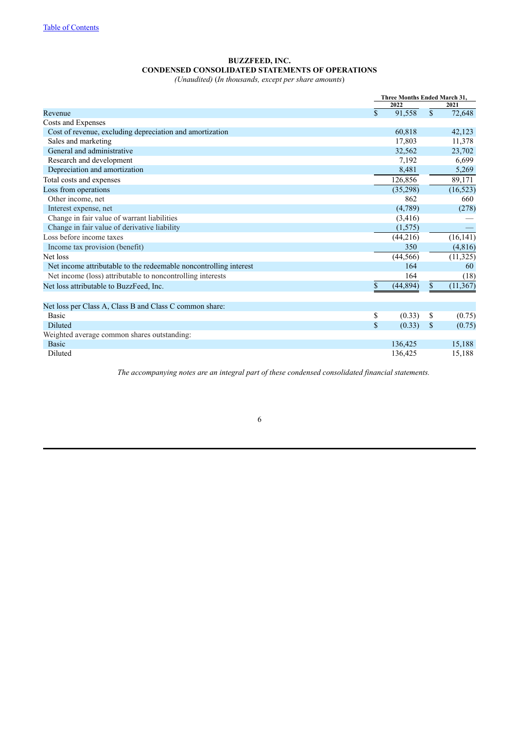[Table of Contents](#)

**BUZZFEED, INC.**
**CONDENSED CONSOLIDATED STATEMENTS OF OPERATIONS**
*(Unaudited) (In thousands, except per share amounts)*

| | Three Months Ended March 31, | |
|---|---|---|
| | 2022 | 2021 |
| Revenue | $ 91,558 | $ 72,648 |
| Costs and Expenses | | |
| Cost of revenue, excluding depreciation and amortization | 60,818 | 42,123 |
| Sales and marketing | 17,803 | 11,378 |
| General and administrative | 32,562 | 23,702 |
| Research and development | 7,192 | 6,699 |
| Depreciation and amortization | 8,481 | 5,269 |
| Total costs and expenses | 126,856 | 89,171 |
| Loss from operations | (35,298) | (16,523) |
| Other income, net | 862 | 660 |
| Interest expense, net | (4,789) | (278) |
| Change in fair value of warrant liabilities | (3,416) | — |
| Change in fair value of derivative liability | (1,575) | — |
| Loss before income taxes | (44,216) | (16,141) |
| Income tax provision (benefit) | 350 | (4,816) |
| Net loss | (44,566) | (11,325) |
| Net income attributable to the redeemable noncontrolling interest | 164 | 60 |
| Net income (loss) attributable to noncontrolling interests | 164 | (18) |
| Net loss attributable to BuzzFeed, Inc. | $ (44,894) | $ (11,367) |
| | | |
| Net loss per Class A, Class B and Class C common share: | | |
| Basic | $ (0.33) | $ (0.75) |
| Diluted | $ (0.33) | $ (0.75) |
| Weighted average common shares outstanding: | | |
| Basic | 136,425 | 15,188 |
| Diluted | 136,425 | 15,188 |

*The accompanying notes are an integral part of these condensed consolidated financial statements.*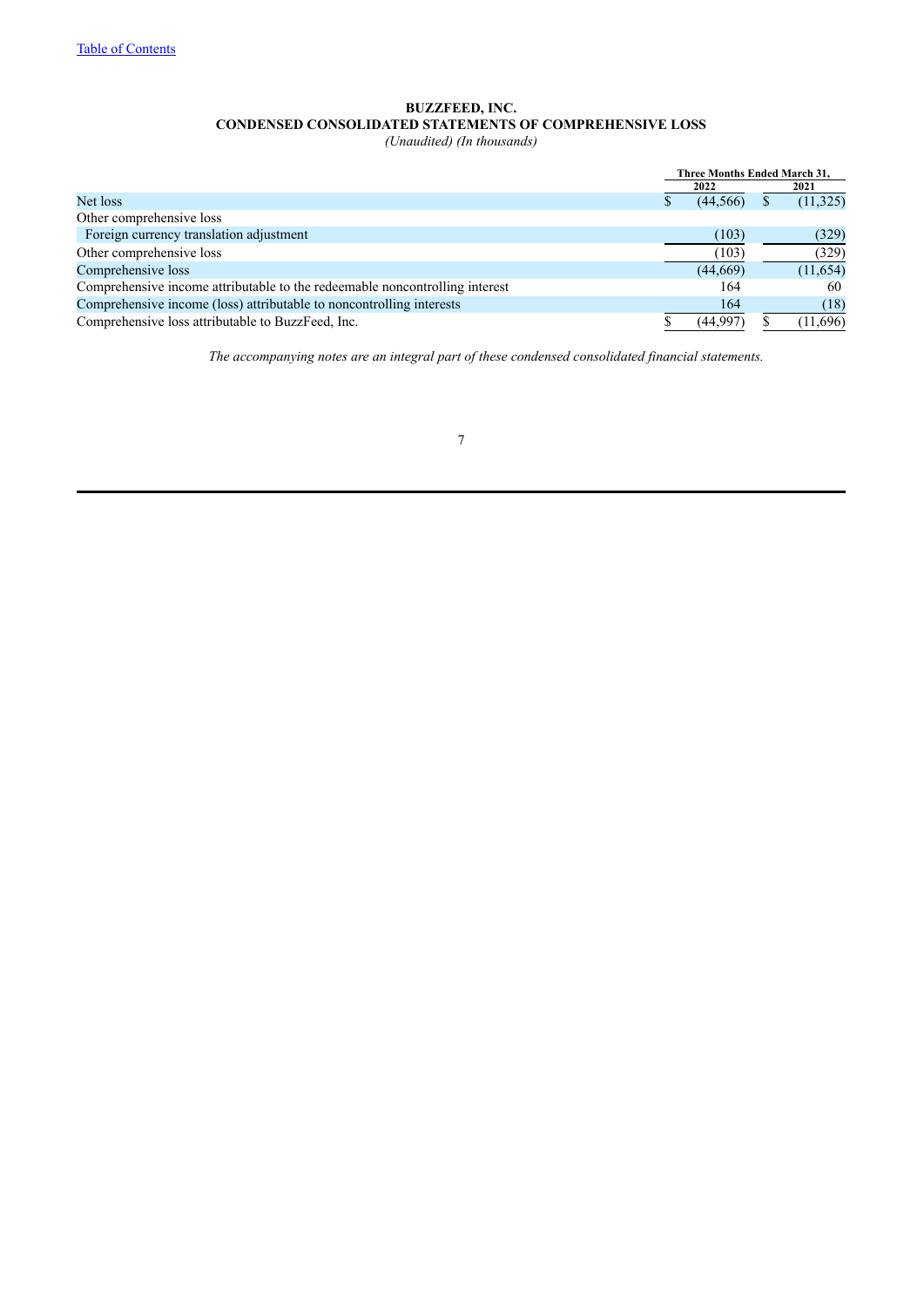# BUZZFEED, INC.
## CONDENSED CONSOLIDATED STATEMENTS OF COMPREHENSIVE LOSS
*(Unaudited) (In thousands)*

| | Three Months Ended March 31, | |
|---|---|---|
| | 2022 | 2021 |
| Net loss | $ (44,566) | $ (11,325) |
| Other comprehensive loss | | |
| Foreign currency translation adjustment | (103) | (329) |
| Other comprehensive loss | (103) | (329) |
| Comprehensive loss | (44,669) | (11,654) |
| Comprehensive income attributable to the redeemable noncontrolling interest | 164 | 60 |
| Comprehensive income (loss) attributable to noncontrolling interests | 164 | (18) |
| Comprehensive loss attributable to BuzzFeed, Inc. | $ (44,997) | $ (11,696) |

*The accompanying notes are an integral part of these condensed consolidated financial statements.*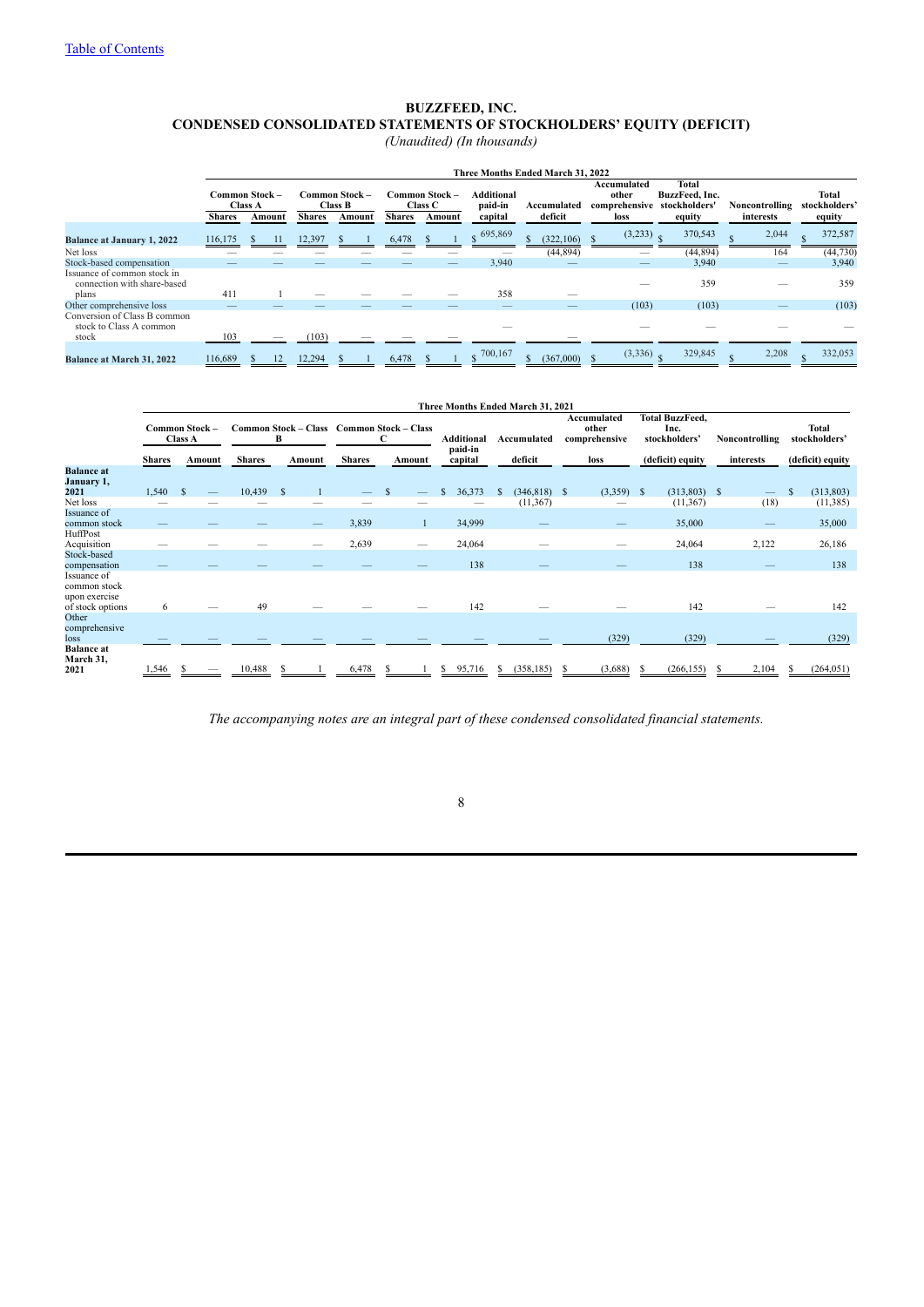[Table of Contents](#)

# BUZZFEED, INC.

## CONDENSED CONSOLIDATED STATEMENTS OF STOCKHOLDERS' EQUITY (DEFICIT)

*(Unaudited) (In thousands)*

| | Three Months Ended March 31, 2022 | | | | | | | | | | | | |
|---|---|---|---|---|---|---|---|---|---|---|---|---|---|
| | Common Stock – Class A | | Common Stock – Class B | | Common Stock – Class C | | Additional paid-in capital | Accumulated deficit | Accumulated other comprehensive loss | Total BuzzFeed, Inc. stockholders' equity | Noncontrolling interests | Total stockholders' equity |
| | Shares | Amount | Shares | Amount | Shares | Amount | | | | | | |
| **Balance at January 1, 2022** | 116,175 | $ 11 | 12,397 | $ 1 | 6,478 | $ 1 | $ 695,869 | $ (322,106) | $ (3,233) | $ 370,543 | $ 2,044 | $ 372,587 |
| Net loss | — | — | — | — | — | — | — | (44,894) | — | (44,894) | 164 | (44,730) |
| Stock-based compensation | — | — | — | — | — | — | 3,940 | — | — | 3,940 | — | 3,940 |
| Issuance of common stock in connection with share-based plans | 411 | 1 | — | — | — | — | 358 | — | — | 359 | — | 359 |
| Other comprehensive loss | — | — | — | — | — | — | — | — | (103) | (103) | — | (103) |
| Conversion of Class B common stock to Class A common stock | 103 | — | (103) | — | — | — | — | — | — | — | — | — |
| **Balance at March 31, 2022** | 116,689 | $ 12 | 12,294 | $ 1 | 6,478 | $ 1 | $ 700,167 | $ (367,000) | $ (3,336) | $ 329,845 | $ 2,208 | $ 332,053 |

| | Three Months Ended March 31, 2021 | | | | | | | | | | | |
|---|---|---|---|---|---|---|---|---|---|---|---|---|
| | Common Stock – Class A | | Common Stock – Class B | | Common Stock – Class C | | Additional paid-in capital | Accumulated deficit | Accumulated other comprehensive loss | Total BuzzFeed, Inc. stockholders' (deficit) equity | Noncontrolling interests | Total stockholders' (deficit) equity |
| | Shares | Amount | Shares | Amount | Shares | Amount | | | | | | |
| **Balance at January 1, 2021** | 1,540 | $ — | 10,439 | $ 1 | — | $ — | $ 36,373 | $ (346,818) | $ (3,359) | $ (313,803) | $ — | $ (313,803) |
| Net loss | — | — | — | — | — | — | — | (11,367) | — | (11,367) | (18) | (11,385) |
| Issuance of common stock | — | — | — | — | 3,839 | 1 | 34,999 | — | — | 35,000 | — | 35,000 |
| HuffPost Acquisition | — | — | — | — | 2,639 | — | 24,064 | — | — | 24,064 | 2,122 | 26,186 |
| Stock-based compensation | — | — | — | — | — | — | 138 | — | — | 138 | — | 138 |
| Issuance of common stock upon exercise of stock options | 6 | — | 49 | — | — | — | 142 | — | — | 142 | — | 142 |
| Other comprehensive loss | — | — | — | — | — | — | — | — | (329) | (329) | — | (329) |
| **Balance at March 31, 2021** | 1,546 | $ — | 10,488 | $ 1 | 6,478 | $ 1 | $ 95,716 | $ (358,185) | $ (3,688) | $ (266,155) | $ 2,104 | $ (264,051) |

*The accompanying notes are an integral part of these condensed consolidated financial statements.*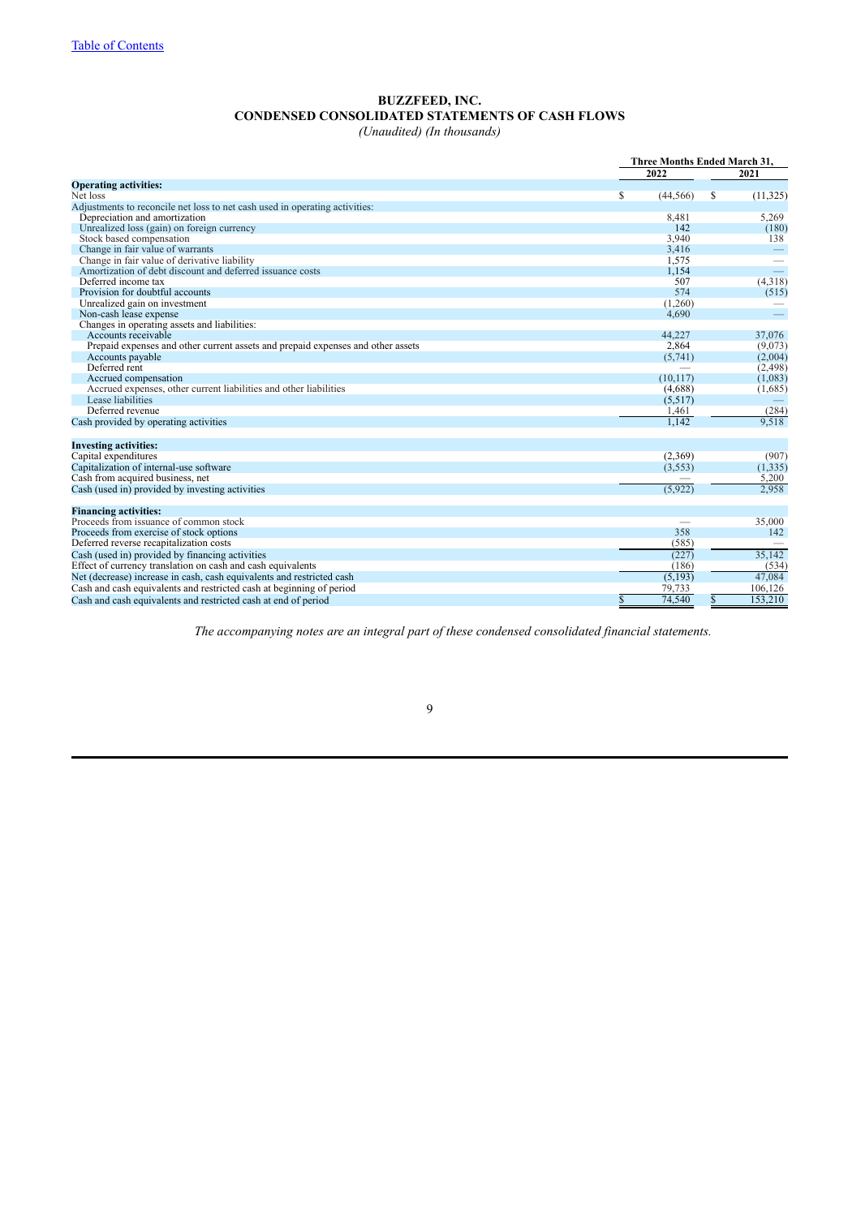[Table of Contents](#)

**BUZZFEED, INC.**
**CONDENSED CONSOLIDATED STATEMENTS OF CASH FLOWS**
*(Unaudited) (In thousands)*

| | Three Months Ended March 31, | |
|---|---|---|
| | 2022 | 2021 |
| **Operating activities:** | | |
| Net loss | $ (44,566) | $ (11,325) |
| Adjustments to reconcile net loss to net cash used in operating activities: | | |
| Depreciation and amortization | 8,481 | 5,269 |
| Unrealized loss (gain) on foreign currency | 142 | (180) |
| Stock based compensation | 3,940 | 138 |
| Change in fair value of warrants | 3,416 | — |
| Change in fair value of derivative liability | 1,575 | — |
| Amortization of debt discount and deferred issuance costs | 1,154 | — |
| Deferred income tax | 507 | (4,318) |
| Provision for doubtful accounts | 574 | (515) |
| Unrealized gain on investment | (1,260) | — |
| Non-cash lease expense | 4,690 | — |
| Changes in operating assets and liabilities: | | |
| Accounts receivable | 44,227 | 37,076 |
| Prepaid expenses and other current assets and prepaid expenses and other assets | 2,864 | (9,073) |
| Accounts payable | (5,741) | (2,004) |
| Deferred rent | — | (2,498) |
| Accrued compensation | (10,117) | (1,083) |
| Accrued expenses, other current liabilities and other liabilities | (4,688) | (1,685) |
| Lease liabilities | (5,517) | — |
| Deferred revenue | 1,461 | (284) |
| Cash provided by operating activities | 1,142 | 9,518 |
| **Investing activities:** | | |
| Capital expenditures | (2,369) | (907) |
| Capitalization of internal-use software | (3,553) | (1,335) |
| Cash from acquired business, net | — | 5,200 |
| Cash (used in) provided by investing activities | (5,922) | 2,958 |
| **Financing activities:** | | |
| Proceeds from issuance of common stock | — | 35,000 |
| Proceeds from exercise of stock options | 358 | 142 |
| Deferred reverse recapitalization costs | (585) | — |
| Cash (used in) provided by financing activities | (227) | 35,142 |
| Effect of currency translation on cash and cash equivalents | (186) | (534) |
| Net (decrease) increase in cash, cash equivalents and restricted cash | (5,193) | 47,084 |
| Cash and cash equivalents and restricted cash at beginning of period | 79,733 | 106,126 |
| Cash and cash equivalents and restricted cash at end of period | $ 74,540 | $ 153,210 |

*The accompanying notes are an integral part of these condensed consolidated financial statements.*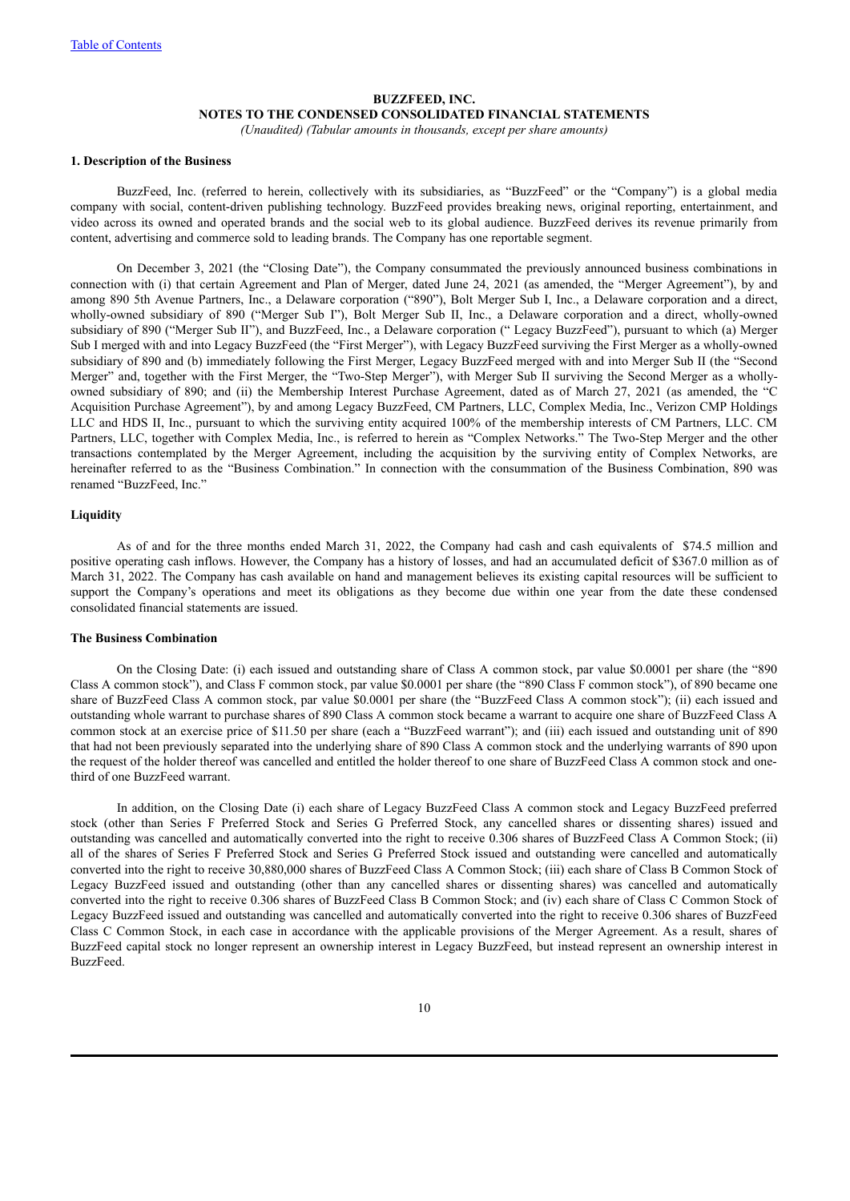## BUZZFEED, INC.
## NOTES TO THE CONDENSED CONSOLIDATED FINANCIAL STATEMENTS
*(Unaudited) (Tabular amounts in thousands, except per share amounts)*

### 1. Description of the Business

BuzzFeed, Inc. (referred to herein, collectively with its subsidiaries, as "BuzzFeed" or the "Company") is a global media company with social, content-driven publishing technology. BuzzFeed provides breaking news, original reporting, entertainment, and video across its owned and operated brands and the social web to its global audience. BuzzFeed derives its revenue primarily from content, advertising and commerce sold to leading brands. The Company has one reportable segment.

On December 3, 2021 (the "Closing Date"), the Company consummated the previously announced business combinations in connection with (i) that certain Agreement and Plan of Merger, dated June 24, 2021 (as amended, the "Merger Agreement"), by and among 890 5th Avenue Partners, Inc., a Delaware corporation ("890"), Bolt Merger Sub I, Inc., a Delaware corporation and a direct, wholly-owned subsidiary of 890 ("Merger Sub I"), Bolt Merger Sub II, Inc., a Delaware corporation and a direct, wholly-owned subsidiary of 890 ("Merger Sub II"), and BuzzFeed, Inc., a Delaware corporation (" Legacy BuzzFeed"), pursuant to which (a) Merger Sub I merged with and into Legacy BuzzFeed (the "First Merger"), with Legacy BuzzFeed surviving the First Merger as a wholly-owned subsidiary of 890 and (b) immediately following the First Merger, Legacy BuzzFeed merged with and into Merger Sub II (the "Second Merger" and, together with the First Merger, the "Two-Step Merger"), with Merger Sub II surviving the Second Merger as a wholly-owned subsidiary of 890; and (ii) the Membership Interest Purchase Agreement, dated as of March 27, 2021 (as amended, the "C Acquisition Purchase Agreement"), by and among Legacy BuzzFeed, CM Partners, LLC, Complex Media, Inc., Verizon CMP Holdings LLC and HDS II, Inc., pursuant to which the surviving entity acquired 100% of the membership interests of CM Partners, LLC. CM Partners, LLC, together with Complex Media, Inc., is referred to herein as "Complex Networks." The Two-Step Merger and the other transactions contemplated by the Merger Agreement, including the acquisition by the surviving entity of Complex Networks, are hereinafter referred to as the "Business Combination." In connection with the consummation of the Business Combination, 890 was renamed "BuzzFeed, Inc."

### Liquidity

As of and for the three months ended March 31, 2022, the Company had cash and cash equivalents of $74.5 million and positive operating cash inflows. However, the Company has a history of losses, and had an accumulated deficit of $367.0 million as of March 31, 2022. The Company has cash available on hand and management believes its existing capital resources will be sufficient to support the Company's operations and meet its obligations as they become due within one year from the date these condensed consolidated financial statements are issued.

### The Business Combination

On the Closing Date: (i) each issued and outstanding share of Class A common stock, par value $0.0001 per share (the "890 Class A common stock"), and Class F common stock, par value $0.0001 per share (the "890 Class F common stock"), of 890 became one share of BuzzFeed Class A common stock, par value $0.0001 per share (the "BuzzFeed Class A common stock"); (ii) each issued and outstanding whole warrant to purchase shares of 890 Class A common stock became a warrant to acquire one share of BuzzFeed Class A common stock at an exercise price of $11.50 per share (each a "BuzzFeed warrant"); and (iii) each issued and outstanding unit of 890 that had not been previously separated into the underlying share of 890 Class A common stock and the underlying warrants of 890 upon the request of the holder thereof was cancelled and entitled the holder thereof to one share of BuzzFeed Class A common stock and one-third of one BuzzFeed warrant.

In addition, on the Closing Date (i) each share of Legacy BuzzFeed Class A common stock and Legacy BuzzFeed preferred stock (other than Series F Preferred Stock and Series G Preferred Stock, any cancelled shares or dissenting shares) issued and outstanding was cancelled and automatically converted into the right to receive 0.306 shares of BuzzFeed Class A Common Stock; (ii) all of the shares of Series F Preferred Stock and Series G Preferred Stock issued and outstanding were cancelled and automatically converted into the right to receive 30,880,000 shares of BuzzFeed Class A Common Stock; (iii) each share of Class B Common Stock of Legacy BuzzFeed issued and outstanding (other than any cancelled shares or dissenting shares) was cancelled and automatically converted into the right to receive 0.306 shares of BuzzFeed Class B Common Stock; and (iv) each share of Class C Common Stock of Legacy BuzzFeed issued and outstanding was cancelled and automatically converted into the right to receive 0.306 shares of BuzzFeed Class C Common Stock, in each case in accordance with the applicable provisions of the Merger Agreement. As a result, shares of BuzzFeed capital stock no longer represent an ownership interest in Legacy BuzzFeed, but instead represent an ownership interest in BuzzFeed.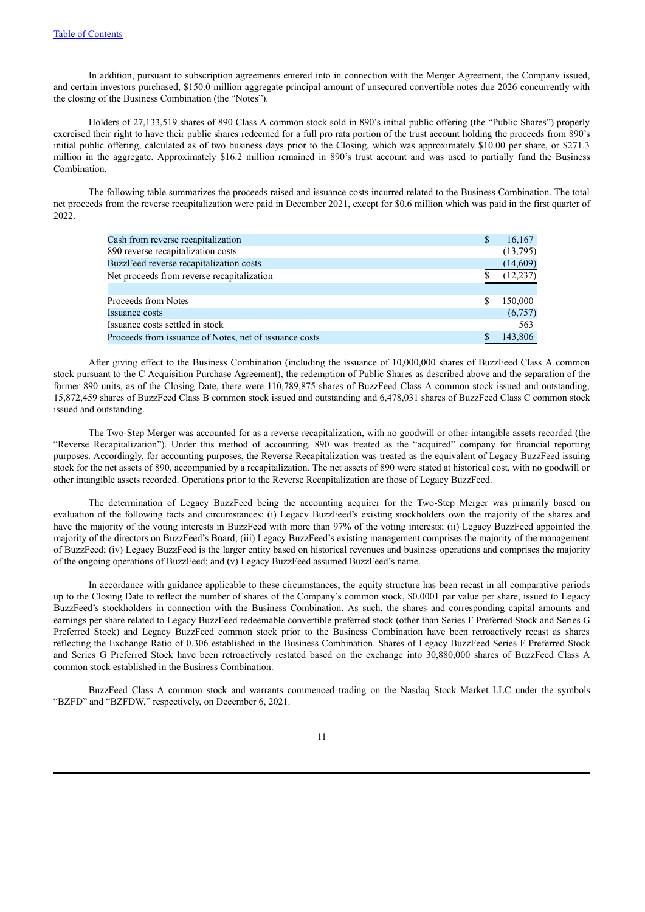In addition, pursuant to subscription agreements entered into in connection with the Merger Agreement, the Company issued, and certain investors purchased, $150.0 million aggregate principal amount of unsecured convertible notes due 2026 concurrently with the closing of the Business Combination (the "Notes").

Holders of 27,133,519 shares of 890 Class A common stock sold in 890's initial public offering (the "Public Shares") properly exercised their right to have their public shares redeemed for a full pro rata portion of the trust account holding the proceeds from 890's initial public offering, calculated as of two business days prior to the Closing, which was approximately $10.00 per share, or $271.3 million in the aggregate. Approximately $16.2 million remained in 890's trust account and was used to partially fund the Business Combination.

The following table summarizes the proceeds raised and issuance costs incurred related to the Business Combination. The total net proceeds from the reverse recapitalization were paid in December 2021, except for $0.6 million which was paid in the first quarter of 2022.

| | |
|---|---|
| Cash from reverse recapitalization | $ 16,167 |
| 890 reverse recapitalization costs | (13,795) |
| BuzzFeed reverse recapitalization costs | (14,609) |
| Net proceeds from reverse recapitalization | $ (12,237) |
| | |
| Proceeds from Notes | $ 150,000 |
| Issuance costs | (6,757) |
| Issuance costs settled in stock | 563 |
| Proceeds from issuance of Notes, net of issuance costs | $ 143,806 |

After giving effect to the Business Combination (including the issuance of 10,000,000 shares of BuzzFeed Class A common stock pursuant to the C Acquisition Purchase Agreement), the redemption of Public Shares as described above and the separation of the former 890 units, as of the Closing Date, there were 110,789,875 shares of BuzzFeed Class A common stock issued and outstanding, 15,872,459 shares of BuzzFeed Class B common stock issued and outstanding and 6,478,031 shares of BuzzFeed Class C common stock issued and outstanding.

The Two-Step Merger was accounted for as a reverse recapitalization, with no goodwill or other intangible assets recorded (the "Reverse Recapitalization"). Under this method of accounting, 890 was treated as the "acquired" company for financial reporting purposes. Accordingly, for accounting purposes, the Reverse Recapitalization was treated as the equivalent of Legacy BuzzFeed issuing stock for the net assets of 890, accompanied by a recapitalization. The net assets of 890 were stated at historical cost, with no goodwill or other intangible assets recorded. Operations prior to the Reverse Recapitalization are those of Legacy BuzzFeed.

The determination of Legacy BuzzFeed being the accounting acquirer for the Two-Step Merger was primarily based on evaluation of the following facts and circumstances: (i) Legacy BuzzFeed's existing stockholders own the majority of the shares and have the majority of the voting interests in BuzzFeed with more than 97% of the voting interests; (ii) Legacy BuzzFeed appointed the majority of the directors on BuzzFeed's Board; (iii) Legacy BuzzFeed's existing management comprises the majority of the management of BuzzFeed; (iv) Legacy BuzzFeed is the larger entity based on historical revenues and business operations and comprises the majority of the ongoing operations of BuzzFeed; and (v) Legacy BuzzFeed assumed BuzzFeed's name.

In accordance with guidance applicable to these circumstances, the equity structure has been recast in all comparative periods up to the Closing Date to reflect the number of shares of the Company's common stock, $0.0001 par value per share, issued to Legacy BuzzFeed's stockholders in connection with the Business Combination. As such, the shares and corresponding capital amounts and earnings per share related to Legacy BuzzFeed redeemable convertible preferred stock (other than Series F Preferred Stock and Series G Preferred Stock) and Legacy BuzzFeed common stock prior to the Business Combination have been retroactively recast as shares reflecting the Exchange Ratio of 0.306 established in the Business Combination. Shares of Legacy BuzzFeed Series F Preferred Stock and Series G Preferred Stock have been retroactively restated based on the exchange into 30,880,000 shares of BuzzFeed Class A common stock established in the Business Combination.

BuzzFeed Class A common stock and warrants commenced trading on the Nasdaq Stock Market LLC under the symbols "BZFD" and "BZFDW," respectively, on December 6, 2021.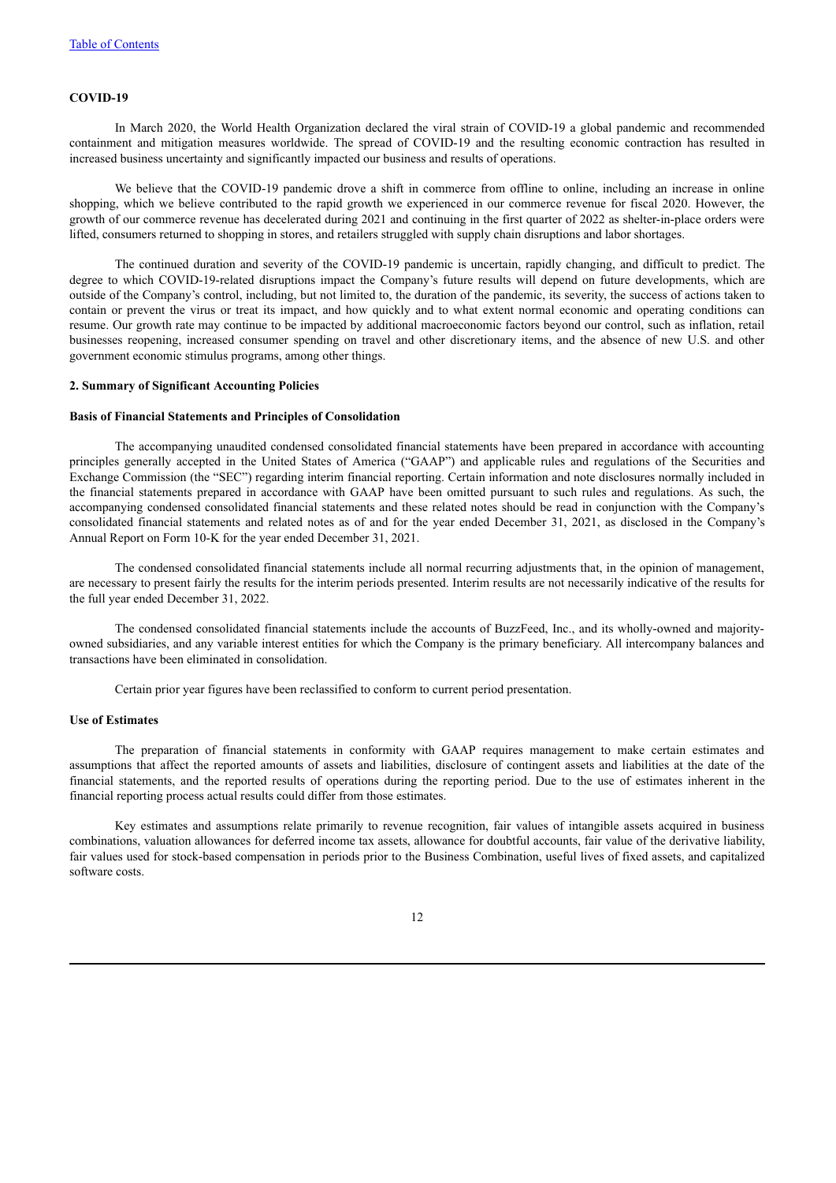**COVID-19**

In March 2020, the World Health Organization declared the viral strain of COVID-19 a global pandemic and recommended containment and mitigation measures worldwide. The spread of COVID-19 and the resulting economic contraction has resulted in increased business uncertainty and significantly impacted our business and results of operations.

We believe that the COVID-19 pandemic drove a shift in commerce from offline to online, including an increase in online shopping, which we believe contributed to the rapid growth we experienced in our commerce revenue for fiscal 2020. However, the growth of our commerce revenue has decelerated during 2021 and continuing in the first quarter of 2022 as shelter-in-place orders were lifted, consumers returned to shopping in stores, and retailers struggled with supply chain disruptions and labor shortages.

The continued duration and severity of the COVID-19 pandemic is uncertain, rapidly changing, and difficult to predict. The degree to which COVID-19-related disruptions impact the Company's future results will depend on future developments, which are outside of the Company's control, including, but not limited to, the duration of the pandemic, its severity, the success of actions taken to contain or prevent the virus or treat its impact, and how quickly and to what extent normal economic and operating conditions can resume. Our growth rate may continue to be impacted by additional macroeconomic factors beyond our control, such as inflation, retail businesses reopening, increased consumer spending on travel and other discretionary items, and the absence of new U.S. and other government economic stimulus programs, among other things.

## 2. Summary of Significant Accounting Policies

**Basis of Financial Statements and Principles of Consolidation**

The accompanying unaudited condensed consolidated financial statements have been prepared in accordance with accounting principles generally accepted in the United States of America ("GAAP") and applicable rules and regulations of the Securities and Exchange Commission (the "SEC") regarding interim financial reporting. Certain information and note disclosures normally included in the financial statements prepared in accordance with GAAP have been omitted pursuant to such rules and regulations. As such, the accompanying condensed consolidated financial statements and these related notes should be read in conjunction with the Company's consolidated financial statements and related notes as of and for the year ended December 31, 2021, as disclosed in the Company's Annual Report on Form 10-K for the year ended December 31, 2021.

The condensed consolidated financial statements include all normal recurring adjustments that, in the opinion of management, are necessary to present fairly the results for the interim periods presented. Interim results are not necessarily indicative of the results for the full year ended December 31, 2022.

The condensed consolidated financial statements include the accounts of BuzzFeed, Inc., and its wholly-owned and majority-owned subsidiaries, and any variable interest entities for which the Company is the primary beneficiary. All intercompany balances and transactions have been eliminated in consolidation.

Certain prior year figures have been reclassified to conform to current period presentation.

**Use of Estimates**

The preparation of financial statements in conformity with GAAP requires management to make certain estimates and assumptions that affect the reported amounts of assets and liabilities, disclosure of contingent assets and liabilities at the date of the financial statements, and the reported results of operations during the reporting period. Due to the use of estimates inherent in the financial reporting process actual results could differ from those estimates.

Key estimates and assumptions relate primarily to revenue recognition, fair values of intangible assets acquired in business combinations, valuation allowances for deferred income tax assets, allowance for doubtful accounts, fair value of the derivative liability, fair values used for stock-based compensation in periods prior to the Business Combination, useful lives of fixed assets, and capitalized software costs.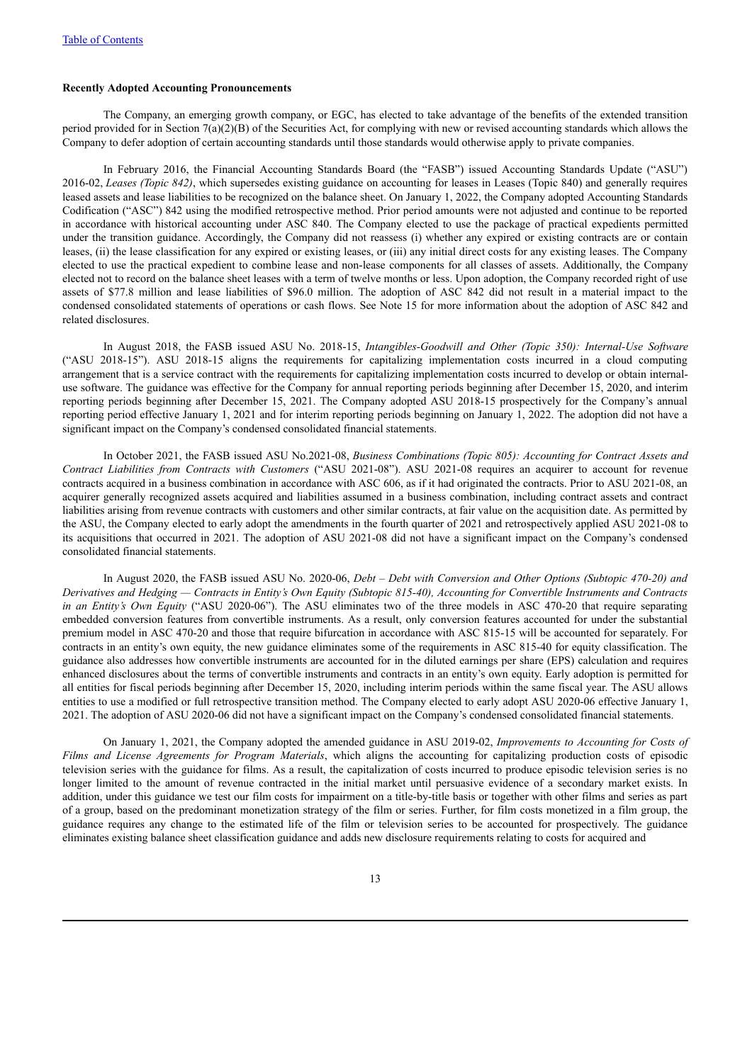**Recently Adopted Accounting Pronouncements**

The Company, an emerging growth company, or EGC, has elected to take advantage of the benefits of the extended transition period provided for in Section 7(a)(2)(B) of the Securities Act, for complying with new or revised accounting standards which allows the Company to defer adoption of certain accounting standards until those standards would otherwise apply to private companies.

In February 2016, the Financial Accounting Standards Board (the "FASB") issued Accounting Standards Update ("ASU") 2016-02, *Leases (Topic 842)*, which supersedes existing guidance on accounting for leases in Leases (Topic 840) and generally requires leased assets and lease liabilities to be recognized on the balance sheet. On January 1, 2022, the Company adopted Accounting Standards Codification ("ASC") 842 using the modified retrospective method. Prior period amounts were not adjusted and continue to be reported in accordance with historical accounting under ASC 840. The Company elected to use the package of practical expedients permitted under the transition guidance. Accordingly, the Company did not reassess (i) whether any expired or existing contracts are or contain leases, (ii) the lease classification for any expired or existing leases, or (iii) any initial direct costs for any existing leases. The Company elected to use the practical expedient to combine lease and non-lease components for all classes of assets. Additionally, the Company elected not to record on the balance sheet leases with a term of twelve months or less. Upon adoption, the Company recorded right of use assets of $77.8 million and lease liabilities of $96.0 million. The adoption of ASC 842 did not result in a material impact to the condensed consolidated statements of operations or cash flows. See Note 15 for more information about the adoption of ASC 842 and related disclosures.

In August 2018, the FASB issued ASU No. 2018-15, *Intangibles-Goodwill and Other (Topic 350): Internal-Use Software* ("ASU 2018-15"). ASU 2018-15 aligns the requirements for capitalizing implementation costs incurred in a cloud computing arrangement that is a service contract with the requirements for capitalizing implementation costs incurred to develop or obtain internal-use software. The guidance was effective for the Company for annual reporting periods beginning after December 15, 2020, and interim reporting periods beginning after December 15, 2021. The Company adopted ASU 2018-15 prospectively for the Company's annual reporting period effective January 1, 2021 and for interim reporting periods beginning on January 1, 2022. The adoption did not have a significant impact on the Company's condensed consolidated financial statements.

In October 2021, the FASB issued ASU No.2021-08, *Business Combinations (Topic 805): Accounting for Contract Assets and Contract Liabilities from Contracts with Customers* ("ASU 2021-08"). ASU 2021-08 requires an acquirer to account for revenue contracts acquired in a business combination in accordance with ASC 606, as if it had originated the contracts. Prior to ASU 2021-08, an acquirer generally recognized assets acquired and liabilities assumed in a business combination, including contract assets and contract liabilities arising from revenue contracts with customers and other similar contracts, at fair value on the acquisition date. As permitted by the ASU, the Company elected to early adopt the amendments in the fourth quarter of 2021 and retrospectively applied ASU 2021-08 to its acquisitions that occurred in 2021. The adoption of ASU 2021-08 did not have a significant impact on the Company's condensed consolidated financial statements.

In August 2020, the FASB issued ASU No. 2020-06, *Debt – Debt with Conversion and Other Options (Subtopic 470-20) and Derivatives and Hedging — Contracts in Entity's Own Equity (Subtopic 815-40), Accounting for Convertible Instruments and Contracts in an Entity's Own Equity* ("ASU 2020-06"). The ASU eliminates two of the three models in ASC 470-20 that require separating embedded conversion features from convertible instruments. As a result, only conversion features accounted for under the substantial premium model in ASC 470-20 and those that require bifurcation in accordance with ASC 815-15 will be accounted for separately. For contracts in an entity's own equity, the new guidance eliminates some of the requirements in ASC 815-40 for equity classification. The guidance also addresses how convertible instruments are accounted for in the diluted earnings per share (EPS) calculation and requires enhanced disclosures about the terms of convertible instruments and contracts in an entity's own equity. Early adoption is permitted for all entities for fiscal periods beginning after December 15, 2020, including interim periods within the same fiscal year. The ASU allows entities to use a modified or full retrospective transition method. The Company elected to early adopt ASU 2020-06 effective January 1, 2021. The adoption of ASU 2020-06 did not have a significant impact on the Company's condensed consolidated financial statements.

On January 1, 2021, the Company adopted the amended guidance in ASU 2019-02, *Improvements to Accounting for Costs of Films and License Agreements for Program Materials*, which aligns the accounting for capitalizing production costs of episodic television series with the guidance for films. As a result, the capitalization of costs incurred to produce episodic television series is no longer limited to the amount of revenue contracted in the initial market until persuasive evidence of a secondary market exists. In addition, under this guidance we test our film costs for impairment on a title-by-title basis or together with other films and series as part of a group, based on the predominant monetization strategy of the film or series. Further, for film costs monetized in a film group, the guidance requires any change to the estimated life of the film or television series to be accounted for prospectively. The guidance eliminates existing balance sheet classification guidance and adds new disclosure requirements relating to costs for acquired and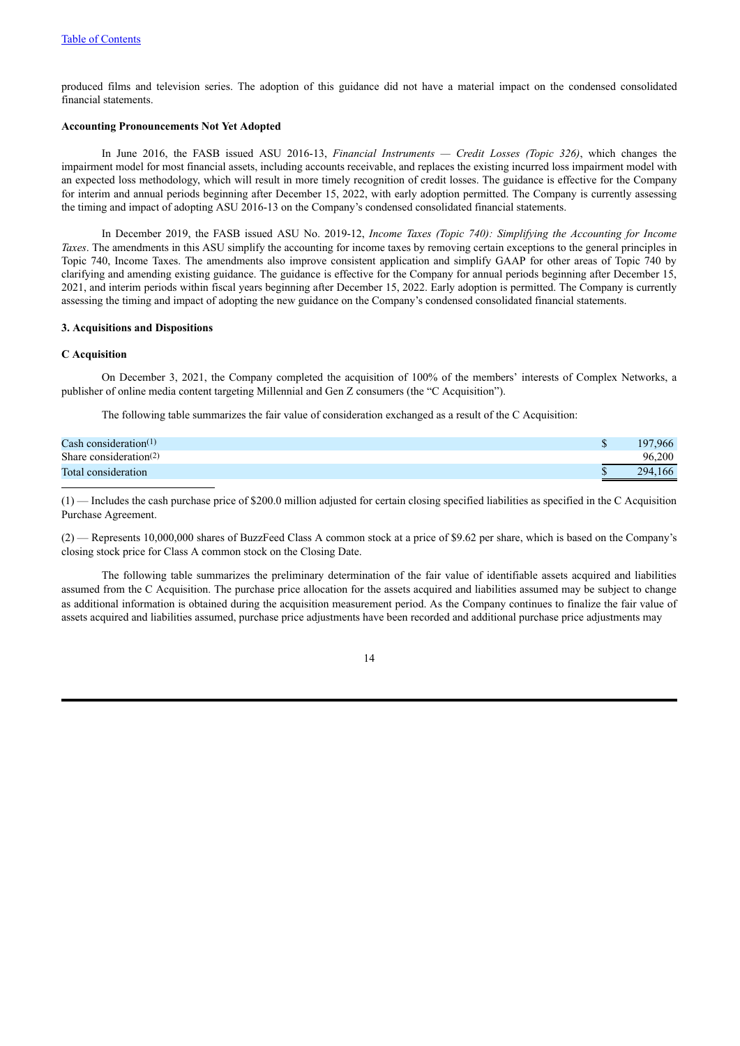produced films and television series. The adoption of this guidance did not have a material impact on the condensed consolidated financial statements.

**Accounting Pronouncements Not Yet Adopted**

In June 2016, the FASB issued ASU 2016-13, *Financial Instruments — Credit Losses (Topic 326)*, which changes the impairment model for most financial assets, including accounts receivable, and replaces the existing incurred loss impairment model with an expected loss methodology, which will result in more timely recognition of credit losses. The guidance is effective for the Company for interim and annual periods beginning after December 15, 2022, with early adoption permitted. The Company is currently assessing the timing and impact of adopting ASU 2016-13 on the Company's condensed consolidated financial statements.

In December 2019, the FASB issued ASU No. 2019-12, *Income Taxes (Topic 740): Simplifying the Accounting for Income Taxes*. The amendments in this ASU simplify the accounting for income taxes by removing certain exceptions to the general principles in Topic 740, Income Taxes. The amendments also improve consistent application and simplify GAAP for other areas of Topic 740 by clarifying and amending existing guidance. The guidance is effective for the Company for annual periods beginning after December 15, 2021, and interim periods within fiscal years beginning after December 15, 2022. Early adoption is permitted. The Company is currently assessing the timing and impact of adopting the new guidance on the Company's condensed consolidated financial statements.

**3. Acquisitions and Dispositions**

**C Acquisition**

On December 3, 2021, the Company completed the acquisition of 100% of the members' interests of Complex Networks, a publisher of online media content targeting Millennial and Gen Z consumers (the "C Acquisition").

The following table summarizes the fair value of consideration exchanged as a result of the C Acquisition:

| | | |
|---|---|---|
| Cash consideration(1) | $ | 197,966 |
| Share consideration(2) | | 96,200 |
| Total consideration | $ | 294,166 |

(1) — Includes the cash purchase price of $200.0 million adjusted for certain closing specified liabilities as specified in the C Acquisition Purchase Agreement.

(2) — Represents 10,000,000 shares of BuzzFeed Class A common stock at a price of $9.62 per share, which is based on the Company's closing stock price for Class A common stock on the Closing Date.

The following table summarizes the preliminary determination of the fair value of identifiable assets acquired and liabilities assumed from the C Acquisition. The purchase price allocation for the assets acquired and liabilities assumed may be subject to change as additional information is obtained during the acquisition measurement period. As the Company continues to finalize the fair value of assets acquired and liabilities assumed, purchase price adjustments have been recorded and additional purchase price adjustments may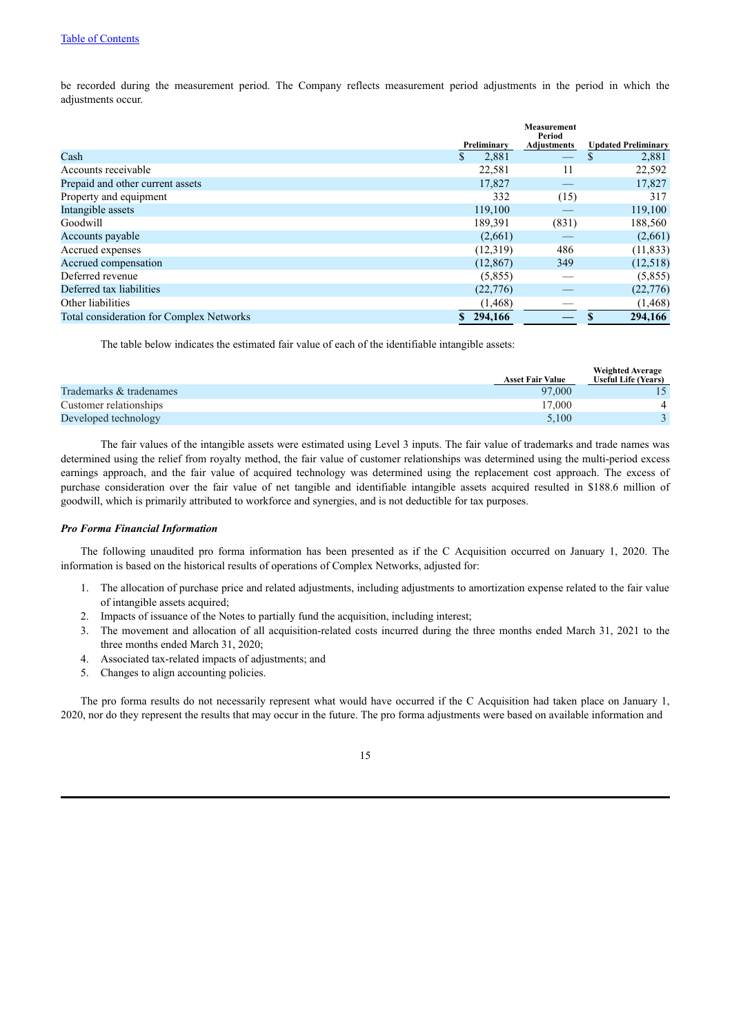be recorded during the measurement period. The Company reflects measurement period adjustments in the period in which the adjustments occur.

| | Preliminary | Measurement Period Adjustments | Updated Preliminary |
|---|---|---|---|
| Cash | $ 2,881 | — | $ 2,881 |
| Accounts receivable | 22,581 | 11 | 22,592 |
| Prepaid and other current assets | 17,827 | — | 17,827 |
| Property and equipment | 332 | (15) | 317 |
| Intangible assets | 119,100 | — | 119,100 |
| Goodwill | 189,391 | (831) | 188,560 |
| Accounts payable | (2,661) | — | (2,661) |
| Accrued expenses | (12,319) | 486 | (11,833) |
| Accrued compensation | (12,867) | 349 | (12,518) |
| Deferred revenue | (5,855) | — | (5,855) |
| Deferred tax liabilities | (22,776) | — | (22,776) |
| Other liabilities | (1,468) | — | (1,468) |
| Total consideration for Complex Networks | $ 294,166 | — | $ 294,166 |

The table below indicates the estimated fair value of each of the identifiable intangible assets:

| | Asset Fair Value | Weighted Average Useful Life (Years) |
|---|---|---|
| Trademarks & tradenames | 97,000 | 15 |
| Customer relationships | 17,000 | 4 |
| Developed technology | 5,100 | 3 |

The fair values of the intangible assets were estimated using Level 3 inputs. The fair value of trademarks and trade names was determined using the relief from royalty method, the fair value of customer relationships was determined using the multi-period excess earnings approach, and the fair value of acquired technology was determined using the replacement cost approach. The excess of purchase consideration over the fair value of net tangible and identifiable intangible assets acquired resulted in $188.6 million of goodwill, which is primarily attributed to workforce and synergies, and is not deductible for tax purposes.

***Pro Forma Financial Information***

The following unaudited pro forma information has been presented as if the C Acquisition occurred on January 1, 2020. The information is based on the historical results of operations of Complex Networks, adjusted for:

1. The allocation of purchase price and related adjustments, including adjustments to amortization expense related to the fair value of intangible assets acquired;
2. Impacts of issuance of the Notes to partially fund the acquisition, including interest;
3. The movement and allocation of all acquisition-related costs incurred during the three months ended March 31, 2021 to the three months ended March 31, 2020;
4. Associated tax-related impacts of adjustments; and
5. Changes to align accounting policies.

The pro forma results do not necessarily represent what would have occurred if the C Acquisition had taken place on January 1, 2020, nor do they represent the results that may occur in the future. The pro forma adjustments were based on available information and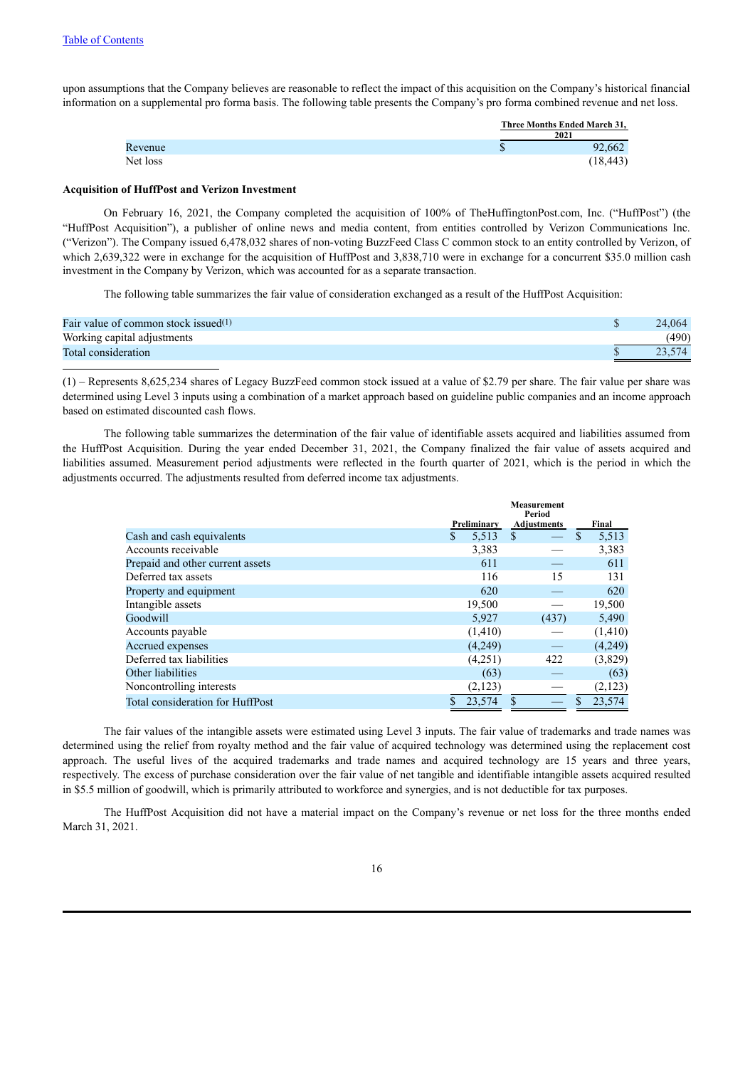upon assumptions that the Company believes are reasonable to reflect the impact of this acquisition on the Company's historical financial information on a supplemental pro forma basis. The following table presents the Company's pro forma combined revenue and net loss.

| | Three Months Ended March 31, 2021 |
|---|---|
| Revenue | $ 92,662 |
| Net loss | (18,443) |

**Acquisition of HuffPost and Verizon Investment**

On February 16, 2021, the Company completed the acquisition of 100% of TheHuffingtonPost.com, Inc. ("HuffPost") (the "HuffPost Acquisition"), a publisher of online news and media content, from entities controlled by Verizon Communications Inc. ("Verizon"). The Company issued 6,478,032 shares of non-voting BuzzFeed Class C common stock to an entity controlled by Verizon, of which 2,639,322 were in exchange for the acquisition of HuffPost and 3,838,710 were in exchange for a concurrent $35.0 million cash investment in the Company by Verizon, which was accounted for as a separate transaction.

The following table summarizes the fair value of consideration exchanged as a result of the HuffPost Acquisition:

| | |
|---|---|
| Fair value of common stock issued(1) | $ 24,064 |
| Working capital adjustments | (490) |
| Total consideration | $ 23,574 |

(1) – Represents 8,625,234 shares of Legacy BuzzFeed common stock issued at a value of $2.79 per share. The fair value per share was determined using Level 3 inputs using a combination of a market approach based on guideline public companies and an income approach based on estimated discounted cash flows.

The following table summarizes the determination of the fair value of identifiable assets acquired and liabilities assumed from the HuffPost Acquisition. During the year ended December 31, 2021, the Company finalized the fair value of assets acquired and liabilities assumed. Measurement period adjustments were reflected in the fourth quarter of 2021, which is the period in which the adjustments occurred. The adjustments resulted from deferred income tax adjustments.

| | Preliminary | Measurement Period Adjustments | Final |
|---|---|---|---|
| Cash and cash equivalents | $ 5,513 | $ — | $ 5,513 |
| Accounts receivable | 3,383 | — | 3,383 |
| Prepaid and other current assets | 611 | — | 611 |
| Deferred tax assets | 116 | 15 | 131 |
| Property and equipment | 620 | — | 620 |
| Intangible assets | 19,500 | — | 19,500 |
| Goodwill | 5,927 | (437) | 5,490 |
| Accounts payable | (1,410) | — | (1,410) |
| Accrued expenses | (4,249) | — | (4,249) |
| Deferred tax liabilities | (4,251) | 422 | (3,829) |
| Other liabilities | (63) | — | (63) |
| Noncontrolling interests | (2,123) | — | (2,123) |
| Total consideration for HuffPost | $ 23,574 | $ — | $ 23,574 |

The fair values of the intangible assets were estimated using Level 3 inputs. The fair value of trademarks and trade names was determined using the relief from royalty method and the fair value of acquired technology was determined using the replacement cost approach. The useful lives of the acquired trademarks and trade names and acquired technology are 15 years and three years, respectively. The excess of purchase consideration over the fair value of net tangible and identifiable intangible assets acquired resulted in $5.5 million of goodwill, which is primarily attributed to workforce and synergies, and is not deductible for tax purposes.

The HuffPost Acquisition did not have a material impact on the Company's revenue or net loss for the three months ended March 31, 2021.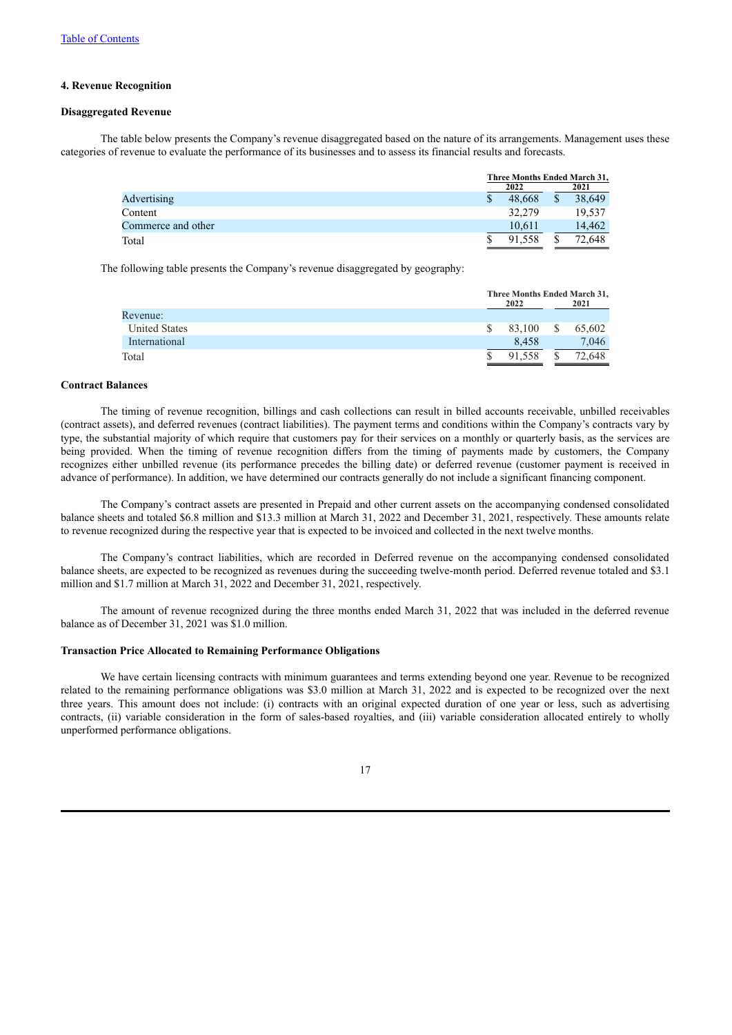### 4. Revenue Recognition

#### Disaggregated Revenue

The table below presents the Company's revenue disaggregated based on the nature of its arrangements. Management uses these categories of revenue to evaluate the performance of its businesses and to assess its financial results and forecasts.

| | Three Months Ended March 31, | |
|---|---|---|
| | 2022 | 2021 |
| Advertising | $ 48,668 | $ 38,649 |
| Content | 32,279 | 19,537 |
| Commerce and other | 10,611 | 14,462 |
| Total | $ 91,558 | $ 72,648 |

The following table presents the Company's revenue disaggregated by geography:

| | Three Months Ended March 31, | |
|---|---|---|
| | 2022 | 2021 |
| Revenue: | | |
| United States | $ 83,100 | $ 65,602 |
| International | 8,458 | 7,046 |
| Total | $ 91,558 | $ 72,648 |

#### Contract Balances

The timing of revenue recognition, billings and cash collections can result in billed accounts receivable, unbilled receivables (contract assets), and deferred revenues (contract liabilities). The payment terms and conditions within the Company's contracts vary by type, the substantial majority of which require that customers pay for their services on a monthly or quarterly basis, as the services are being provided. When the timing of revenue recognition differs from the timing of payments made by customers, the Company recognizes either unbilled revenue (its performance precedes the billing date) or deferred revenue (customer payment is received in advance of performance). In addition, we have determined our contracts generally do not include a significant financing component.

The Company's contract assets are presented in Prepaid and other current assets on the accompanying condensed consolidated balance sheets and totaled $6.8 million and $13.3 million at March 31, 2022 and December 31, 2021, respectively. These amounts relate to revenue recognized during the respective year that is expected to be invoiced and collected in the next twelve months.

The Company's contract liabilities, which are recorded in Deferred revenue on the accompanying condensed consolidated balance sheets, are expected to be recognized as revenues during the succeeding twelve-month period. Deferred revenue totaled and $3.1 million and $1.7 million at March 31, 2022 and December 31, 2021, respectively.

The amount of revenue recognized during the three months ended March 31, 2022 that was included in the deferred revenue balance as of December 31, 2021 was $1.0 million.

#### Transaction Price Allocated to Remaining Performance Obligations

We have certain licensing contracts with minimum guarantees and terms extending beyond one year. Revenue to be recognized related to the remaining performance obligations was $3.0 million at March 31, 2022 and is expected to be recognized over the next three years. This amount does not include: (i) contracts with an original expected duration of one year or less, such as advertising contracts, (ii) variable consideration in the form of sales-based royalties, and (iii) variable consideration allocated entirely to wholly unperformed performance obligations.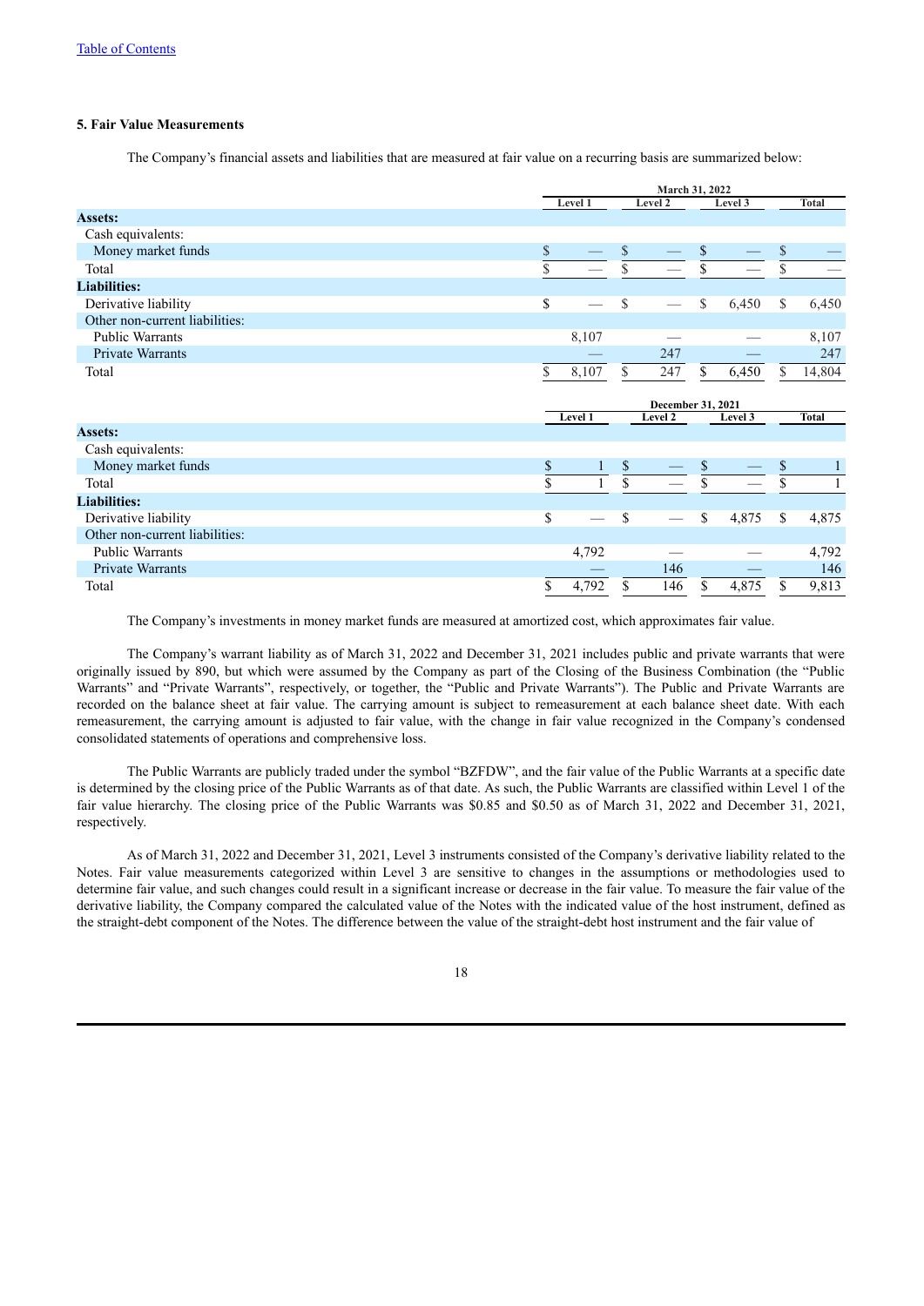[Table of Contents](#)

### 5. Fair Value Measurements

The Company's financial assets and liabilities that are measured at fair value on a recurring basis are summarized below:

| | March 31, 2022 | | | |
|---|---|---|---|---|
| | Level 1 | Level 2 | Level 3 | Total |
| **Assets:** | | | | |
| Cash equivalents: | | | | |
| Money market funds | $ — | $ — | $ — | $ — |
| Total | $ — | $ — | $ — | $ — |
| **Liabilities:** | | | | |
| Derivative liability | $ — | $ — | $ 6,450 | $ 6,450 |
| Other non-current liabilities: | | | | |
| Public Warrants | 8,107 | — | — | 8,107 |
| Private Warrants | — | 247 | — | 247 |
| Total | $ 8,107 | $ 247 | $ 6,450 | $ 14,804 |

| | December 31, 2021 | | | |
|---|---|---|---|---|
| | Level 1 | Level 2 | Level 3 | Total |
| **Assets:** | | | | |
| Cash equivalents: | | | | |
| Money market funds | $ 1 | $ — | $ — | $ 1 |
| Total | $ 1 | $ — | $ — | $ 1 |
| **Liabilities:** | | | | |
| Derivative liability | $ — | $ — | $ 4,875 | $ 4,875 |
| Other non-current liabilities: | | | | |
| Public Warrants | 4,792 | — | — | 4,792 |
| Private Warrants | — | 146 | — | 146 |
| Total | $ 4,792 | $ 146 | $ 4,875 | $ 9,813 |

The Company's investments in money market funds are measured at amortized cost, which approximates fair value.

The Company's warrant liability as of March 31, 2022 and December 31, 2021 includes public and private warrants that were originally issued by 890, but which were assumed by the Company as part of the Closing of the Business Combination (the "Public Warrants" and "Private Warrants", respectively, or together, the "Public and Private Warrants"). The Public and Private Warrants are recorded on the balance sheet at fair value. The carrying amount is subject to remeasurement at each balance sheet date. With each remeasurement, the carrying amount is adjusted to fair value, with the change in fair value recognized in the Company's condensed consolidated statements of operations and comprehensive loss.

The Public Warrants are publicly traded under the symbol "BZFDW", and the fair value of the Public Warrants at a specific date is determined by the closing price of the Public Warrants as of that date. As such, the Public Warrants are classified within Level 1 of the fair value hierarchy. The closing price of the Public Warrants was $0.85 and $0.50 as of March 31, 2022 and December 31, 2021, respectively.

As of March 31, 2022 and December 31, 2021, Level 3 instruments consisted of the Company's derivative liability related to the Notes. Fair value measurements categorized within Level 3 are sensitive to changes in the assumptions or methodologies used to determine fair value, and such changes could result in a significant increase or decrease in the fair value. To measure the fair value of the derivative liability, the Company compared the calculated value of the Notes with the indicated value of the host instrument, defined as the straight-debt component of the Notes. The difference between the value of the straight-debt host instrument and the fair value of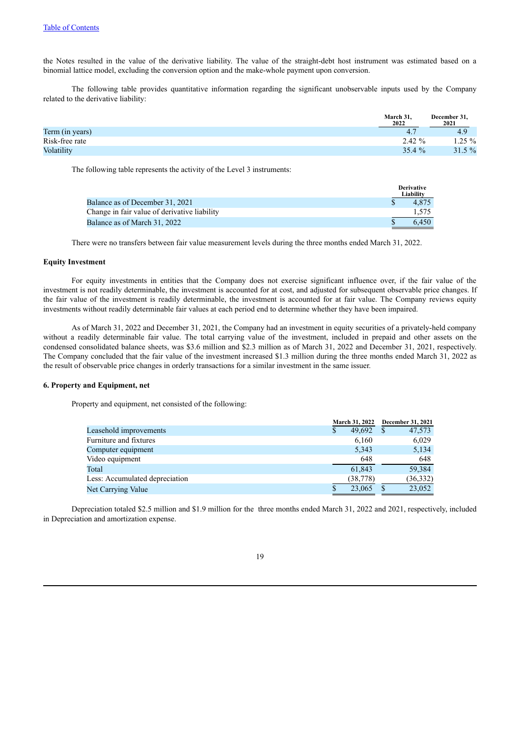the Notes resulted in the value of the derivative liability. The value of the straight-debt host instrument was estimated based on a binomial lattice model, excluding the conversion option and the make-whole payment upon conversion.

The following table provides quantitative information regarding the significant unobservable inputs used by the Company related to the derivative liability:

| | March 31, 2022 | December 31, 2021 |
|---|---|---|
| Term (in years) | 4.7 | 4.9 |
| Risk-free rate | 2.42 % | 1.25 % |
| Volatility | 35.4 % | 31.5 % |

The following table represents the activity of the Level 3 instruments:

| | Derivative Liability |
|---|---|
| Balance as of December 31, 2021 | $ 4,875 |
| Change in fair value of derivative liability | 1,575 |
| Balance as of March 31, 2022 | $ 6,450 |

There were no transfers between fair value measurement levels during the three months ended March 31, 2022.

**Equity Investment**

For equity investments in entities that the Company does not exercise significant influence over, if the fair value of the investment is not readily determinable, the investment is accounted for at cost, and adjusted for subsequent observable price changes. If the fair value of the investment is readily determinable, the investment is accounted for at fair value. The Company reviews equity investments without readily determinable fair values at each period end to determine whether they have been impaired.

As of March 31, 2022 and December 31, 2021, the Company had an investment in equity securities of a privately-held company without a readily determinable fair value. The total carrying value of the investment, included in prepaid and other assets on the condensed consolidated balance sheets, was $3.6 million and $2.3 million as of March 31, 2022 and December 31, 2021, respectively. The Company concluded that the fair value of the investment increased $1.3 million during the three months ended March 31, 2022 as the result of observable price changes in orderly transactions for a similar investment in the same issuer.

**6. Property and Equipment, net**

Property and equipment, net consisted of the following:

| | March 31, 2022 | December 31, 2021 |
|---|---|---|
| Leasehold improvements | $ 49,692 | $ 47,573 |
| Furniture and fixtures | 6,160 | 6,029 |
| Computer equipment | 5,343 | 5,134 |
| Video equipment | 648 | 648 |
| Total | 61,843 | 59,384 |
| Less: Accumulated depreciation | (38,778) | (36,332) |
| Net Carrying Value | $ 23,065 | $ 23,052 |

Depreciation totaled $2.5 million and $1.9 million for the three months ended March 31, 2022 and 2021, respectively, included in Depreciation and amortization expense.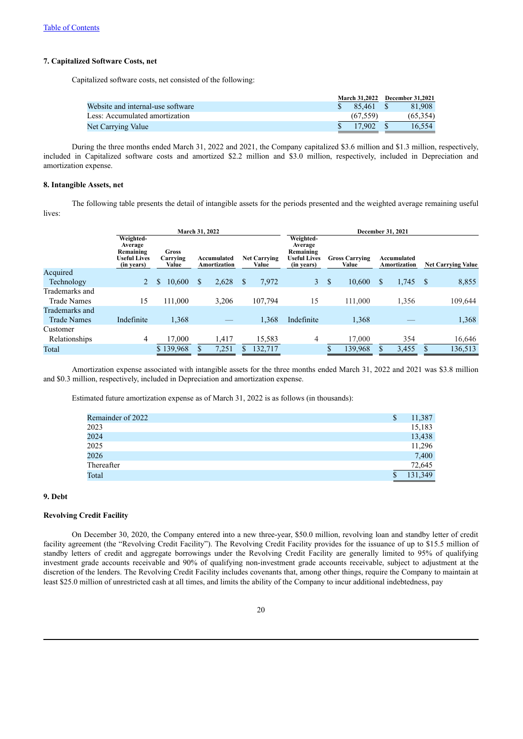[Table of Contents](#)

### 7. Capitalized Software Costs, net

Capitalized software costs, net consisted of the following:

| | March 31,2022 | December 31,2021 |
|---|---|---|
| Website and internal-use software | $ 85,461 | $ 81,908 |
| Less: Accumulated amortization | (67,559) | (65,354) |
| Net Carrying Value | $ 17,902 | $ 16,554 |

During the three months ended March 31, 2022 and 2021, the Company capitalized $3.6 million and $1.3 million, respectively, included in Capitalized software costs and amortized $2.2 million and $3.0 million, respectively, included in Depreciation and amortization expense.

### 8. Intangible Assets, net

The following table presents the detail of intangible assets for the periods presented and the weighted average remaining useful lives:

| | March 31, 2022 | | | | December 31, 2021 | | | |
|---|---|---|---|---|---|---|---|---|
| | Weighted-Average Remaining Useful Lives (in years) | Gross Carrying Value | Accumulated Amortization | Net Carrying Value | Weighted-Average Remaining Useful Lives (in years) | Gross Carrying Value | Accumulated Amortization | Net Carrying Value |
| Acquired Technology | 2 | $ 10,600 | $ 2,628 | $ 7,972 | 3 | $ 10,600 | $ 1,745 | $ 8,855 |
| Trademarks and Trade Names | 15 | 111,000 | 3,206 | 107,794 | 15 | 111,000 | 1,356 | 109,644 |
| Trademarks and Trade Names | Indefinite | 1,368 | — | 1,368 | Indefinite | 1,368 | — | 1,368 |
| Customer Relationships | 4 | 17,000 | 1,417 | 15,583 | 4 | 17,000 | 354 | 16,646 |
| Total | | $ 139,968 | $ 7,251 | $ 132,717 | | $ 139,968 | $ 3,455 | $ 136,513 |

Amortization expense associated with intangible assets for the three months ended March 31, 2022 and 2021 was $3.8 million and $0.3 million, respectively, included in Depreciation and amortization expense.

Estimated future amortization expense as of March 31, 2022 is as follows (in thousands):

| | |
|---|---|
| Remainder of 2022 | $ 11,387 |
| 2023 | 15,183 |
| 2024 | 13,438 |
| 2025 | 11,296 |
| 2026 | 7,400 |
| Thereafter | 72,645 |
| Total | $ 131,349 |

### 9. Debt

#### Revolving Credit Facility

On December 30, 2020, the Company entered into a new three-year, $50.0 million, revolving loan and standby letter of credit facility agreement (the "Revolving Credit Facility"). The Revolving Credit Facility provides for the issuance of up to $15.5 million of standby letters of credit and aggregate borrowings under the Revolving Credit Facility are generally limited to 95% of qualifying investment grade accounts receivable and 90% of qualifying non-investment grade accounts receivable, subject to adjustment at the discretion of the lenders. The Revolving Credit Facility includes covenants that, among other things, require the Company to maintain at least $25.0 million of unrestricted cash at all times, and limits the ability of the Company to incur additional indebtedness, pay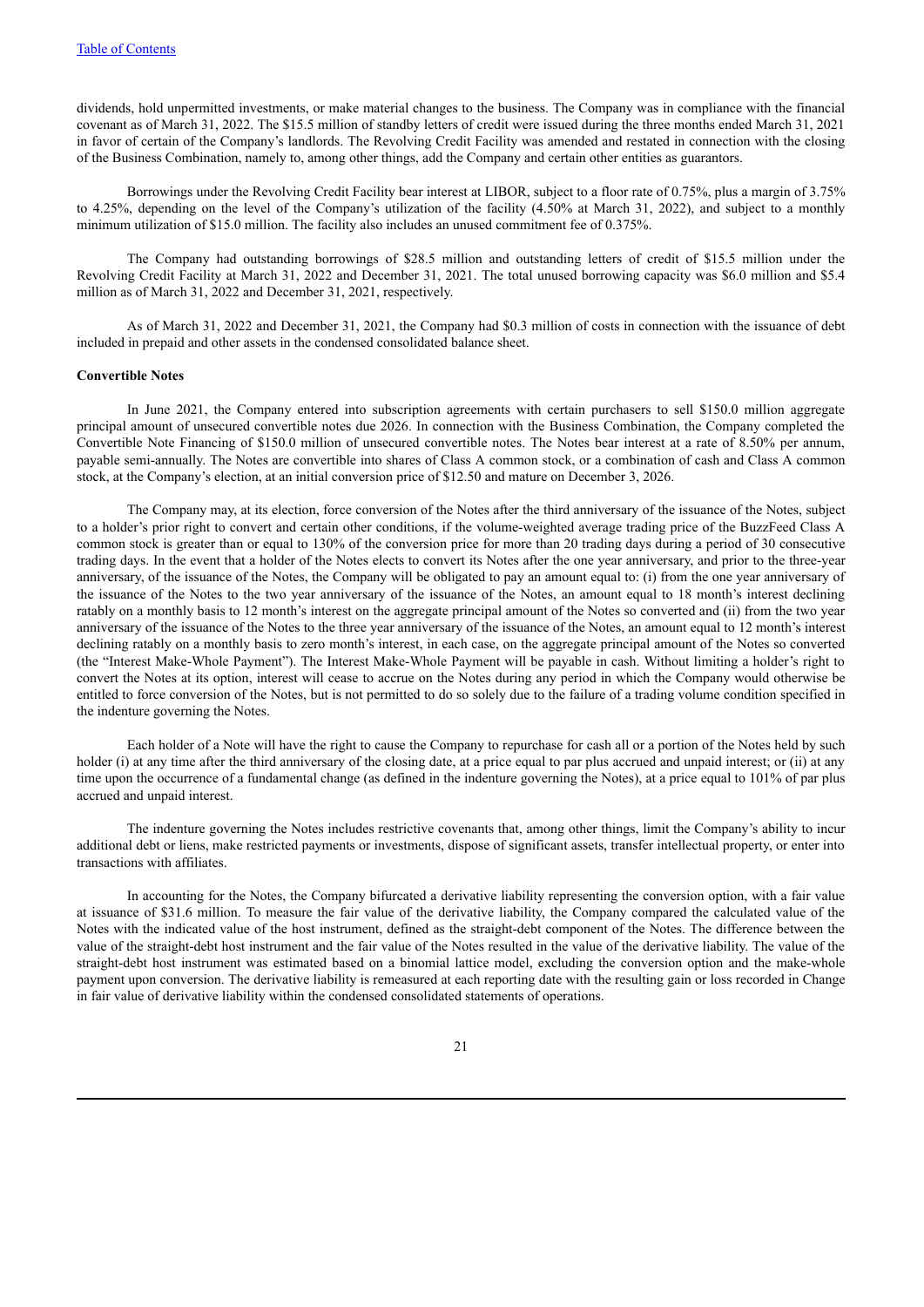dividends, hold unpermitted investments, or make material changes to the business. The Company was in compliance with the financial covenant as of March 31, 2022. The $15.5 million of standby letters of credit were issued during the three months ended March 31, 2021 in favor of certain of the Company's landlords. The Revolving Credit Facility was amended and restated in connection with the closing of the Business Combination, namely to, among other things, add the Company and certain other entities as guarantors.

Borrowings under the Revolving Credit Facility bear interest at LIBOR, subject to a floor rate of 0.75%, plus a margin of 3.75% to 4.25%, depending on the level of the Company's utilization of the facility (4.50% at March 31, 2022), and subject to a monthly minimum utilization of $15.0 million. The facility also includes an unused commitment fee of 0.375%.

The Company had outstanding borrowings of $28.5 million and outstanding letters of credit of $15.5 million under the Revolving Credit Facility at March 31, 2022 and December 31, 2021. The total unused borrowing capacity was $6.0 million and $5.4 million as of March 31, 2022 and December 31, 2021, respectively.

As of March 31, 2022 and December 31, 2021, the Company had $0.3 million of costs in connection with the issuance of debt included in prepaid and other assets in the condensed consolidated balance sheet.

**Convertible Notes**

In June 2021, the Company entered into subscription agreements with certain purchasers to sell $150.0 million aggregate principal amount of unsecured convertible notes due 2026. In connection with the Business Combination, the Company completed the Convertible Note Financing of $150.0 million of unsecured convertible notes. The Notes bear interest at a rate of 8.50% per annum, payable semi-annually. The Notes are convertible into shares of Class A common stock, or a combination of cash and Class A common stock, at the Company's election, at an initial conversion price of $12.50 and mature on December 3, 2026.

The Company may, at its election, force conversion of the Notes after the third anniversary of the issuance of the Notes, subject to a holder's prior right to convert and certain other conditions, if the volume-weighted average trading price of the BuzzFeed Class A common stock is greater than or equal to 130% of the conversion price for more than 20 trading days during a period of 30 consecutive trading days. In the event that a holder of the Notes elects to convert its Notes after the one year anniversary, and prior to the three-year anniversary, of the issuance of the Notes, the Company will be obligated to pay an amount equal to: (i) from the one year anniversary of the issuance of the Notes to the two year anniversary of the issuance of the Notes, an amount equal to 18 month's interest declining ratably on a monthly basis to 12 month's interest on the aggregate principal amount of the Notes so converted and (ii) from the two year anniversary of the issuance of the Notes to the three year anniversary of the issuance of the Notes, an amount equal to 12 month's interest declining ratably on a monthly basis to zero month's interest, in each case, on the aggregate principal amount of the Notes so converted (the "Interest Make-Whole Payment"). The Interest Make-Whole Payment will be payable in cash. Without limiting a holder's right to convert the Notes at its option, interest will cease to accrue on the Notes during any period in which the Company would otherwise be entitled to force conversion of the Notes, but is not permitted to do so solely due to the failure of a trading volume condition specified in the indenture governing the Notes.

Each holder of a Note will have the right to cause the Company to repurchase for cash all or a portion of the Notes held by such holder (i) at any time after the third anniversary of the closing date, at a price equal to par plus accrued and unpaid interest; or (ii) at any time upon the occurrence of a fundamental change (as defined in the indenture governing the Notes), at a price equal to 101% of par plus accrued and unpaid interest.

The indenture governing the Notes includes restrictive covenants that, among other things, limit the Company's ability to incur additional debt or liens, make restricted payments or investments, dispose of significant assets, transfer intellectual property, or enter into transactions with affiliates.

In accounting for the Notes, the Company bifurcated a derivative liability representing the conversion option, with a fair value at issuance of $31.6 million. To measure the fair value of the derivative liability, the Company compared the calculated value of the Notes with the indicated value of the host instrument, defined as the straight-debt component of the Notes. The difference between the value of the straight-debt host instrument and the fair value of the Notes resulted in the value of the derivative liability. The value of the straight-debt host instrument was estimated based on a binomial lattice model, excluding the conversion option and the make-whole payment upon conversion. The derivative liability is remeasured at each reporting date with the resulting gain or loss recorded in Change in fair value of derivative liability within the condensed consolidated statements of operations.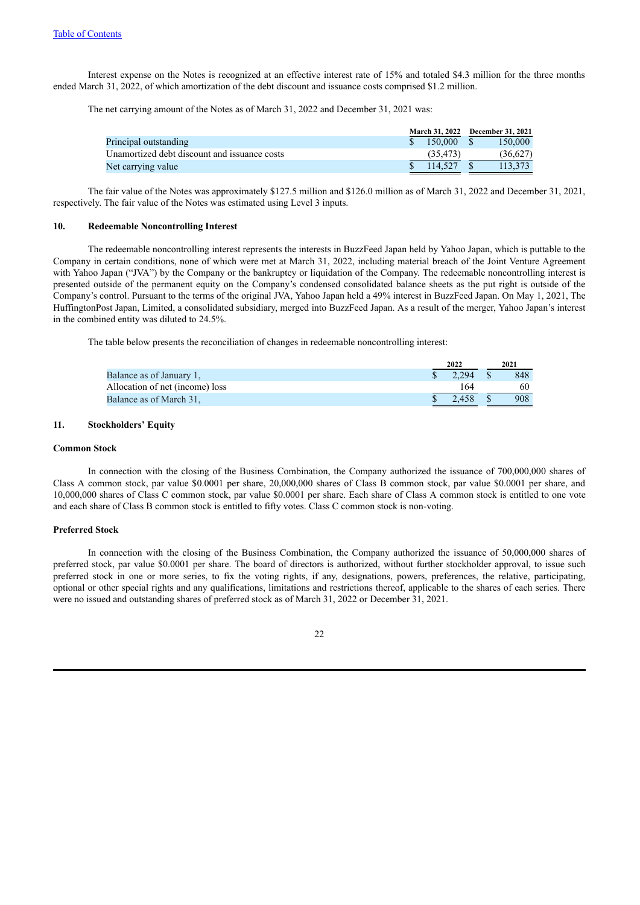Interest expense on the Notes is recognized at an effective interest rate of 15% and totaled $4.3 million for the three months ended March 31, 2022, of which amortization of the debt discount and issuance costs comprised $1.2 million.

The net carrying amount of the Notes as of March 31, 2022 and December 31, 2021 was:

| | March 31, 2022 | December 31, 2021 |
|---|---|---|
| Principal outstanding | $ 150,000 | $ 150,000 |
| Unamortized debt discount and issuance costs | (35,473) | (36,627) |
| Net carrying value | $ 114,527 | $ 113,373 |

The fair value of the Notes was approximately $127.5 million and $126.0 million as of March 31, 2022 and December 31, 2021, respectively. The fair value of the Notes was estimated using Level 3 inputs.

## 10. Redeemable Noncontrolling Interest

The redeemable noncontrolling interest represents the interests in BuzzFeed Japan held by Yahoo Japan, which is puttable to the Company in certain conditions, none of which were met at March 31, 2022, including material breach of the Joint Venture Agreement with Yahoo Japan ("JVA") by the Company or the bankruptcy or liquidation of the Company. The redeemable noncontrolling interest is presented outside of the permanent equity on the Company's condensed consolidated balance sheets as the put right is outside of the Company's control. Pursuant to the terms of the original JVA, Yahoo Japan held a 49% interest in BuzzFeed Japan. On May 1, 2021, The HuffingtonPost Japan, Limited, a consolidated subsidiary, merged into BuzzFeed Japan. As a result of the merger, Yahoo Japan's interest in the combined entity was diluted to 24.5%.

The table below presents the reconciliation of changes in redeemable noncontrolling interest:

| | 2022 | 2021 |
|---|---|---|
| Balance as of January 1, | $ 2,294 | $ 848 |
| Allocation of net (income) loss | 164 | 60 |
| Balance as of March 31, | $ 2,458 | $ 908 |

## 11. Stockholders' Equity

### Common Stock

In connection with the closing of the Business Combination, the Company authorized the issuance of 700,000,000 shares of Class A common stock, par value $0.0001 per share, 20,000,000 shares of Class B common stock, par value $0.0001 per share, and 10,000,000 shares of Class C common stock, par value $0.0001 per share. Each share of Class A common stock is entitled to one vote and each share of Class B common stock is entitled to fifty votes. Class C common stock is non-voting.

### Preferred Stock

In connection with the closing of the Business Combination, the Company authorized the issuance of 50,000,000 shares of preferred stock, par value $0.0001 per share. The board of directors is authorized, without further stockholder approval, to issue such preferred stock in one or more series, to fix the voting rights, if any, designations, powers, preferences, the relative, participating, optional or other special rights and any qualifications, limitations and restrictions thereof, applicable to the shares of each series. There were no issued and outstanding shares of preferred stock as of March 31, 2022 or December 31, 2021.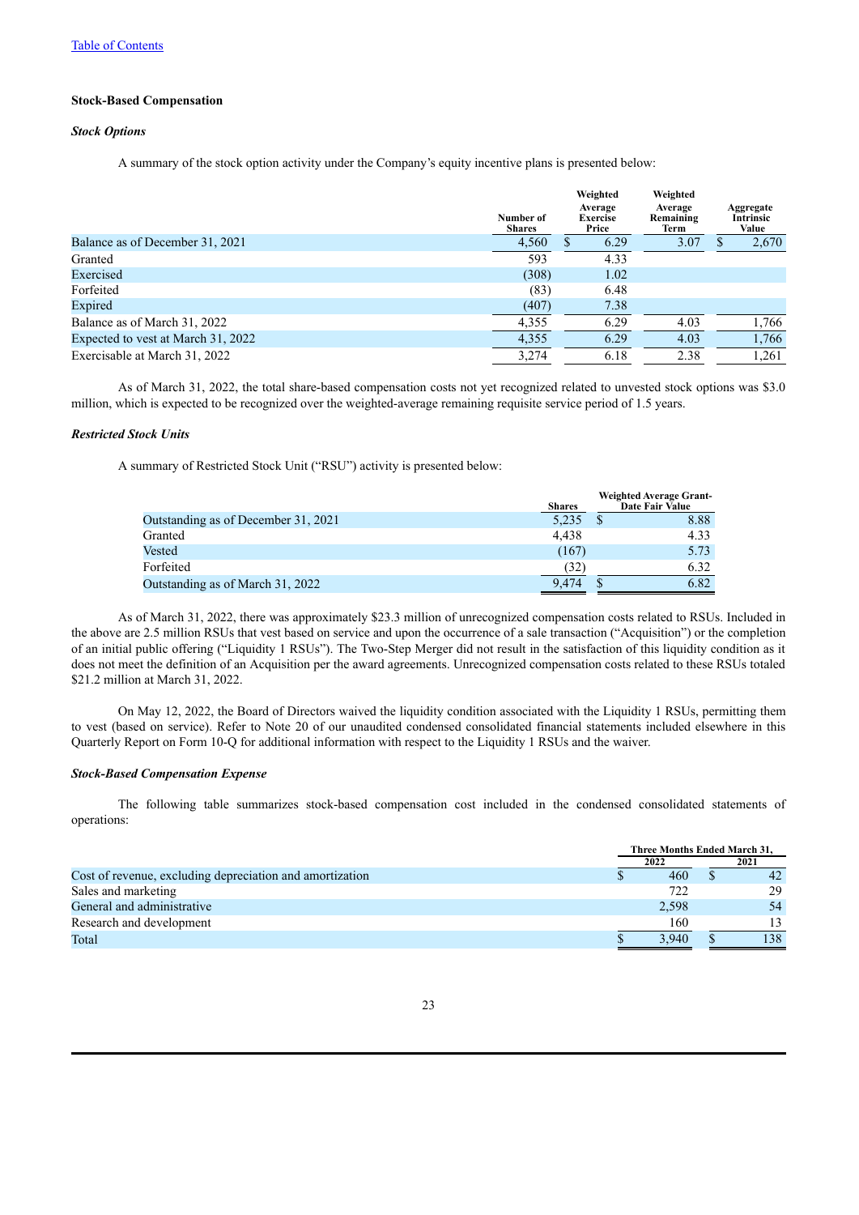[Table of Contents]

### Stock-Based Compensation

#### *Stock Options*

A summary of the stock option activity under the Company's equity incentive plans is presented below:

| | Number of Shares | Weighted Average Exercise Price | Weighted Average Remaining Term | Aggregate Intrinsic Value |
|---|---|---|---|---|
| Balance as of December 31, 2021 | 4,560 | $ 6.29 | 3.07 | $ 2,670 |
| Granted | 593 | 4.33 | | |
| Exercised | (308) | 1.02 | | |
| Forfeited | (83) | 6.48 | | |
| Expired | (407) | 7.38 | | |
| Balance as of March 31, 2022 | 4,355 | 6.29 | 4.03 | 1,766 |
| Expected to vest at March 31, 2022 | 4,355 | 6.29 | 4.03 | 1,766 |
| Exercisable at March 31, 2022 | 3,274 | 6.18 | 2.38 | 1,261 |

As of March 31, 2022, the total share-based compensation costs not yet recognized related to unvested stock options was $3.0 million, which is expected to be recognized over the weighted-average remaining requisite service period of 1.5 years.

#### *Restricted Stock Units*

A summary of Restricted Stock Unit ("RSU") activity is presented below:

| | Shares | Weighted Average Grant-Date Fair Value |
|---|---|---|
| Outstanding as of December 31, 2021 | 5,235 | $ 8.88 |
| Granted | 4,438 | 4.33 |
| Vested | (167) | 5.73 |
| Forfeited | (32) | 6.32 |
| Outstanding as of March 31, 2022 | 9,474 | $ 6.82 |

As of March 31, 2022, there was approximately $23.3 million of unrecognized compensation costs related to RSUs. Included in the above are 2.5 million RSUs that vest based on service and upon the occurrence of a sale transaction ("Acquisition") or the completion of an initial public offering ("Liquidity 1 RSUs"). The Two-Step Merger did not result in the satisfaction of this liquidity condition as it does not meet the definition of an Acquisition per the award agreements. Unrecognized compensation costs related to these RSUs totaled $21.2 million at March 31, 2022.

On May 12, 2022, the Board of Directors waived the liquidity condition associated with the Liquidity 1 RSUs, permitting them to vest (based on service). Refer to Note 20 of our unaudited condensed consolidated financial statements included elsewhere in this Quarterly Report on Form 10-Q for additional information with respect to the Liquidity 1 RSUs and the waiver.

#### *Stock-Based Compensation Expense*

The following table summarizes stock-based compensation cost included in the condensed consolidated statements of operations:

| | Three Months Ended March 31, | |
|---|---|---|
| | 2022 | 2021 |
| Cost of revenue, excluding depreciation and amortization | $ 460 | $ 42 |
| Sales and marketing | 722 | 29 |
| General and administrative | 2,598 | 54 |
| Research and development | 160 | 13 |
| Total | $ 3,940 | $ 138 |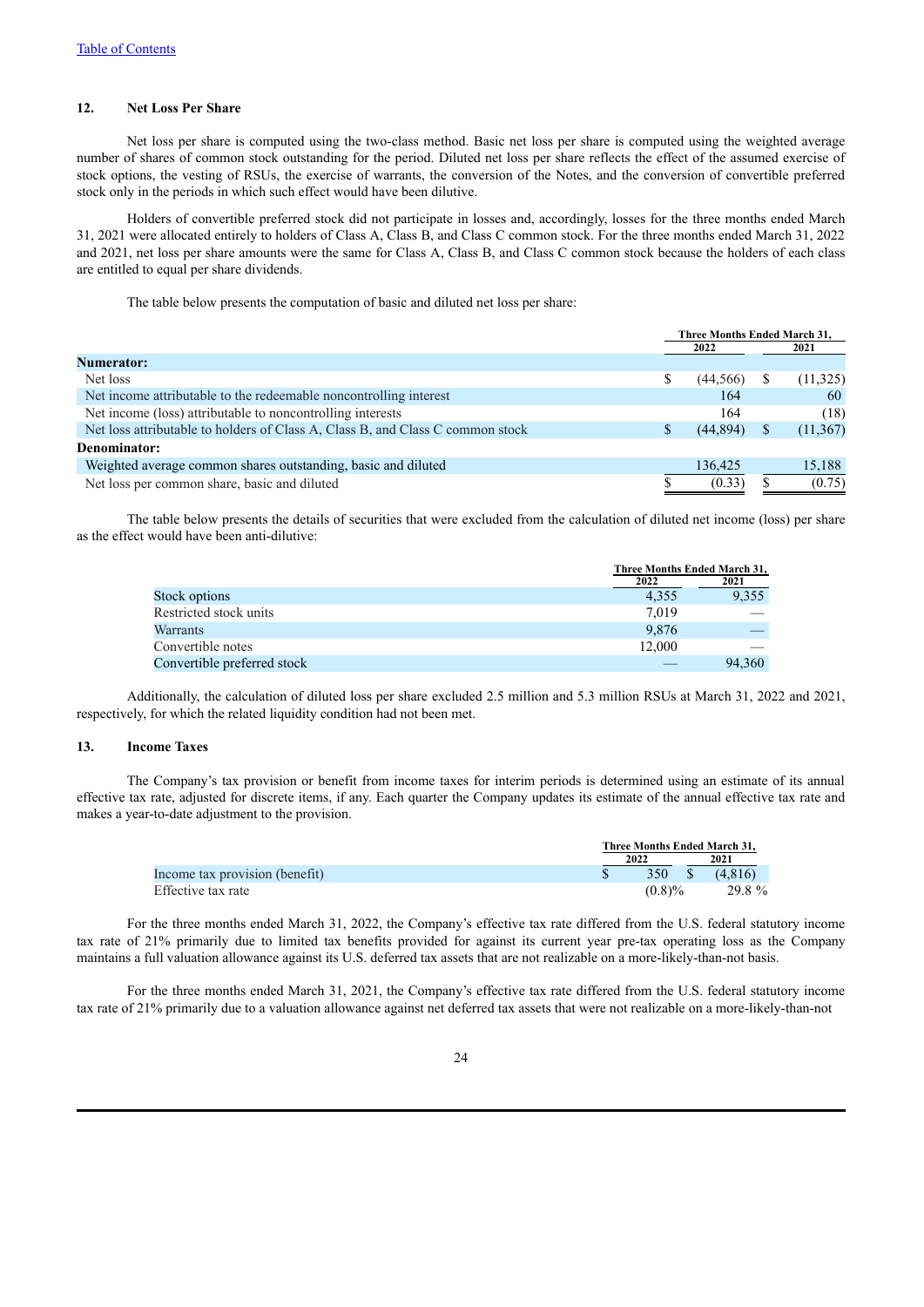## 12. Net Loss Per Share

Net loss per share is computed using the two-class method. Basic net loss per share is computed using the weighted average number of shares of common stock outstanding for the period. Diluted net loss per share reflects the effect of the assumed exercise of stock options, the vesting of RSUs, the exercise of warrants, the conversion of the Notes, and the conversion of convertible preferred stock only in the periods in which such effect would have been dilutive.

Holders of convertible preferred stock did not participate in losses and, accordingly, losses for the three months ended March 31, 2021 were allocated entirely to holders of Class A, Class B, and Class C common stock. For the three months ended March 31, 2022 and 2021, net loss per share amounts were the same for Class A, Class B, and Class C common stock because the holders of each class are entitled to equal per share dividends.

The table below presents the computation of basic and diluted net loss per share:

| | Three Months Ended March 31, | |
|---|---|---|
| | 2022 | 2021 |
| **Numerator:** | | |
| Net loss | $ (44,566) | $ (11,325) |
| Net income attributable to the redeemable noncontrolling interest | 164 | 60 |
| Net income (loss) attributable to noncontrolling interests | 164 | (18) |
| Net loss attributable to holders of Class A, Class B, and Class C common stock | $ (44,894) | $ (11,367) |
| **Denominator:** | | |
| Weighted average common shares outstanding, basic and diluted | 136,425 | 15,188 |
| Net loss per common share, basic and diluted | $ (0.33) | $ (0.75) |

The table below presents the details of securities that were excluded from the calculation of diluted net income (loss) per share as the effect would have been anti-dilutive:

| | Three Months Ended March 31, | |
|---|---|---|
| | 2022 | 2021 |
| Stock options | 4,355 | 9,355 |
| Restricted stock units | 7,019 | — |
| Warrants | 9,876 | — |
| Convertible notes | 12,000 | — |
| Convertible preferred stock | — | 94,360 |

Additionally, the calculation of diluted loss per share excluded 2.5 million and 5.3 million RSUs at March 31, 2022 and 2021, respectively, for which the related liquidity condition had not been met.

## 13. Income Taxes

The Company's tax provision or benefit from income taxes for interim periods is determined using an estimate of its annual effective tax rate, adjusted for discrete items, if any. Each quarter the Company updates its estimate of the annual effective tax rate and makes a year-to-date adjustment to the provision.

| | Three Months Ended March 31, | |
|---|---|---|
| | 2022 | 2021 |
| Income tax provision (benefit) | $ 350 | $ (4,816) |
| Effective tax rate | (0.8)% | 29.8 % |

For the three months ended March 31, 2022, the Company's effective tax rate differed from the U.S. federal statutory income tax rate of 21% primarily due to limited tax benefits provided for against its current year pre-tax operating loss as the Company maintains a full valuation allowance against its U.S. deferred tax assets that are not realizable on a more-likely-than-not basis.

For the three months ended March 31, 2021, the Company's effective tax rate differed from the U.S. federal statutory income tax rate of 21% primarily due to a valuation allowance against net deferred tax assets that were not realizable on a more-likely-than-not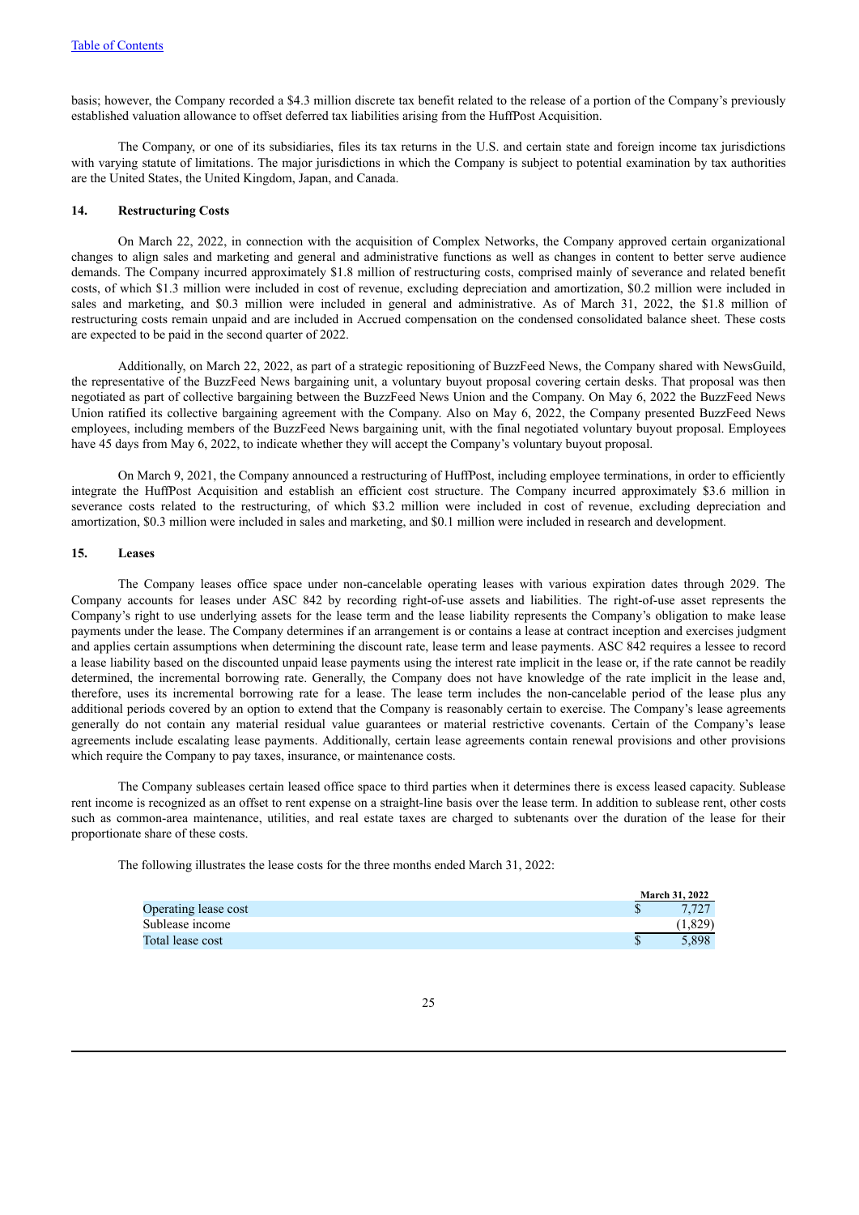basis; however, the Company recorded a $4.3 million discrete tax benefit related to the release of a portion of the Company's previously established valuation allowance to offset deferred tax liabilities arising from the HuffPost Acquisition.

The Company, or one of its subsidiaries, files its tax returns in the U.S. and certain state and foreign income tax jurisdictions with varying statute of limitations. The major jurisdictions in which the Company is subject to potential examination by tax authorities are the United States, the United Kingdom, Japan, and Canada.

## 14. Restructuring Costs

On March 22, 2022, in connection with the acquisition of Complex Networks, the Company approved certain organizational changes to align sales and marketing and general and administrative functions as well as changes in content to better serve audience demands. The Company incurred approximately $1.8 million of restructuring costs, comprised mainly of severance and related benefit costs, of which $1.3 million were included in cost of revenue, excluding depreciation and amortization, $0.2 million were included in sales and marketing, and $0.3 million were included in general and administrative. As of March 31, 2022, the $1.8 million of restructuring costs remain unpaid and are included in Accrued compensation on the condensed consolidated balance sheet. These costs are expected to be paid in the second quarter of 2022.

Additionally, on March 22, 2022, as part of a strategic repositioning of BuzzFeed News, the Company shared with NewsGuild, the representative of the BuzzFeed News bargaining unit, a voluntary buyout proposal covering certain desks. That proposal was then negotiated as part of collective bargaining between the BuzzFeed News Union and the Company. On May 6, 2022 the BuzzFeed News Union ratified its collective bargaining agreement with the Company. Also on May 6, 2022, the Company presented BuzzFeed News employees, including members of the BuzzFeed News bargaining unit, with the final negotiated voluntary buyout proposal. Employees have 45 days from May 6, 2022, to indicate whether they will accept the Company's voluntary buyout proposal.

On March 9, 2021, the Company announced a restructuring of HuffPost, including employee terminations, in order to efficiently integrate the HuffPost Acquisition and establish an efficient cost structure. The Company incurred approximately $3.6 million in severance costs related to the restructuring, of which $3.2 million were included in cost of revenue, excluding depreciation and amortization, $0.3 million were included in sales and marketing, and $0.1 million were included in research and development.

## 15. Leases

The Company leases office space under non-cancelable operating leases with various expiration dates through 2029. The Company accounts for leases under ASC 842 by recording right-of-use assets and liabilities. The right-of-use asset represents the Company's right to use underlying assets for the lease term and the lease liability represents the Company's obligation to make lease payments under the lease. The Company determines if an arrangement is or contains a lease at contract inception and exercises judgment and applies certain assumptions when determining the discount rate, lease term and lease payments. ASC 842 requires a lessee to record a lease liability based on the discounted unpaid lease payments using the interest rate implicit in the lease or, if the rate cannot be readily determined, the incremental borrowing rate. Generally, the Company does not have knowledge of the rate implicit in the lease and, therefore, uses its incremental borrowing rate for a lease. The lease term includes the non-cancelable period of the lease plus any additional periods covered by an option to extend that the Company is reasonably certain to exercise. The Company's lease agreements generally do not contain any material residual value guarantees or material restrictive covenants. Certain of the Company's lease agreements include escalating lease payments. Additionally, certain lease agreements contain renewal provisions and other provisions which require the Company to pay taxes, insurance, or maintenance costs.

The Company subleases certain leased office space to third parties when it determines there is excess leased capacity. Sublease rent income is recognized as an offset to rent expense on a straight-line basis over the lease term. In addition to sublease rent, other costs such as common-area maintenance, utilities, and real estate taxes are charged to subtenants over the duration of the lease for their proportionate share of these costs.

The following illustrates the lease costs for the three months ended March 31, 2022:

| | March 31, 2022 |
|---|---|
| Operating lease cost | $ 7,727 |
| Sublease income | (1,829) |
| Total lease cost | $ 5,898 |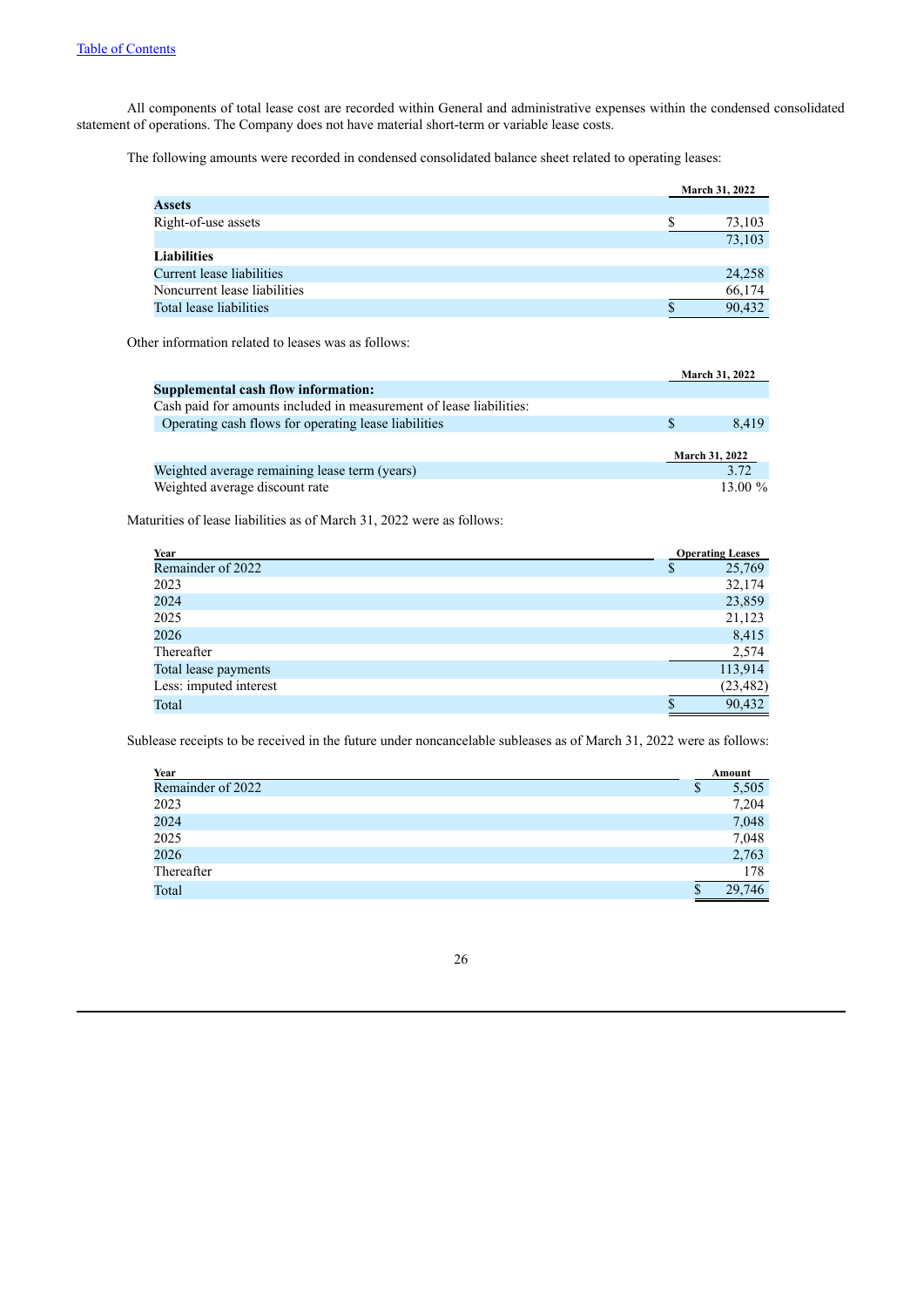All components of total lease cost are recorded within General and administrative expenses within the condensed consolidated statement of operations. The Company does not have material short-term or variable lease costs.

The following amounts were recorded in condensed consolidated balance sheet related to operating leases:

| | March 31, 2022 |
|---|---|
| **Assets** | |
| Right-of-use assets | $ 73,103 |
| | 73,103 |
| **Liabilities** | |
| Current lease liabilities | 24,258 |
| Noncurrent lease liabilities | 66,174 |
| Total lease liabilities | $ 90,432 |

Other information related to leases was as follows:

| | March 31, 2022 |
|---|---|
| **Supplemental cash flow information:** | |
| Cash paid for amounts included in measurement of lease liabilities: | |
| Operating cash flows for operating lease liabilities | $ 8,419 |

| | March 31, 2022 |
|---|---|
| Weighted average remaining lease term (years) | 3.72 |
| Weighted average discount rate | 13.00 % |

Maturities of lease liabilities as of March 31, 2022 were as follows:

| Year | Operating Leases |
|---|---|
| Remainder of 2022 | $ 25,769 |
| 2023 | 32,174 |
| 2024 | 23,859 |
| 2025 | 21,123 |
| 2026 | 8,415 |
| Thereafter | 2,574 |
| Total lease payments | 113,914 |
| Less: imputed interest | (23,482) |
| Total | $ 90,432 |

Sublease receipts to be received in the future under noncancelable subleases as of March 31, 2022 were as follows:

| Year | Amount |
|---|---|
| Remainder of 2022 | $ 5,505 |
| 2023 | 7,204 |
| 2024 | 7,048 |
| 2025 | 7,048 |
| 2026 | 2,763 |
| Thereafter | 178 |
| Total | $ 29,746 |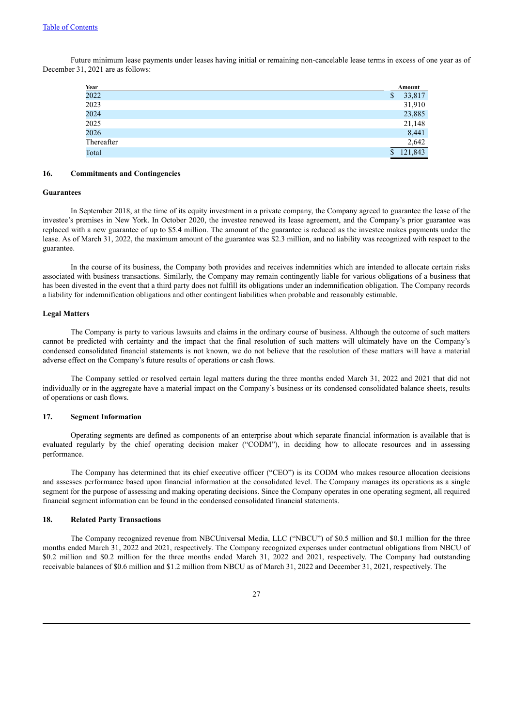[Table of Contents]

Future minimum lease payments under leases having initial or remaining non-cancelable lease terms in excess of one year as of December 31, 2021 are as follows:

| Year | Amount |
|---|---|
| 2022 | $ 33,817 |
| 2023 | 31,910 |
| 2024 | 23,885 |
| 2025 | 21,148 |
| 2026 | 8,441 |
| Thereafter | 2,642 |
| Total | $ 121,843 |

## 16. Commitments and Contingencies

### Guarantees

In September 2018, at the time of its equity investment in a private company, the Company agreed to guarantee the lease of the investee's premises in New York. In October 2020, the investee renewed its lease agreement, and the Company's prior guarantee was replaced with a new guarantee of up to $5.4 million. The amount of the guarantee is reduced as the investee makes payments under the lease. As of March 31, 2022, the maximum amount of the guarantee was $2.3 million, and no liability was recognized with respect to the guarantee.

In the course of its business, the Company both provides and receives indemnities which are intended to allocate certain risks associated with business transactions. Similarly, the Company may remain contingently liable for various obligations of a business that has been divested in the event that a third party does not fulfill its obligations under an indemnification obligation. The Company records a liability for indemnification obligations and other contingent liabilities when probable and reasonably estimable.

### Legal Matters

The Company is party to various lawsuits and claims in the ordinary course of business. Although the outcome of such matters cannot be predicted with certainty and the impact that the final resolution of such matters will ultimately have on the Company's condensed consolidated financial statements is not known, we do not believe that the resolution of these matters will have a material adverse effect on the Company's future results of operations or cash flows.

The Company settled or resolved certain legal matters during the three months ended March 31, 2022 and 2021 that did not individually or in the aggregate have a material impact on the Company's business or its condensed consolidated balance sheets, results of operations or cash flows.

## 17. Segment Information

Operating segments are defined as components of an enterprise about which separate financial information is available that is evaluated regularly by the chief operating decision maker ("CODM"), in deciding how to allocate resources and in assessing performance.

The Company has determined that its chief executive officer ("CEO") is its CODM who makes resource allocation decisions and assesses performance based upon financial information at the consolidated level. The Company manages its operations as a single segment for the purpose of assessing and making operating decisions. Since the Company operates in one operating segment, all required financial segment information can be found in the condensed consolidated financial statements.

## 18. Related Party Transactions

The Company recognized revenue from NBCUniversal Media, LLC ("NBCU") of $0.5 million and $0.1 million for the three months ended March 31, 2022 and 2021, respectively. The Company recognized expenses under contractual obligations from NBCU of $0.2 million and $0.2 million for the three months ended March 31, 2022 and 2021, respectively. The Company had outstanding receivable balances of $0.6 million and $1.2 million from NBCU as of March 31, 2022 and December 31, 2021, respectively. The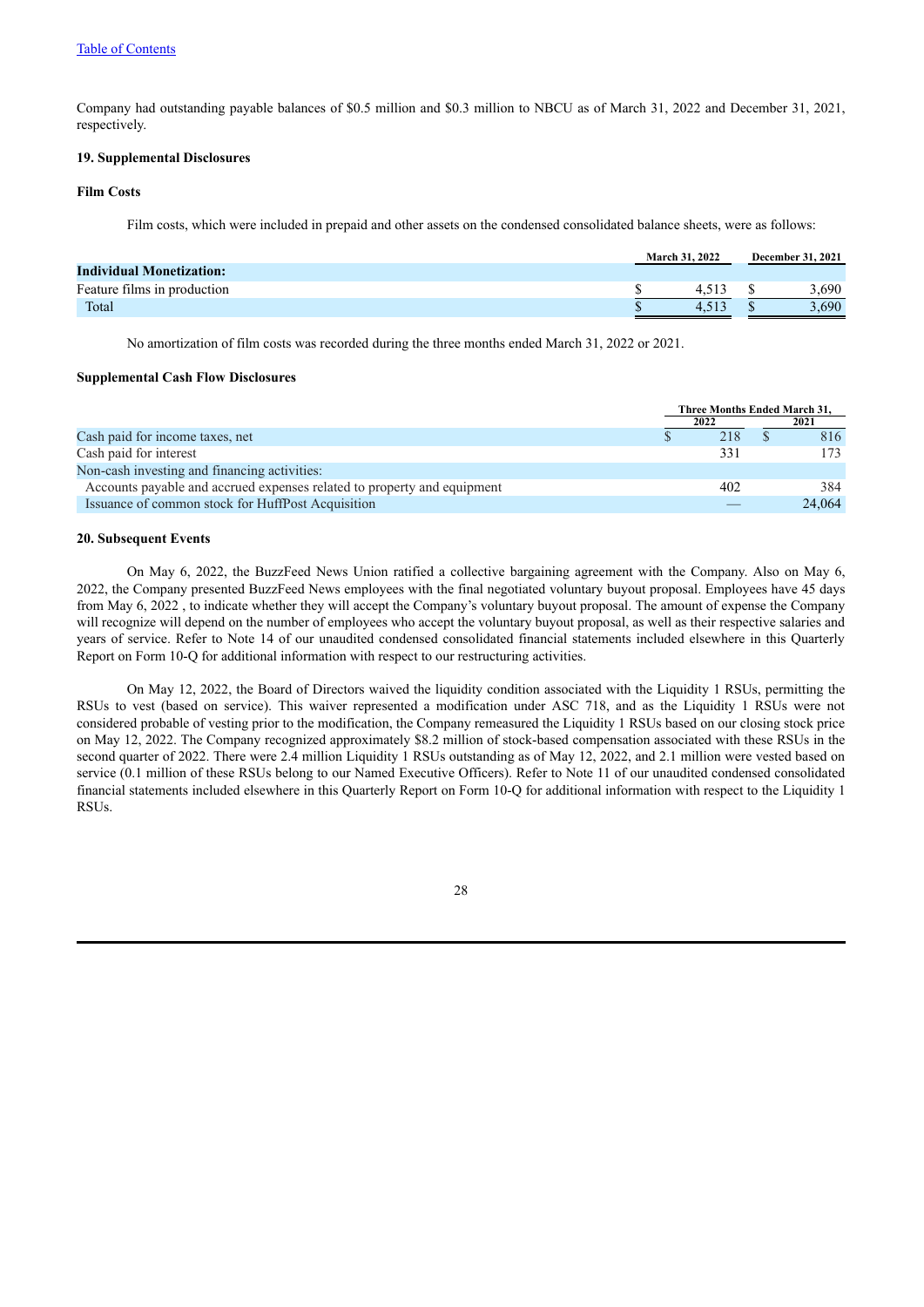Company had outstanding payable balances of $0.5 million and $0.3 million to NBCU as of March 31, 2022 and December 31, 2021, respectively.

### 19. Supplemental Disclosures

#### Film Costs

Film costs, which were included in prepaid and other assets on the condensed consolidated balance sheets, were as follows:

| | March 31, 2022 | December 31, 2021 |
|---|---|---|
| **Individual Monetization:** | | |
| Feature films in production | $ 4,513 | $ 3,690 |
| Total | $ 4,513 | $ 3,690 |

No amortization of film costs was recorded during the three months ended March 31, 2022 or 2021.

#### Supplemental Cash Flow Disclosures

| | Three Months Ended March 31, | |
|---|---|---|
| | 2022 | 2021 |
| Cash paid for income taxes, net | $ 218 | $ 816 |
| Cash paid for interest | 331 | 173 |
| Non-cash investing and financing activities: | | |
| Accounts payable and accrued expenses related to property and equipment | 402 | 384 |
| Issuance of common stock for HuffPost Acquisition | — | 24,064 |

### 20. Subsequent Events

On May 6, 2022, the BuzzFeed News Union ratified a collective bargaining agreement with the Company. Also on May 6, 2022, the Company presented BuzzFeed News employees with the final negotiated voluntary buyout proposal. Employees have 45 days from May 6, 2022 , to indicate whether they will accept the Company's voluntary buyout proposal. The amount of expense the Company will recognize will depend on the number of employees who accept the voluntary buyout proposal, as well as their respective salaries and years of service. Refer to Note 14 of our unaudited condensed consolidated financial statements included elsewhere in this Quarterly Report on Form 10-Q for additional information with respect to our restructuring activities.

On May 12, 2022, the Board of Directors waived the liquidity condition associated with the Liquidity 1 RSUs, permitting the RSUs to vest (based on service). This waiver represented a modification under ASC 718, and as the Liquidity 1 RSUs were not considered probable of vesting prior to the modification, the Company remeasured the Liquidity 1 RSUs based on our closing stock price on May 12, 2022. The Company recognized approximately $8.2 million of stock-based compensation associated with these RSUs in the second quarter of 2022. There were 2.4 million Liquidity 1 RSUs outstanding as of May 12, 2022, and 2.1 million were vested based on service (0.1 million of these RSUs belong to our Named Executive Officers). Refer to Note 11 of our unaudited condensed consolidated financial statements included elsewhere in this Quarterly Report on Form 10-Q for additional information with respect to the Liquidity 1 RSUs.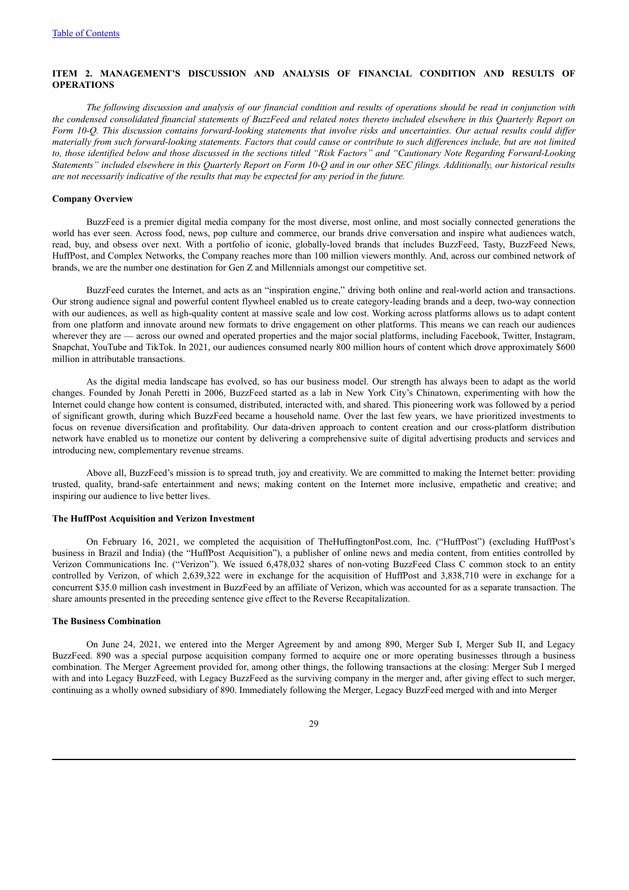## ITEM 2. MANAGEMENT'S DISCUSSION AND ANALYSIS OF FINANCIAL CONDITION AND RESULTS OF OPERATIONS

*The following discussion and analysis of our financial condition and results of operations should be read in conjunction with the condensed consolidated financial statements of BuzzFeed and related notes thereto included elsewhere in this Quarterly Report on Form 10-Q. This discussion contains forward-looking statements that involve risks and uncertainties. Our actual results could differ materially from such forward-looking statements. Factors that could cause or contribute to such differences include, but are not limited to, those identified below and those discussed in the sections titled "Risk Factors" and "Cautionary Note Regarding Forward-Looking Statements" included elsewhere in this Quarterly Report on Form 10-Q and in our other SEC filings. Additionally, our historical results are not necessarily indicative of the results that may be expected for any period in the future.*

### Company Overview

BuzzFeed is a premier digital media company for the most diverse, most online, and most socially connected generations the world has ever seen. Across food, news, pop culture and commerce, our brands drive conversation and inspire what audiences watch, read, buy, and obsess over next. With a portfolio of iconic, globally-loved brands that includes BuzzFeed, Tasty, BuzzFeed News, HuffPost, and Complex Networks, the Company reaches more than 100 million viewers monthly. And, across our combined network of brands, we are the number one destination for Gen Z and Millennials amongst our competitive set.

BuzzFeed curates the Internet, and acts as an "inspiration engine," driving both online and real-world action and transactions. Our strong audience signal and powerful content flywheel enabled us to create category-leading brands and a deep, two-way connection with our audiences, as well as high-quality content at massive scale and low cost. Working across platforms allows us to adapt content from one platform and innovate around new formats to drive engagement on other platforms. This means we can reach our audiences wherever they are — across our owned and operated properties and the major social platforms, including Facebook, Twitter, Instagram, Snapchat, YouTube and TikTok. In 2021, our audiences consumed nearly 800 million hours of content which drove approximately $600 million in attributable transactions.

As the digital media landscape has evolved, so has our business model. Our strength has always been to adapt as the world changes. Founded by Jonah Peretti in 2006, BuzzFeed started as a lab in New York City's Chinatown, experimenting with how the Internet could change how content is consumed, distributed, interacted with, and shared. This pioneering work was followed by a period of significant growth, during which BuzzFeed became a household name. Over the last few years, we have prioritized investments to focus on revenue diversification and profitability. Our data-driven approach to content creation and our cross-platform distribution network have enabled us to monetize our content by delivering a comprehensive suite of digital advertising products and services and introducing new, complementary revenue streams.

Above all, BuzzFeed's mission is to spread truth, joy and creativity. We are committed to making the Internet better: providing trusted, quality, brand-safe entertainment and news; making content on the Internet more inclusive, empathetic and creative; and inspiring our audience to live better lives.

### The HuffPost Acquisition and Verizon Investment

On February 16, 2021, we completed the acquisition of TheHuffingtonPost.com, Inc. ("HuffPost") (excluding HuffPost's business in Brazil and India) (the "HuffPost Acquisition"), a publisher of online news and media content, from entities controlled by Verizon Communications Inc. ("Verizon"). We issued 6,478,032 shares of non-voting BuzzFeed Class C common stock to an entity controlled by Verizon, of which 2,639,322 were in exchange for the acquisition of HuffPost and 3,838,710 were in exchange for a concurrent $35.0 million cash investment in BuzzFeed by an affiliate of Verizon, which was accounted for as a separate transaction. The share amounts presented in the preceding sentence give effect to the Reverse Recapitalization.

### The Business Combination

On June 24, 2021, we entered into the Merger Agreement by and among 890, Merger Sub I, Merger Sub II, and Legacy BuzzFeed. 890 was a special purpose acquisition company formed to acquire one or more operating businesses through a business combination. The Merger Agreement provided for, among other things, the following transactions at the closing: Merger Sub I merged with and into Legacy BuzzFeed, with Legacy BuzzFeed as the surviving company in the merger and, after giving effect to such merger, continuing as a wholly owned subsidiary of 890. Immediately following the Merger, Legacy BuzzFeed merged with and into Merger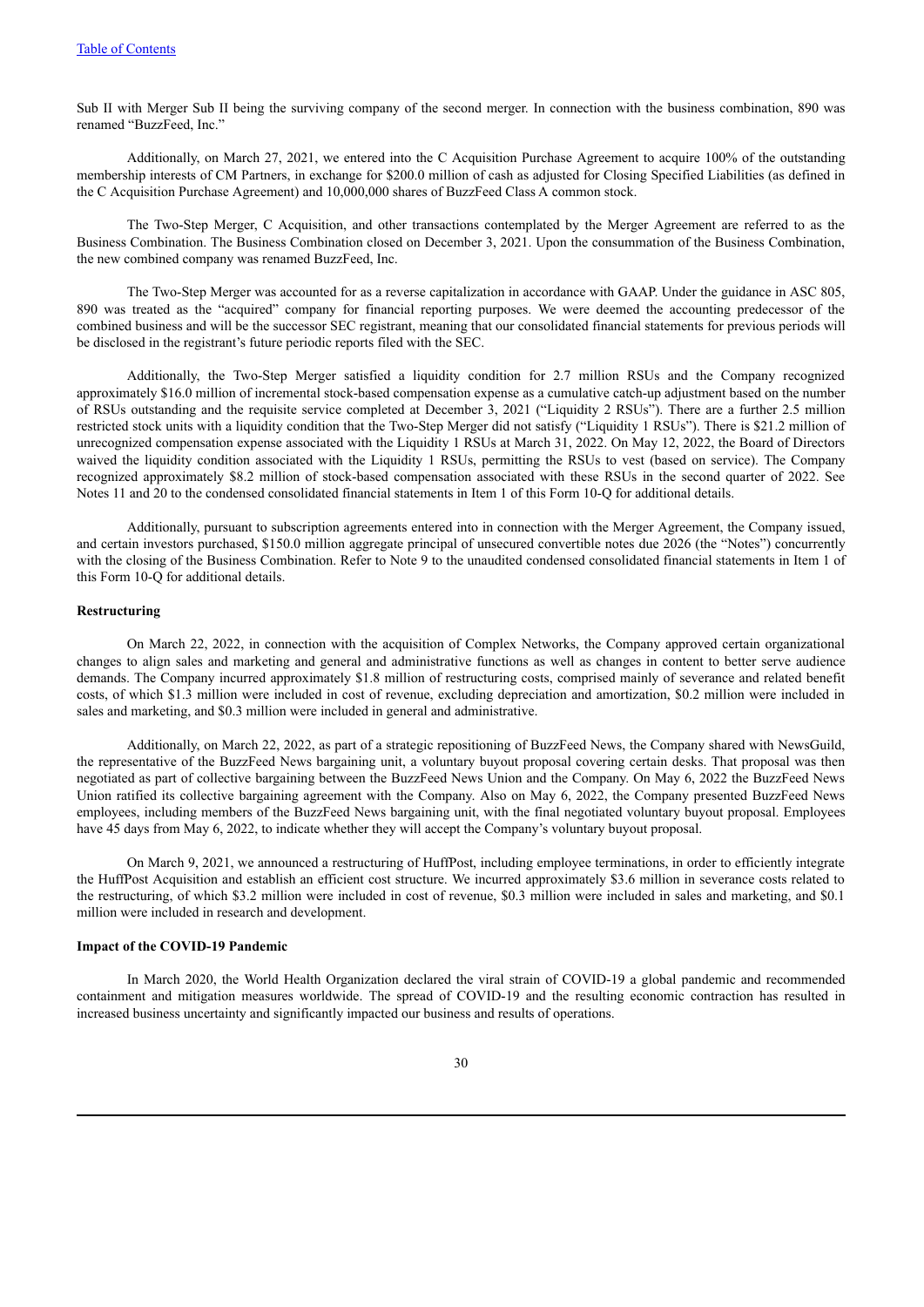Sub II with Merger Sub II being the surviving company of the second merger. In connection with the business combination, 890 was renamed "BuzzFeed, Inc."

Additionally, on March 27, 2021, we entered into the C Acquisition Purchase Agreement to acquire 100% of the outstanding membership interests of CM Partners, in exchange for $200.0 million of cash as adjusted for Closing Specified Liabilities (as defined in the C Acquisition Purchase Agreement) and 10,000,000 shares of BuzzFeed Class A common stock.

The Two-Step Merger, C Acquisition, and other transactions contemplated by the Merger Agreement are referred to as the Business Combination. The Business Combination closed on December 3, 2021. Upon the consummation of the Business Combination, the new combined company was renamed BuzzFeed, Inc.

The Two-Step Merger was accounted for as a reverse capitalization in accordance with GAAP. Under the guidance in ASC 805, 890 was treated as the "acquired" company for financial reporting purposes. We were deemed the accounting predecessor of the combined business and will be the successor SEC registrant, meaning that our consolidated financial statements for previous periods will be disclosed in the registrant's future periodic reports filed with the SEC.

Additionally, the Two-Step Merger satisfied a liquidity condition for 2.7 million RSUs and the Company recognized approximately $16.0 million of incremental stock-based compensation expense as a cumulative catch-up adjustment based on the number of RSUs outstanding and the requisite service completed at December 3, 2021 ("Liquidity 2 RSUs"). There are a further 2.5 million restricted stock units with a liquidity condition that the Two-Step Merger did not satisfy ("Liquidity 1 RSUs"). There is $21.2 million of unrecognized compensation expense associated with the Liquidity 1 RSUs at March 31, 2022. On May 12, 2022, the Board of Directors waived the liquidity condition associated with the Liquidity 1 RSUs, permitting the RSUs to vest (based on service). The Company recognized approximately $8.2 million of stock-based compensation associated with these RSUs in the second quarter of 2022. See Notes 11 and 20 to the condensed consolidated financial statements in Item 1 of this Form 10-Q for additional details.

Additionally, pursuant to subscription agreements entered into in connection with the Merger Agreement, the Company issued, and certain investors purchased, $150.0 million aggregate principal of unsecured convertible notes due 2026 (the "Notes") concurrently with the closing of the Business Combination. Refer to Note 9 to the unaudited condensed consolidated financial statements in Item 1 of this Form 10-Q for additional details.

### Restructuring

On March 22, 2022, in connection with the acquisition of Complex Networks, the Company approved certain organizational changes to align sales and marketing and general and administrative functions as well as changes in content to better serve audience demands. The Company incurred approximately $1.8 million of restructuring costs, comprised mainly of severance and related benefit costs, of which $1.3 million were included in cost of revenue, excluding depreciation and amortization, $0.2 million were included in sales and marketing, and $0.3 million were included in general and administrative.

Additionally, on March 22, 2022, as part of a strategic repositioning of BuzzFeed News, the Company shared with NewsGuild, the representative of the BuzzFeed News bargaining unit, a voluntary buyout proposal covering certain desks. That proposal was then negotiated as part of collective bargaining between the BuzzFeed News Union and the Company. On May 6, 2022 the BuzzFeed News Union ratified its collective bargaining agreement with the Company. Also on May 6, 2022, the Company presented BuzzFeed News employees, including members of the BuzzFeed News bargaining unit, with the final negotiated voluntary buyout proposal. Employees have 45 days from May 6, 2022, to indicate whether they will accept the Company's voluntary buyout proposal.

On March 9, 2021, we announced a restructuring of HuffPost, including employee terminations, in order to efficiently integrate the HuffPost Acquisition and establish an efficient cost structure. We incurred approximately $3.6 million in severance costs related to the restructuring, of which $3.2 million were included in cost of revenue, $0.3 million were included in sales and marketing, and $0.1 million were included in research and development.

### Impact of the COVID-19 Pandemic

In March 2020, the World Health Organization declared the viral strain of COVID-19 a global pandemic and recommended containment and mitigation measures worldwide. The spread of COVID-19 and the resulting economic contraction has resulted in increased business uncertainty and significantly impacted our business and results of operations.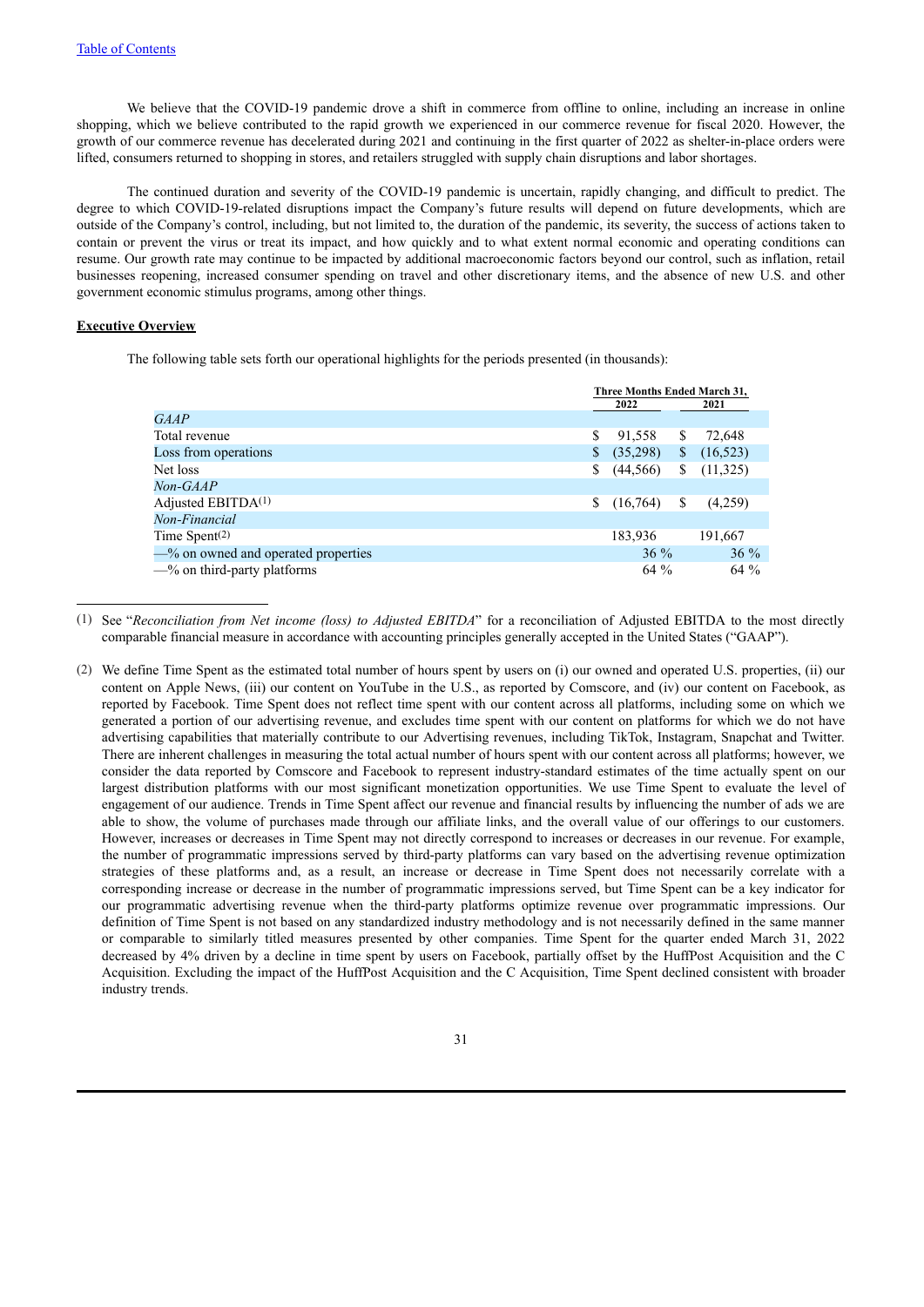[Table of Contents](#)

We believe that the COVID-19 pandemic drove a shift in commerce from offline to online, including an increase in online shopping, which we believe contributed to the rapid growth we experienced in our commerce revenue for fiscal 2020. However, the growth of our commerce revenue has decelerated during 2021 and continuing in the first quarter of 2022 as shelter-in-place orders were lifted, consumers returned to shopping in stores, and retailers struggled with supply chain disruptions and labor shortages.

The continued duration and severity of the COVID-19 pandemic is uncertain, rapidly changing, and difficult to predict. The degree to which COVID-19-related disruptions impact the Company's future results will depend on future developments, which are outside of the Company's control, including, but not limited to, the duration of the pandemic, its severity, the success of actions taken to contain or prevent the virus or treat its impact, and how quickly and to what extent normal economic and operating conditions can resume. Our growth rate may continue to be impacted by additional macroeconomic factors beyond our control, such as inflation, retail businesses reopening, increased consumer spending on travel and other discretionary items, and the absence of new U.S. and other government economic stimulus programs, among other things.

**Executive Overview**

The following table sets forth our operational highlights for the periods presented (in thousands):

| | Three Months Ended March 31, | |
|---|---|---|
| | **2022** | **2021** |
| *GAAP* | | |
| Total revenue | $ 91,558 | $ 72,648 |
| Loss from operations | $ (35,298) | $ (16,523) |
| Net loss | $ (44,566) | $ (11,325) |
| *Non-GAAP* | | |
| Adjusted EBITDA[1] | $ (16,764) | $ (4,259) |
| *Non-Financial* | | |
| Time Spent[2] | 183,936 | 191,667 |
| —% on owned and operated properties | 36 % | 36 % |
| —% on third-party platforms | 64 % | 64 % |

(1) See "*Reconciliation from Net income (loss) to Adjusted EBITDA*" for a reconciliation of Adjusted EBITDA to the most directly comparable financial measure in accordance with accounting principles generally accepted in the United States ("GAAP").

(2) We define Time Spent as the estimated total number of hours spent by users on (i) our owned and operated U.S. properties, (ii) our content on Apple News, (iii) our content on YouTube in the U.S., as reported by Comscore, and (iv) our content on Facebook, as reported by Facebook. Time Spent does not reflect time spent with our content across all platforms, including some on which we generated a portion of our advertising revenue, and excludes time spent with our content on platforms for which we do not have advertising capabilities that materially contribute to our Advertising revenues, including TikTok, Instagram, Snapchat and Twitter. There are inherent challenges in measuring the total actual number of hours spent with our content across all platforms; however, we consider the data reported by Comscore and Facebook to represent industry-standard estimates of the time actually spent on our largest distribution platforms with our most significant monetization opportunities. We use Time Spent to evaluate the level of engagement of our audience. Trends in Time Spent affect our revenue and financial results by influencing the number of ads we are able to show, the volume of purchases made through our affiliate links, and the overall value of our offerings to our customers. However, increases or decreases in Time Spent may not directly correspond to increases or decreases in our revenue. For example, the number of programmatic impressions served by third-party platforms can vary based on the advertising revenue optimization strategies of these platforms and, as a result, an increase or decrease in Time Spent does not necessarily correlate with a corresponding increase or decrease in the number of programmatic impressions served, but Time Spent can be a key indicator for our programmatic advertising revenue when the third-party platforms optimize revenue over programmatic impressions. Our definition of Time Spent is not based on any standardized industry methodology and is not necessarily defined in the same manner or comparable to similarly titled measures presented by other companies. Time Spent for the quarter ended March 31, 2022 decreased by 4% driven by a decline in time spent by users on Facebook, partially offset by the HuffPost Acquisition and the C Acquisition. Excluding the impact of the HuffPost Acquisition and the C Acquisition, Time Spent declined consistent with broader industry trends.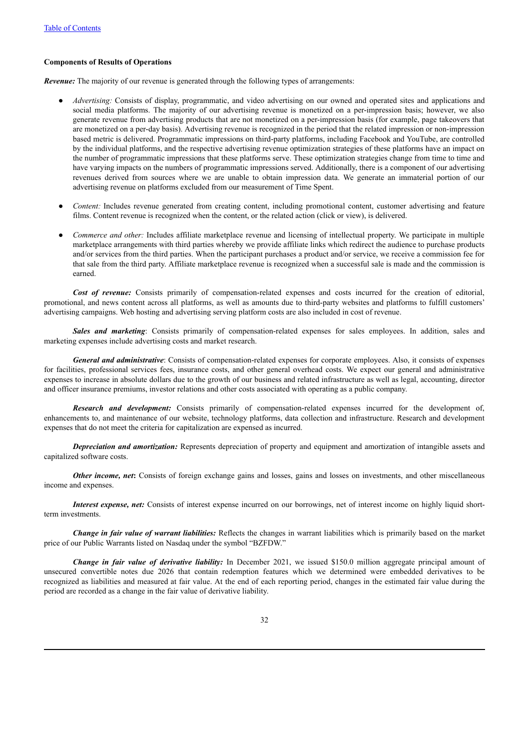**Components of Results of Operations**

***Revenue:*** The majority of our revenue is generated through the following types of arrangements:

- *Advertising:* Consists of display, programmatic, and video advertising on our owned and operated sites and applications and social media platforms. The majority of our advertising revenue is monetized on a per-impression basis; however, we also generate revenue from advertising products that are not monetized on a per-impression basis (for example, page takeovers that are monetized on a per-day basis). Advertising revenue is recognized in the period that the related impression or non-impression based metric is delivered. Programmatic impressions on third-party platforms, including Facebook and YouTube, are controlled by the individual platforms, and the respective advertising revenue optimization strategies of these platforms have an impact on the number of programmatic impressions that these platforms serve. These optimization strategies change from time to time and have varying impacts on the numbers of programmatic impressions served. Additionally, there is a component of our advertising revenues derived from sources where we are unable to obtain impression data. We generate an immaterial portion of our advertising revenue on platforms excluded from our measurement of Time Spent.

- *Content:* Includes revenue generated from creating content, including promotional content, customer advertising and feature films. Content revenue is recognized when the content, or the related action (click or view), is delivered.

- *Commerce and other:* Includes affiliate marketplace revenue and licensing of intellectual property. We participate in multiple marketplace arrangements with third parties whereby we provide affiliate links which redirect the audience to purchase products and/or services from the third parties. When the participant purchases a product and/or service, we receive a commission fee for that sale from the third party. Affiliate marketplace revenue is recognized when a successful sale is made and the commission is earned.

***Cost of revenue:*** Consists primarily of compensation-related expenses and costs incurred for the creation of editorial, promotional, and news content across all platforms, as well as amounts due to third-party websites and platforms to fulfill customers' advertising campaigns. Web hosting and advertising serving platform costs are also included in cost of revenue.

***Sales and marketing***: Consists primarily of compensation-related expenses for sales employees. In addition, sales and marketing expenses include advertising costs and market research.

***General and administrative***: Consists of compensation-related expenses for corporate employees. Also, it consists of expenses for facilities, professional services fees, insurance costs, and other general overhead costs. We expect our general and administrative expenses to increase in absolute dollars due to the growth of our business and related infrastructure as well as legal, accounting, director and officer insurance premiums, investor relations and other costs associated with operating as a public company.

***Research and development:*** Consists primarily of compensation-related expenses incurred for the development of, enhancements to, and maintenance of our website, technology platforms, data collection and infrastructure. Research and development expenses that do not meet the criteria for capitalization are expensed as incurred.

***Depreciation and amortization:*** Represents depreciation of property and equipment and amortization of intangible assets and capitalized software costs.

***Other income, net*****:** Consists of foreign exchange gains and losses, gains and losses on investments, and other miscellaneous income and expenses.

***Interest expense, net:*** Consists of interest expense incurred on our borrowings, net of interest income on highly liquid short-term investments.

***Change in fair value of warrant liabilities:*** Reflects the changes in warrant liabilities which is primarily based on the market price of our Public Warrants listed on Nasdaq under the symbol "BZFDW."

***Change in fair value of derivative liability:*** In December 2021, we issued $150.0 million aggregate principal amount of unsecured convertible notes due 2026 that contain redemption features which we determined were embedded derivatives to be recognized as liabilities and measured at fair value. At the end of each reporting period, changes in the estimated fair value during the period are recorded as a change in the fair value of derivative liability.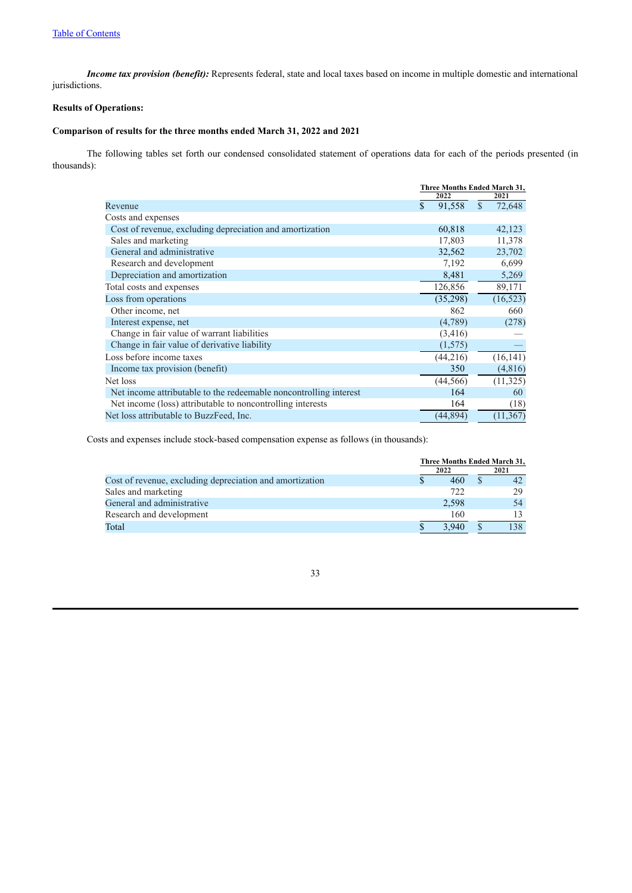*Income tax provision (benefit):* Represents federal, state and local taxes based on income in multiple domestic and international jurisdictions.

**Results of Operations:**

**Comparison of results for the three months ended March 31, 2022 and 2021**

The following tables set forth our condensed consolidated statement of operations data for each of the periods presented (in thousands):

| | Three Months Ended March 31, | |
|---|---|---|
| | 2022 | 2021 |
| Revenue | $ 91,558 | $ 72,648 |
| Costs and expenses | | |
| Cost of revenue, excluding depreciation and amortization | 60,818 | 42,123 |
| Sales and marketing | 17,803 | 11,378 |
| General and administrative | 32,562 | 23,702 |
| Research and development | 7,192 | 6,699 |
| Depreciation and amortization | 8,481 | 5,269 |
| Total costs and expenses | 126,856 | 89,171 |
| Loss from operations | (35,298) | (16,523) |
| Other income, net | 862 | 660 |
| Interest expense, net | (4,789) | (278) |
| Change in fair value of warrant liabilities | (3,416) | — |
| Change in fair value of derivative liability | (1,575) | — |
| Loss before income taxes | (44,216) | (16,141) |
| Income tax provision (benefit) | 350 | (4,816) |
| Net loss | (44,566) | (11,325) |
| Net income attributable to the redeemable noncontrolling interest | 164 | 60 |
| Net income (loss) attributable to noncontrolling interests | 164 | (18) |
| Net loss attributable to BuzzFeed, Inc. | (44,894) | (11,367) |

Costs and expenses include stock-based compensation expense as follows (in thousands):

| | Three Months Ended March 31, | |
|---|---|---|
| | 2022 | 2021 |
| Cost of revenue, excluding depreciation and amortization | $ 460 | $ 42 |
| Sales and marketing | 722 | 29 |
| General and administrative | 2,598 | 54 |
| Research and development | 160 | 13 |
| Total | $ 3,940 | $ 138 |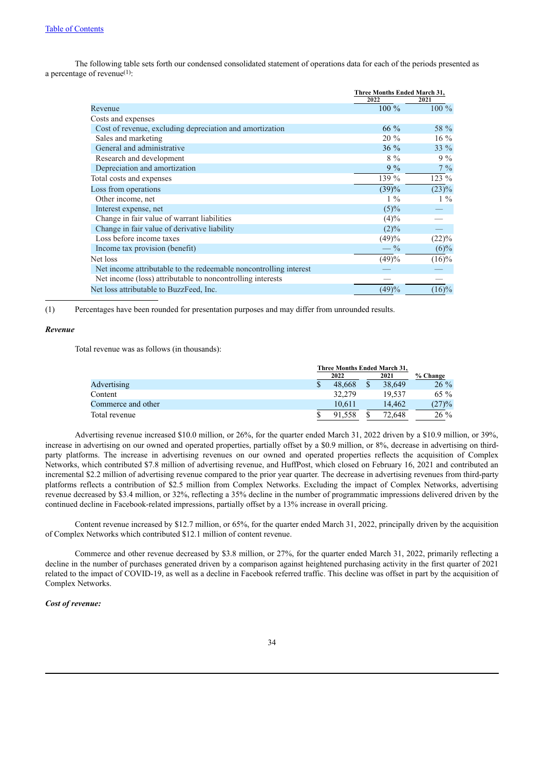The following table sets forth our condensed consolidated statement of operations data for each of the periods presented as a percentage of revenue[(1)]:

| | Three Months Ended March 31, 2022 | Three Months Ended March 31, 2021 |
|---|---|---|
| Revenue | 100 % | 100 % |
| Costs and expenses | | |
| Cost of revenue, excluding depreciation and amortization | 66 % | 58 % |
| Sales and marketing | 20 % | 16 % |
| General and administrative | 36 % | 33 % |
| Research and development | 8 % | 9 % |
| Depreciation and amortization | 9 % | 7 % |
| Total costs and expenses | 139 % | 123 % |
| Loss from operations | (39)% | (23)% |
| Other income, net | 1 % | 1 % |
| Interest expense, net | (5)% | — |
| Change in fair value of warrant liabilities | (4)% | — |
| Change in fair value of derivative liability | (2)% | — |
| Loss before income taxes | (49)% | (22)% |
| Income tax provision (benefit) | — % | (6)% |
| Net loss | (49)% | (16)% |
| Net income attributable to the redeemable noncontrolling interest | — | — |
| Net income (loss) attributable to noncontrolling interests | — | — |
| Net loss attributable to BuzzFeed, Inc. | (49)% | (16)% |

(1) Percentages have been rounded for presentation purposes and may differ from unrounded results.

***Revenue***

Total revenue was as follows (in thousands):

| | Three Months Ended March 31, 2022 | Three Months Ended March 31, 2021 | % Change |
|---|---|---|---|
| Advertising | $ 48,668 | $ 38,649 | 26 % |
| Content | 32,279 | 19,537 | 65 % |
| Commerce and other | 10,611 | 14,462 | (27)% |
| Total revenue | $ 91,558 | $ 72,648 | 26 % |

Advertising revenue increased $10.0 million, or 26%, for the quarter ended March 31, 2022 driven by a $10.9 million, or 39%, increase in advertising on our owned and operated properties, partially offset by a $0.9 million, or 8%, decrease in advertising on third-party platforms. The increase in advertising revenues on our owned and operated properties reflects the acquisition of Complex Networks, which contributed $7.8 million of advertising revenue, and HuffPost, which closed on February 16, 2021 and contributed an incremental $2.2 million of advertising revenue compared to the prior year quarter. The decrease in advertising revenues from third-party platforms reflects a contribution of $2.5 million from Complex Networks. Excluding the impact of Complex Networks, advertising revenue decreased by $3.4 million, or 32%, reflecting a 35% decline in the number of programmatic impressions delivered driven by the continued decline in Facebook-related impressions, partially offset by a 13% increase in overall pricing.

Content revenue increased by $12.7 million, or 65%, for the quarter ended March 31, 2022, principally driven by the acquisition of Complex Networks which contributed $12.1 million of content revenue.

Commerce and other revenue decreased by $3.8 million, or 27%, for the quarter ended March 31, 2022, primarily reflecting a decline in the number of purchases generated driven by a comparison against heightened purchasing activity in the first quarter of 2021 related to the impact of COVID-19, as well as a decline in Facebook referred traffic. This decline was offset in part by the acquisition of Complex Networks.

***Cost of revenue:***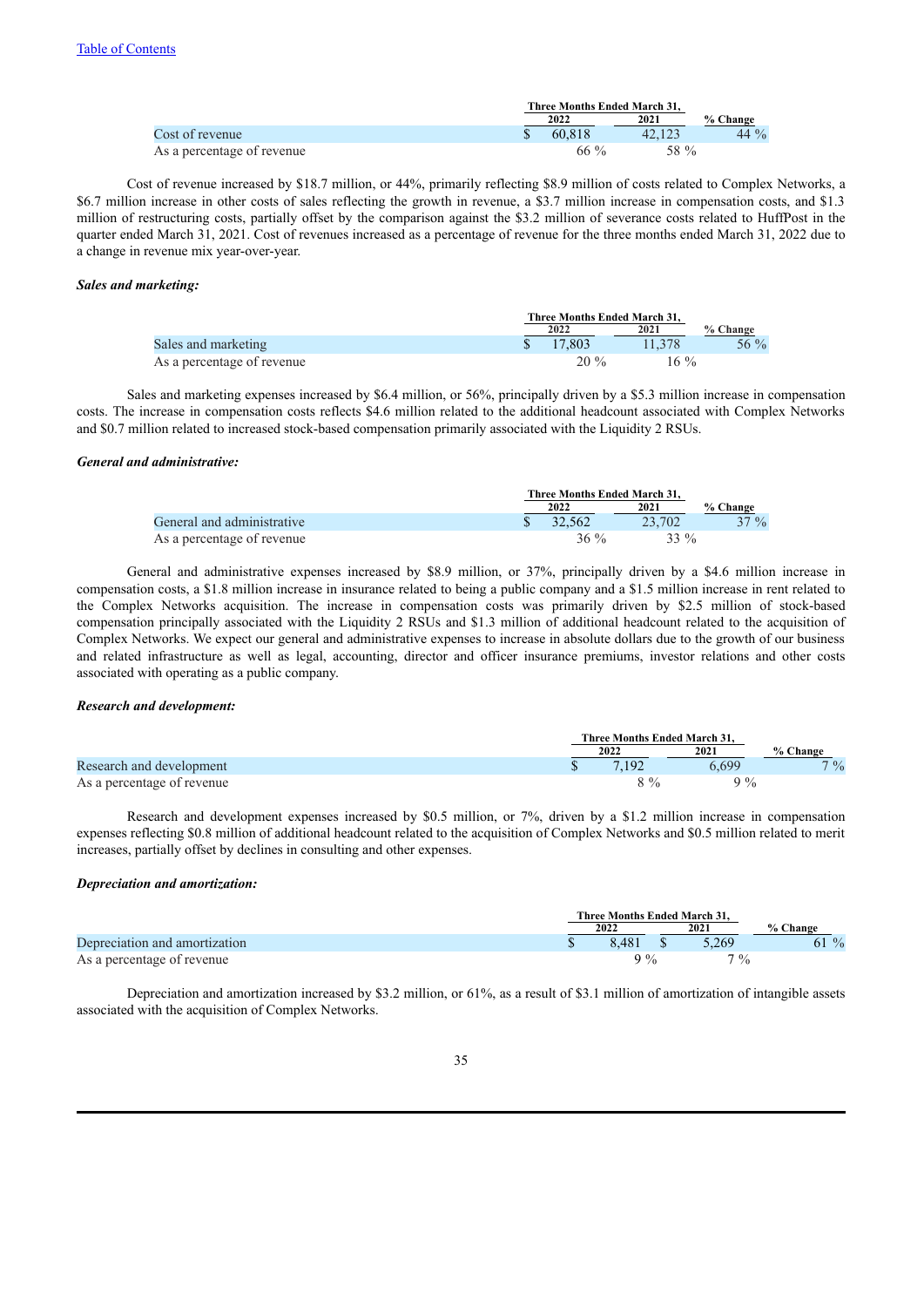[Table of Contents](#)

| | Three Months Ended March 31, | | |
|---|---|---|---|
| | 2022 | 2021 | % Change |
| Cost of revenue | $ 60,818 | 42,123 | 44 % |
| As a percentage of revenue | 66 % | 58 % | |

Cost of revenue increased by $18.7 million, or 44%, primarily reflecting $8.9 million of costs related to Complex Networks, a $6.7 million increase in other costs of sales reflecting the growth in revenue, a $3.7 million increase in compensation costs, and $1.3 million of restructuring costs, partially offset by the comparison against the $3.2 million of severance costs related to HuffPost in the quarter ended March 31, 2021. Cost of revenues increased as a percentage of revenue for the three months ended March 31, 2022 due to a change in revenue mix year-over-year.

***Sales and marketing:***

| | Three Months Ended March 31, | | |
|---|---|---|---|
| | 2022 | 2021 | % Change |
| Sales and marketing | $ 17,803 | 11,378 | 56 % |
| As a percentage of revenue | 20 % | 16 % | |

Sales and marketing expenses increased by $6.4 million, or 56%, principally driven by a $5.3 million increase in compensation costs. The increase in compensation costs reflects $4.6 million related to the additional headcount associated with Complex Networks and $0.7 million related to increased stock-based compensation primarily associated with the Liquidity 2 RSUs.

***General and administrative:***

| | Three Months Ended March 31, | | |
|---|---|---|---|
| | 2022 | 2021 | % Change |
| General and administrative | $ 32,562 | 23,702 | 37 % |
| As a percentage of revenue | 36 % | 33 % | |

General and administrative expenses increased by $8.9 million, or 37%, principally driven by a $4.6 million increase in compensation costs, a $1.8 million increase in insurance related to being a public company and a $1.5 million increase in rent related to the Complex Networks acquisition. The increase in compensation costs was primarily driven by $2.5 million of stock-based compensation principally associated with the Liquidity 2 RSUs and $1.3 million of additional headcount related to the acquisition of Complex Networks. We expect our general and administrative expenses to increase in absolute dollars due to the growth of our business and related infrastructure as well as legal, accounting, director and officer insurance premiums, investor relations and other costs associated with operating as a public company.

***Research and development:***

| | Three Months Ended March 31, | | |
|---|---|---|---|
| | 2022 | 2021 | % Change |
| Research and development | $ 7,192 | 6,699 | 7 % |
| As a percentage of revenue | 8 % | 9 % | |

Research and development expenses increased by $0.5 million, or 7%, driven by a $1.2 million increase in compensation expenses reflecting $0.8 million of additional headcount related to the acquisition of Complex Networks and $0.5 million related to merit increases, partially offset by declines in consulting and other expenses.

***Depreciation and amortization:***

| | Three Months Ended March 31, | | |
|---|---|---|---|
| | 2022 | 2021 | % Change |
| Depreciation and amortization | $ 8,481 | $ 5,269 | 61 % |
| As a percentage of revenue | 9 % | 7 % | |

Depreciation and amortization increased by $3.2 million, or 61%, as a result of $3.1 million of amortization of intangible assets associated with the acquisition of Complex Networks.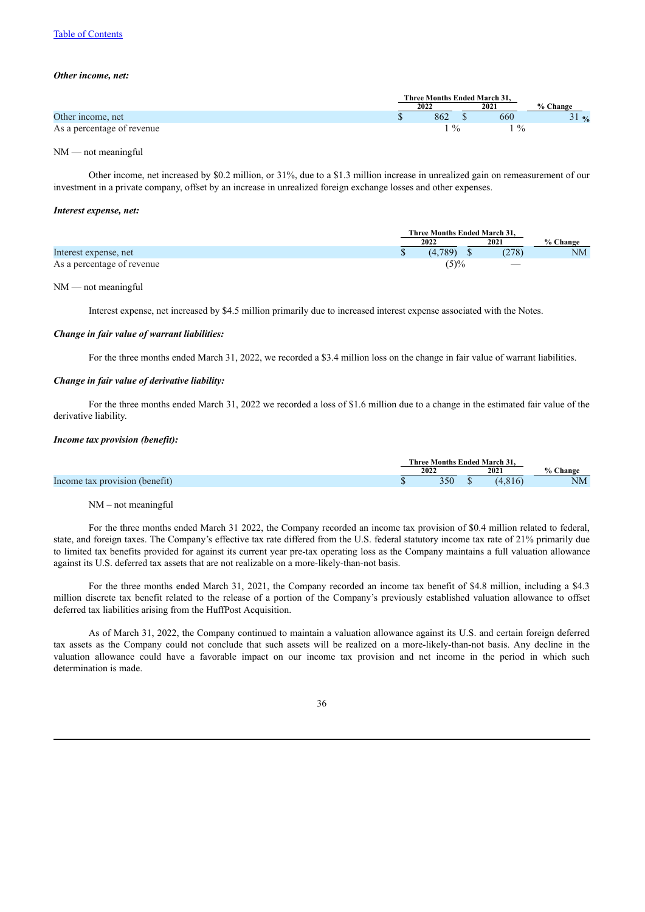*Other income, net:*

| | Three Months Ended March 31, | | |
|---|---|---|---|
| | 2022 | 2021 | % Change |
| Other income, net | $ 862 | $ 660 | 31 % |
| As a percentage of revenue | 1 % | 1 % | |

NM — not meaningful

Other income, net increased by $0.2 million, or 31%, due to a $1.3 million increase in unrealized gain on remeasurement of our investment in a private company, offset by an increase in unrealized foreign exchange losses and other expenses.

*Interest expense, net:*

| | Three Months Ended March 31, | | |
|---|---|---|---|
| | 2022 | 2021 | % Change |
| Interest expense, net | $ (4,789) | $ (278) | NM |
| As a percentage of revenue | (5)% | — | |

NM — not meaningful

Interest expense, net increased by $4.5 million primarily due to increased interest expense associated with the Notes.

*Change in fair value of warrant liabilities:*

For the three months ended March 31, 2022, we recorded a $3.4 million loss on the change in fair value of warrant liabilities.

*Change in fair value of derivative liability:*

For the three months ended March 31, 2022 we recorded a loss of $1.6 million due to a change in the estimated fair value of the derivative liability.

*Income tax provision (benefit):*

| | Three Months Ended March 31, | | |
|---|---|---|---|
| | 2022 | 2021 | % Change |
| Income tax provision (benefit) | $ 350 | $ (4,816) | NM |

NM – not meaningful

For the three months ended March 31 2022, the Company recorded an income tax provision of $0.4 million related to federal, state, and foreign taxes. The Company's effective tax rate differed from the U.S. federal statutory income tax rate of 21% primarily due to limited tax benefits provided for against its current year pre-tax operating loss as the Company maintains a full valuation allowance against its U.S. deferred tax assets that are not realizable on a more-likely-than-not basis.

For the three months ended March 31, 2021, the Company recorded an income tax benefit of $4.8 million, including a $4.3 million discrete tax benefit related to the release of a portion of the Company's previously established valuation allowance to offset deferred tax liabilities arising from the HuffPost Acquisition.

As of March 31, 2022, the Company continued to maintain a valuation allowance against its U.S. and certain foreign deferred tax assets as the Company could not conclude that such assets will be realized on a more-likely-than-not basis. Any decline in the valuation allowance could have a favorable impact on our income tax provision and net income in the period in which such determination is made.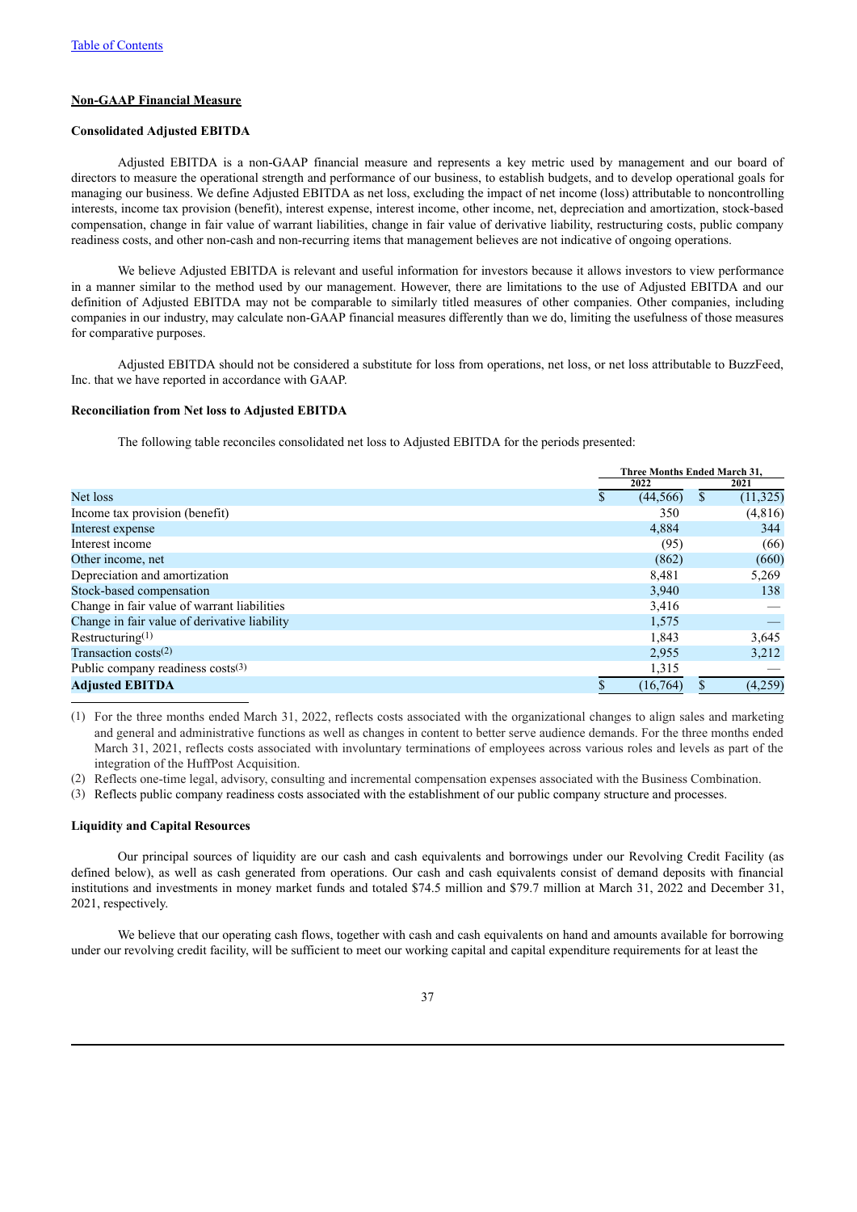[Table of Contents](#)

**Non-GAAP Financial Measure**

**Consolidated Adjusted EBITDA**

Adjusted EBITDA is a non-GAAP financial measure and represents a key metric used by management and our board of directors to measure the operational strength and performance of our business, to establish budgets, and to develop operational goals for managing our business. We define Adjusted EBITDA as net loss, excluding the impact of net income (loss) attributable to noncontrolling interests, income tax provision (benefit), interest expense, interest income, other income, net, depreciation and amortization, stock-based compensation, change in fair value of warrant liabilities, change in fair value of derivative liability, restructuring costs, public company readiness costs, and other non-cash and non-recurring items that management believes are not indicative of ongoing operations.

We believe Adjusted EBITDA is relevant and useful information for investors because it allows investors to view performance in a manner similar to the method used by our management. However, there are limitations to the use of Adjusted EBITDA and our definition of Adjusted EBITDA may not be comparable to similarly titled measures of other companies. Other companies, including companies in our industry, may calculate non-GAAP financial measures differently than we do, limiting the usefulness of those measures for comparative purposes.

Adjusted EBITDA should not be considered a substitute for loss from operations, net loss, or net loss attributable to BuzzFeed, Inc. that we have reported in accordance with GAAP.

**Reconciliation from Net loss to Adjusted EBITDA**

The following table reconciles consolidated net loss to Adjusted EBITDA for the periods presented:

| | Three Months Ended March 31, | |
|---|---|---|
| | 2022 | 2021 |
| Net loss | $ (44,566) | $ (11,325) |
| Income tax provision (benefit) | 350 | (4,816) |
| Interest expense | 4,884 | 344 |
| Interest income | (95) | (66) |
| Other income, net | (862) | (660) |
| Depreciation and amortization | 8,481 | 5,269 |
| Stock-based compensation | 3,940 | 138 |
| Change in fair value of warrant liabilities | 3,416 | — |
| Change in fair value of derivative liability | 1,575 | — |
| Restructuring[1] | 1,843 | 3,645 |
| Transaction costs[2] | 2,955 | 3,212 |
| Public company readiness costs[3] | 1,315 | — |
| **Adjusted EBITDA** | $ (16,764) | $ (4,259) |

(1) For the three months ended March 31, 2022, reflects costs associated with the organizational changes to align sales and marketing and general and administrative functions as well as changes in content to better serve audience demands. For the three months ended March 31, 2021, reflects costs associated with involuntary terminations of employees across various roles and levels as part of the integration of the HuffPost Acquisition.

(2) Reflects one-time legal, advisory, consulting and incremental compensation expenses associated with the Business Combination.

(3) Reflects public company readiness costs associated with the establishment of our public company structure and processes.

**Liquidity and Capital Resources**

Our principal sources of liquidity are our cash and cash equivalents and borrowings under our Revolving Credit Facility (as defined below), as well as cash generated from operations. Our cash and cash equivalents consist of demand deposits with financial institutions and investments in money market funds and totaled $74.5 million and $79.7 million at March 31, 2022 and December 31, 2021, respectively.

We believe that our operating cash flows, together with cash and cash equivalents on hand and amounts available for borrowing under our revolving credit facility, will be sufficient to meet our working capital and capital expenditure requirements for at least the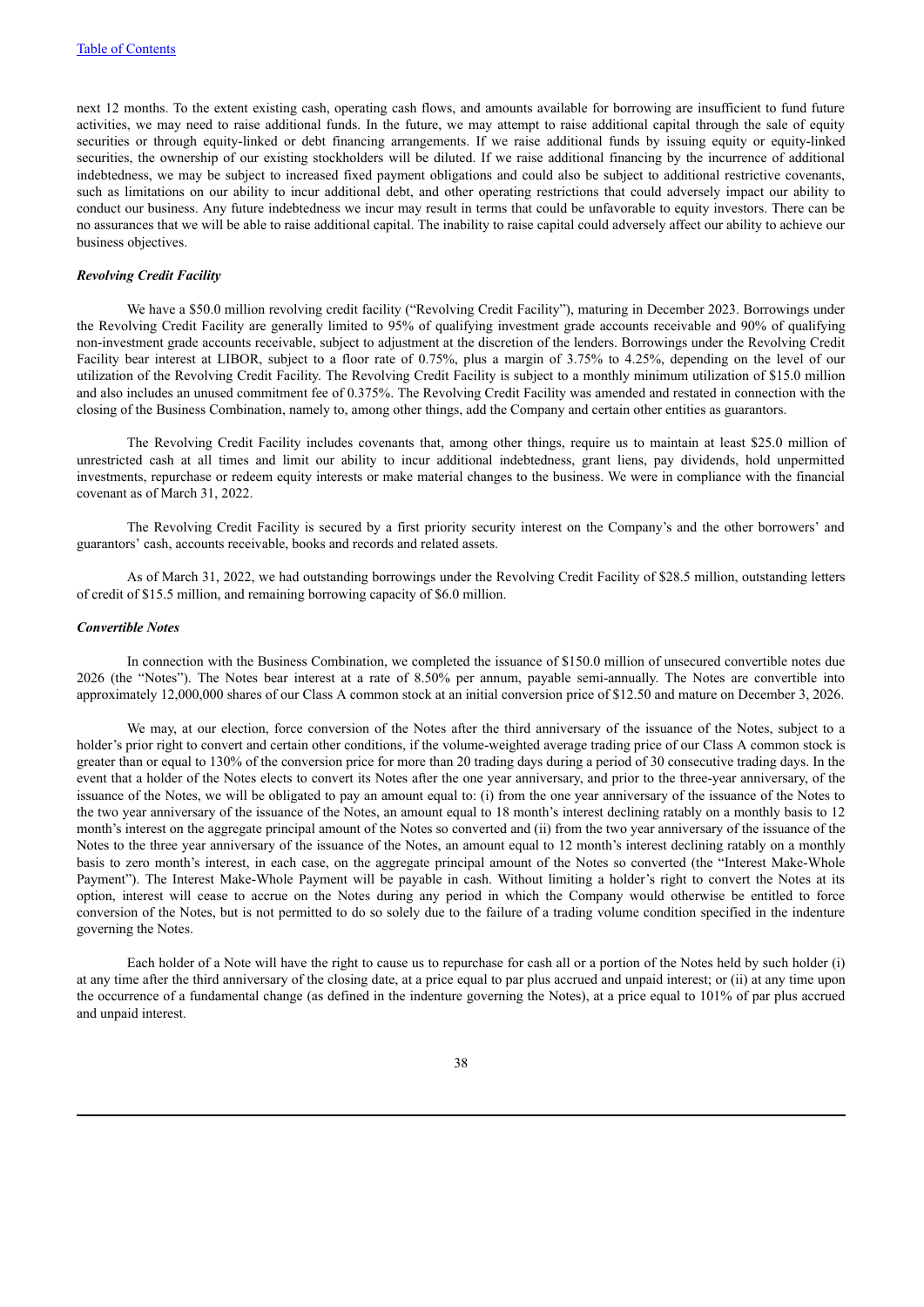next 12 months. To the extent existing cash, operating cash flows, and amounts available for borrowing are insufficient to fund future activities, we may need to raise additional funds. In the future, we may attempt to raise additional capital through the sale of equity securities or through equity-linked or debt financing arrangements. If we raise additional funds by issuing equity or equity-linked securities, the ownership of our existing stockholders will be diluted. If we raise additional financing by the incurrence of additional indebtedness, we may be subject to increased fixed payment obligations and could also be subject to additional restrictive covenants, such as limitations on our ability to incur additional debt, and other operating restrictions that could adversely impact our ability to conduct our business. Any future indebtedness we incur may result in terms that could be unfavorable to equity investors. There can be no assurances that we will be able to raise additional capital. The inability to raise capital could adversely affect our ability to achieve our business objectives.

***Revolving Credit Facility***

We have a $50.0 million revolving credit facility ("Revolving Credit Facility"), maturing in December 2023. Borrowings under the Revolving Credit Facility are generally limited to 95% of qualifying investment grade accounts receivable and 90% of qualifying non-investment grade accounts receivable, subject to adjustment at the discretion of the lenders. Borrowings under the Revolving Credit Facility bear interest at LIBOR, subject to a floor rate of 0.75%, plus a margin of 3.75% to 4.25%, depending on the level of our utilization of the Revolving Credit Facility. The Revolving Credit Facility is subject to a monthly minimum utilization of $15.0 million and also includes an unused commitment fee of 0.375%. The Revolving Credit Facility was amended and restated in connection with the closing of the Business Combination, namely to, among other things, add the Company and certain other entities as guarantors.

The Revolving Credit Facility includes covenants that, among other things, require us to maintain at least $25.0 million of unrestricted cash at all times and limit our ability to incur additional indebtedness, grant liens, pay dividends, hold unpermitted investments, repurchase or redeem equity interests or make material changes to the business. We were in compliance with the financial covenant as of March 31, 2022.

The Revolving Credit Facility is secured by a first priority security interest on the Company's and the other borrowers' and guarantors' cash, accounts receivable, books and records and related assets.

As of March 31, 2022, we had outstanding borrowings under the Revolving Credit Facility of $28.5 million, outstanding letters of credit of $15.5 million, and remaining borrowing capacity of $6.0 million.

***Convertible Notes***

In connection with the Business Combination, we completed the issuance of $150.0 million of unsecured convertible notes due 2026 (the "Notes"). The Notes bear interest at a rate of 8.50% per annum, payable semi-annually. The Notes are convertible into approximately 12,000,000 shares of our Class A common stock at an initial conversion price of $12.50 and mature on December 3, 2026.

We may, at our election, force conversion of the Notes after the third anniversary of the issuance of the Notes, subject to a holder's prior right to convert and certain other conditions, if the volume-weighted average trading price of our Class A common stock is greater than or equal to 130% of the conversion price for more than 20 trading days during a period of 30 consecutive trading days. In the event that a holder of the Notes elects to convert its Notes after the one year anniversary, and prior to the three-year anniversary, of the issuance of the Notes, we will be obligated to pay an amount equal to: (i) from the one year anniversary of the issuance of the Notes to the two year anniversary of the issuance of the Notes, an amount equal to 18 month's interest declining ratably on a monthly basis to 12 month's interest on the aggregate principal amount of the Notes so converted and (ii) from the two year anniversary of the issuance of the Notes to the three year anniversary of the issuance of the Notes, an amount equal to 12 month's interest declining ratably on a monthly basis to zero month's interest, in each case, on the aggregate principal amount of the Notes so converted (the "Interest Make-Whole Payment"). The Interest Make-Whole Payment will be payable in cash. Without limiting a holder's right to convert the Notes at its option, interest will cease to accrue on the Notes during any period in which the Company would otherwise be entitled to force conversion of the Notes, but is not permitted to do so solely due to the failure of a trading volume condition specified in the indenture governing the Notes.

Each holder of a Note will have the right to cause us to repurchase for cash all or a portion of the Notes held by such holder (i) at any time after the third anniversary of the closing date, at a price equal to par plus accrued and unpaid interest; or (ii) at any time upon the occurrence of a fundamental change (as defined in the indenture governing the Notes), at a price equal to 101% of par plus accrued and unpaid interest.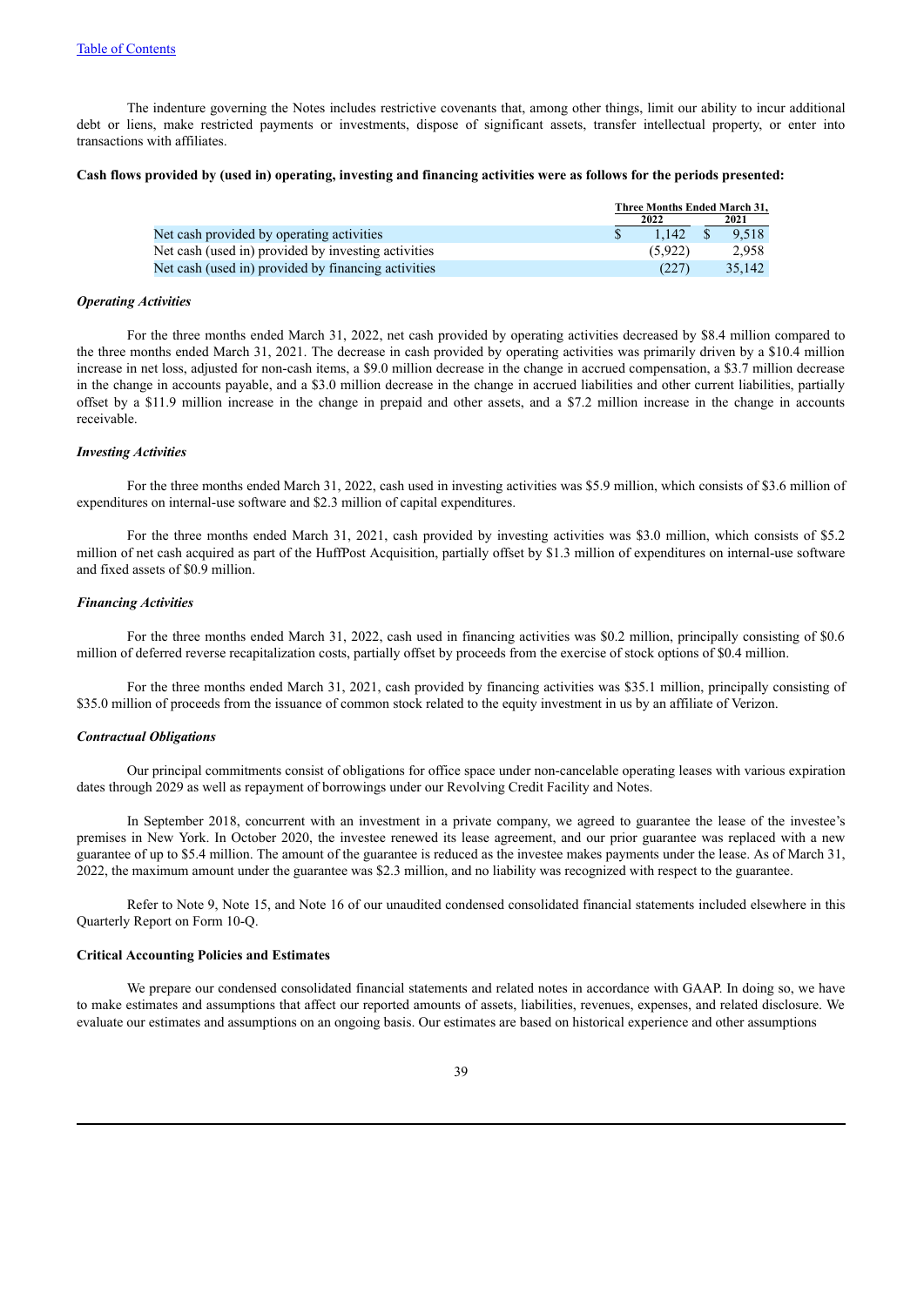The indenture governing the Notes includes restrictive covenants that, among other things, limit our ability to incur additional debt or liens, make restricted payments or investments, dispose of significant assets, transfer intellectual property, or enter into transactions with affiliates.

**Cash flows provided by (used in) operating, investing and financing activities were as follows for the periods presented:**

| | Three Months Ended March 31, | |
|---|---|---|
| | 2022 | 2021 |
| Net cash provided by operating activities | $ 1,142 | $ 9,518 |
| Net cash (used in) provided by investing activities | (5,922) | 2,958 |
| Net cash (used in) provided by financing activities | (227) | 35,142 |

***Operating Activities***

For the three months ended March 31, 2022, net cash provided by operating activities decreased by $8.4 million compared to the three months ended March 31, 2021. The decrease in cash provided by operating activities was primarily driven by a $10.4 million increase in net loss, adjusted for non-cash items, a $9.0 million decrease in the change in accrued compensation, a $3.7 million decrease in the change in accounts payable, and a $3.0 million decrease in the change in accrued liabilities and other current liabilities, partially offset by a $11.9 million increase in the change in prepaid and other assets, and a $7.2 million increase in the change in accounts receivable.

***Investing Activities***

For the three months ended March 31, 2022, cash used in investing activities was $5.9 million, which consists of $3.6 million of expenditures on internal-use software and $2.3 million of capital expenditures.

For the three months ended March 31, 2021, cash provided by investing activities was $3.0 million, which consists of $5.2 million of net cash acquired as part of the HuffPost Acquisition, partially offset by $1.3 million of expenditures on internal-use software and fixed assets of $0.9 million.

***Financing Activities***

For the three months ended March 31, 2022, cash used in financing activities was $0.2 million, principally consisting of $0.6 million of deferred reverse recapitalization costs, partially offset by proceeds from the exercise of stock options of $0.4 million.

For the three months ended March 31, 2021, cash provided by financing activities was $35.1 million, principally consisting of $35.0 million of proceeds from the issuance of common stock related to the equity investment in us by an affiliate of Verizon.

***Contractual Obligations***

Our principal commitments consist of obligations for office space under non-cancelable operating leases with various expiration dates through 2029 as well as repayment of borrowings under our Revolving Credit Facility and Notes.

In September 2018, concurrent with an investment in a private company, we agreed to guarantee the lease of the investee's premises in New York. In October 2020, the investee renewed its lease agreement, and our prior guarantee was replaced with a new guarantee of up to $5.4 million. The amount of the guarantee is reduced as the investee makes payments under the lease. As of March 31, 2022, the maximum amount under the guarantee was $2.3 million, and no liability was recognized with respect to the guarantee.

Refer to Note 9, Note 15, and Note 16 of our unaudited condensed consolidated financial statements included elsewhere in this Quarterly Report on Form 10-Q.

**Critical Accounting Policies and Estimates**

We prepare our condensed consolidated financial statements and related notes in accordance with GAAP. In doing so, we have to make estimates and assumptions that affect our reported amounts of assets, liabilities, revenues, expenses, and related disclosure. We evaluate our estimates and assumptions on an ongoing basis. Our estimates are based on historical experience and other assumptions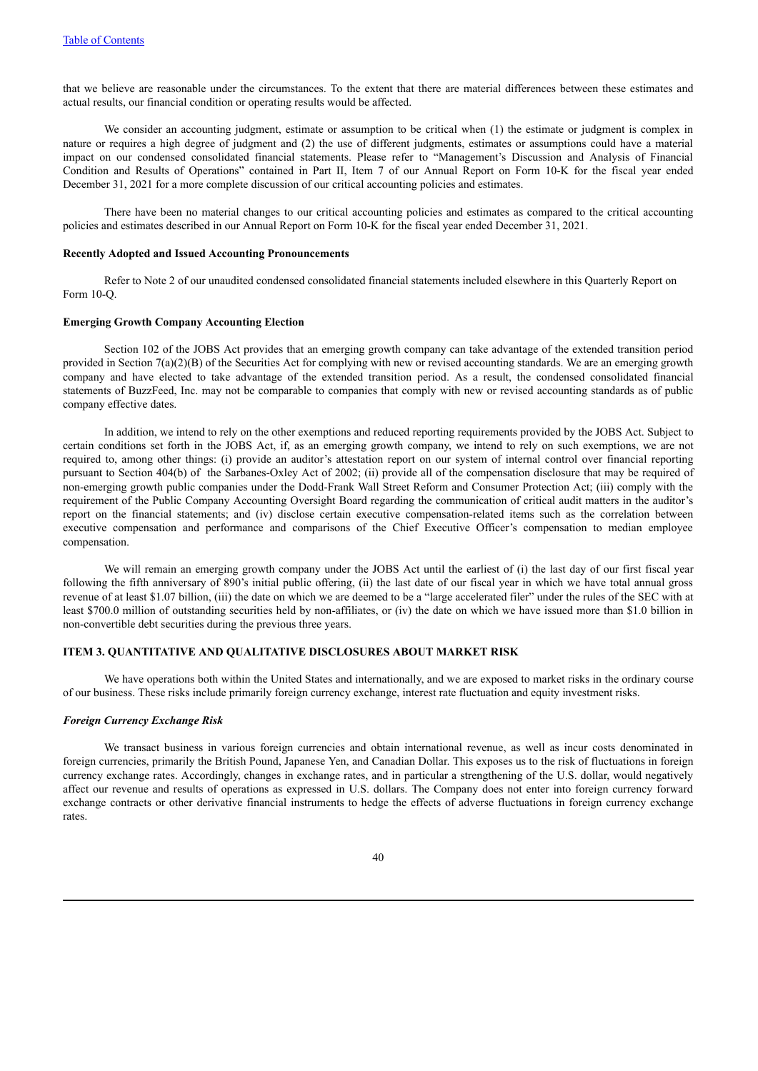that we believe are reasonable under the circumstances. To the extent that there are material differences between these estimates and actual results, our financial condition or operating results would be affected.

We consider an accounting judgment, estimate or assumption to be critical when (1) the estimate or judgment is complex in nature or requires a high degree of judgment and (2) the use of different judgments, estimates or assumptions could have a material impact on our condensed consolidated financial statements. Please refer to "Management's Discussion and Analysis of Financial Condition and Results of Operations" contained in Part II, Item 7 of our Annual Report on Form 10-K for the fiscal year ended December 31, 2021 for a more complete discussion of our critical accounting policies and estimates.

There have been no material changes to our critical accounting policies and estimates as compared to the critical accounting policies and estimates described in our Annual Report on Form 10-K for the fiscal year ended December 31, 2021.

**Recently Adopted and Issued Accounting Pronouncements**

Refer to Note 2 of our unaudited condensed consolidated financial statements included elsewhere in this Quarterly Report on Form 10-Q.

**Emerging Growth Company Accounting Election**

Section 102 of the JOBS Act provides that an emerging growth company can take advantage of the extended transition period provided in Section 7(a)(2)(B) of the Securities Act for complying with new or revised accounting standards. We are an emerging growth company and have elected to take advantage of the extended transition period. As a result, the condensed consolidated financial statements of BuzzFeed, Inc. may not be comparable to companies that comply with new or revised accounting standards as of public company effective dates.

In addition, we intend to rely on the other exemptions and reduced reporting requirements provided by the JOBS Act. Subject to certain conditions set forth in the JOBS Act, if, as an emerging growth company, we intend to rely on such exemptions, we are not required to, among other things: (i) provide an auditor's attestation report on our system of internal control over financial reporting pursuant to Section 404(b) of the Sarbanes-Oxley Act of 2002; (ii) provide all of the compensation disclosure that may be required of non-emerging growth public companies under the Dodd-Frank Wall Street Reform and Consumer Protection Act; (iii) comply with the requirement of the Public Company Accounting Oversight Board regarding the communication of critical audit matters in the auditor's report on the financial statements; and (iv) disclose certain executive compensation-related items such as the correlation between executive compensation and performance and comparisons of the Chief Executive Officer's compensation to median employee compensation.

We will remain an emerging growth company under the JOBS Act until the earliest of (i) the last day of our first fiscal year following the fifth anniversary of 890's initial public offering, (ii) the last date of our fiscal year in which we have total annual gross revenue of at least $1.07 billion, (iii) the date on which we are deemed to be a "large accelerated filer" under the rules of the SEC with at least $700.0 million of outstanding securities held by non-affiliates, or (iv) the date on which we have issued more than $1.0 billion in non-convertible debt securities during the previous three years.

## ITEM 3. QUANTITATIVE AND QUALITATIVE DISCLOSURES ABOUT MARKET RISK

We have operations both within the United States and internationally, and we are exposed to market risks in the ordinary course of our business. These risks include primarily foreign currency exchange, interest rate fluctuation and equity investment risks.

***Foreign Currency Exchange Risk***

We transact business in various foreign currencies and obtain international revenue, as well as incur costs denominated in foreign currencies, primarily the British Pound, Japanese Yen, and Canadian Dollar. This exposes us to the risk of fluctuations in foreign currency exchange rates. Accordingly, changes in exchange rates, and in particular a strengthening of the U.S. dollar, would negatively affect our revenue and results of operations as expressed in U.S. dollars. The Company does not enter into foreign currency forward exchange contracts or other derivative financial instruments to hedge the effects of adverse fluctuations in foreign currency exchange rates.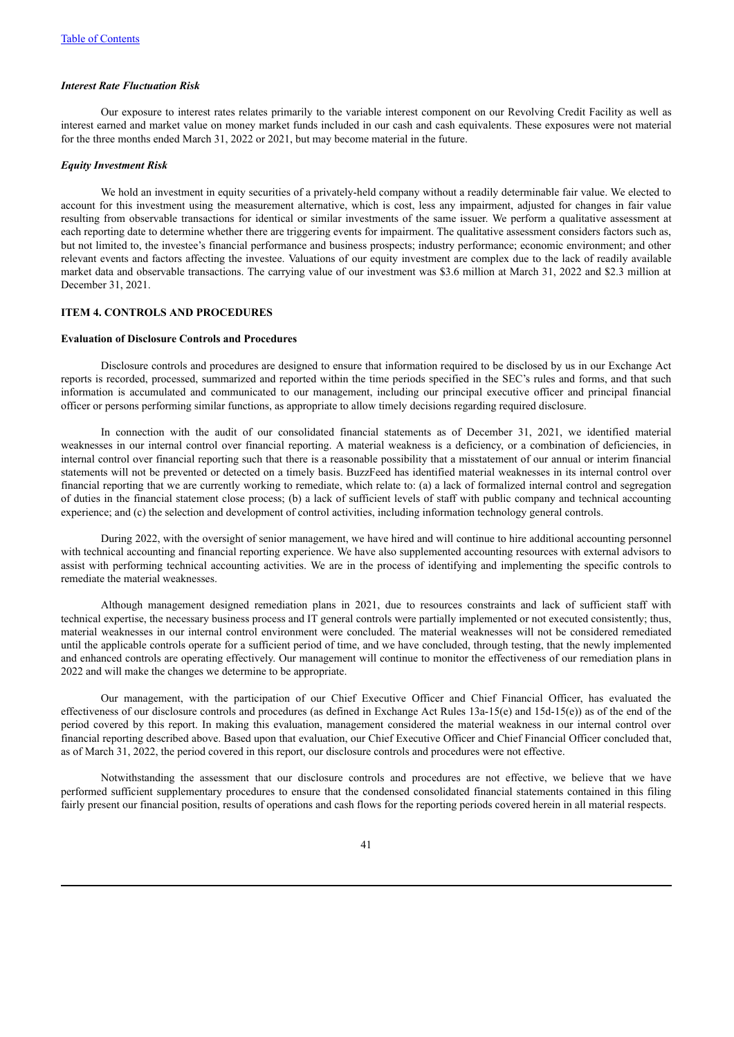### *Interest Rate Fluctuation Risk*

Our exposure to interest rates relates primarily to the variable interest component on our Revolving Credit Facility as well as interest earned and market value on money market funds included in our cash and cash equivalents. These exposures were not material for the three months ended March 31, 2022 or 2021, but may become material in the future.

### *Equity Investment Risk*

We hold an investment in equity securities of a privately-held company without a readily determinable fair value. We elected to account for this investment using the measurement alternative, which is cost, less any impairment, adjusted for changes in fair value resulting from observable transactions for identical or similar investments of the same issuer. We perform a qualitative assessment at each reporting date to determine whether there are triggering events for impairment. The qualitative assessment considers factors such as, but not limited to, the investee's financial performance and business prospects; industry performance; economic environment; and other relevant events and factors affecting the investee. Valuations of our equity investment are complex due to the lack of readily available market data and observable transactions. The carrying value of our investment was \$3.6 million at March 31, 2022 and \$2.3 million at December 31, 2021.

## ITEM 4. CONTROLS AND PROCEDURES

### Evaluation of Disclosure Controls and Procedures

Disclosure controls and procedures are designed to ensure that information required to be disclosed by us in our Exchange Act reports is recorded, processed, summarized and reported within the time periods specified in the SEC's rules and forms, and that such information is accumulated and communicated to our management, including our principal executive officer and principal financial officer or persons performing similar functions, as appropriate to allow timely decisions regarding required disclosure.

In connection with the audit of our consolidated financial statements as of December 31, 2021, we identified material weaknesses in our internal control over financial reporting. A material weakness is a deficiency, or a combination of deficiencies, in internal control over financial reporting such that there is a reasonable possibility that a misstatement of our annual or interim financial statements will not be prevented or detected on a timely basis. BuzzFeed has identified material weaknesses in its internal control over financial reporting that we are currently working to remediate, which relate to: (a) a lack of formalized internal control and segregation of duties in the financial statement close process; (b) a lack of sufficient levels of staff with public company and technical accounting experience; and (c) the selection and development of control activities, including information technology general controls.

During 2022, with the oversight of senior management, we have hired and will continue to hire additional accounting personnel with technical accounting and financial reporting experience. We have also supplemented accounting resources with external advisors to assist with performing technical accounting activities. We are in the process of identifying and implementing the specific controls to remediate the material weaknesses.

Although management designed remediation plans in 2021, due to resources constraints and lack of sufficient staff with technical expertise, the necessary business process and IT general controls were partially implemented or not executed consistently; thus, material weaknesses in our internal control environment were concluded. The material weaknesses will not be considered remediated until the applicable controls operate for a sufficient period of time, and we have concluded, through testing, that the newly implemented and enhanced controls are operating effectively. Our management will continue to monitor the effectiveness of our remediation plans in 2022 and will make the changes we determine to be appropriate.

Our management, with the participation of our Chief Executive Officer and Chief Financial Officer, has evaluated the effectiveness of our disclosure controls and procedures (as defined in Exchange Act Rules 13a-15(e) and 15d-15(e)) as of the end of the period covered by this report. In making this evaluation, management considered the material weakness in our internal control over financial reporting described above. Based upon that evaluation, our Chief Executive Officer and Chief Financial Officer concluded that, as of March 31, 2022, the period covered in this report, our disclosure controls and procedures were not effective.

Notwithstanding the assessment that our disclosure controls and procedures are not effective, we believe that we have performed sufficient supplementary procedures to ensure that the condensed consolidated financial statements contained in this filing fairly present our financial position, results of operations and cash flows for the reporting periods covered herein in all material respects.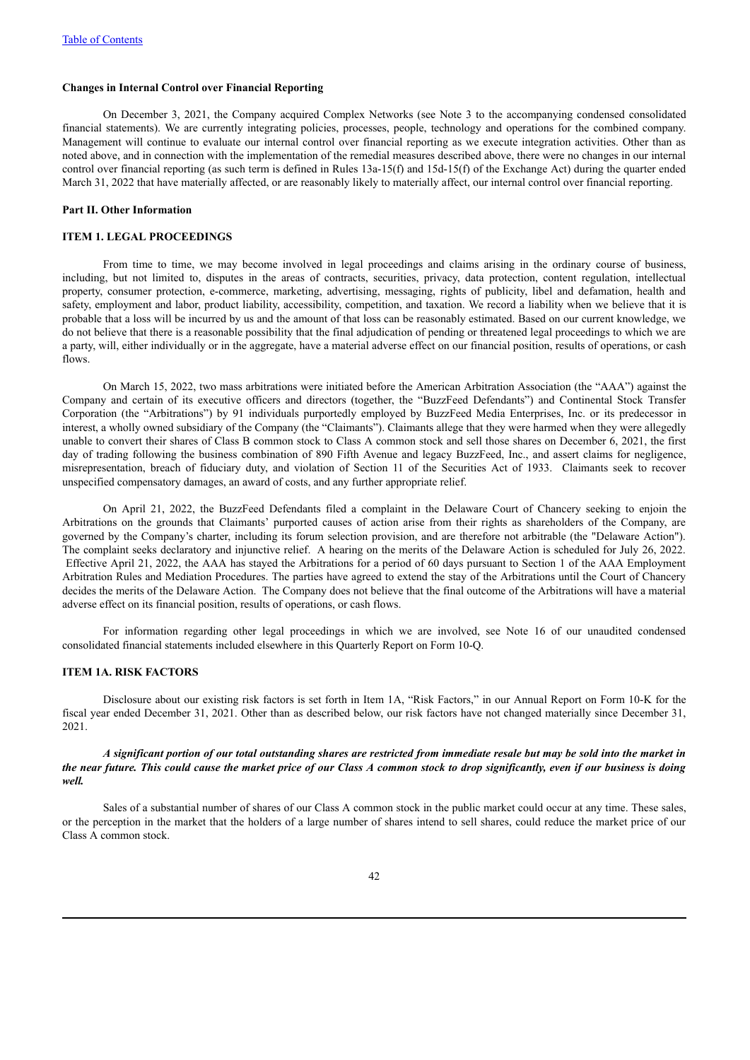**Changes in Internal Control over Financial Reporting**

On December 3, 2021, the Company acquired Complex Networks (see Note 3 to the accompanying condensed consolidated financial statements). We are currently integrating policies, processes, people, technology and operations for the combined company. Management will continue to evaluate our internal control over financial reporting as we execute integration activities. Other than as noted above, and in connection with the implementation of the remedial measures described above, there were no changes in our internal control over financial reporting (as such term is defined in Rules 13a-15(f) and 15d-15(f) of the Exchange Act) during the quarter ended March 31, 2022 that have materially affected, or are reasonably likely to materially affect, our internal control over financial reporting.

**Part II. Other Information**

**ITEM 1. LEGAL PROCEEDINGS**

From time to time, we may become involved in legal proceedings and claims arising in the ordinary course of business, including, but not limited to, disputes in the areas of contracts, securities, privacy, data protection, content regulation, intellectual property, consumer protection, e-commerce, marketing, advertising, messaging, rights of publicity, libel and defamation, health and safety, employment and labor, product liability, accessibility, competition, and taxation. We record a liability when we believe that it is probable that a loss will be incurred by us and the amount of that loss can be reasonably estimated. Based on our current knowledge, we do not believe that there is a reasonable possibility that the final adjudication of pending or threatened legal proceedings to which we are a party, will, either individually or in the aggregate, have a material adverse effect on our financial position, results of operations, or cash flows.

On March 15, 2022, two mass arbitrations were initiated before the American Arbitration Association (the "AAA") against the Company and certain of its executive officers and directors (together, the "BuzzFeed Defendants") and Continental Stock Transfer Corporation (the "Arbitrations") by 91 individuals purportedly employed by BuzzFeed Media Enterprises, Inc. or its predecessor in interest, a wholly owned subsidiary of the Company (the "Claimants"). Claimants allege that they were harmed when they were allegedly unable to convert their shares of Class B common stock to Class A common stock and sell those shares on December 6, 2021, the first day of trading following the business combination of 890 Fifth Avenue and legacy BuzzFeed, Inc., and assert claims for negligence, misrepresentation, breach of fiduciary duty, and violation of Section 11 of the Securities Act of 1933. Claimants seek to recover unspecified compensatory damages, an award of costs, and any further appropriate relief.

On April 21, 2022, the BuzzFeed Defendants filed a complaint in the Delaware Court of Chancery seeking to enjoin the Arbitrations on the grounds that Claimants' purported causes of action arise from their rights as shareholders of the Company, are governed by the Company's charter, including its forum selection provision, and are therefore not arbitrable (the "Delaware Action"). The complaint seeks declaratory and injunctive relief. A hearing on the merits of the Delaware Action is scheduled for July 26, 2022. Effective April 21, 2022, the AAA has stayed the Arbitrations for a period of 60 days pursuant to Section 1 of the AAA Employment Arbitration Rules and Mediation Procedures. The parties have agreed to extend the stay of the Arbitrations until the Court of Chancery decides the merits of the Delaware Action. The Company does not believe that the final outcome of the Arbitrations will have a material adverse effect on its financial position, results of operations, or cash flows.

For information regarding other legal proceedings in which we are involved, see Note 16 of our unaudited condensed consolidated financial statements included elsewhere in this Quarterly Report on Form 10-Q.

**ITEM 1A. RISK FACTORS**

Disclosure about our existing risk factors is set forth in Item 1A, "Risk Factors," in our Annual Report on Form 10-K for the fiscal year ended December 31, 2021. Other than as described below, our risk factors have not changed materially since December 31, 2021.

***A significant portion of our total outstanding shares are restricted from immediate resale but may be sold into the market in the near future. This could cause the market price of our Class A common stock to drop significantly, even if our business is doing well.***

Sales of a substantial number of shares of our Class A common stock in the public market could occur at any time. These sales, or the perception in the market that the holders of a large number of shares intend to sell shares, could reduce the market price of our Class A common stock.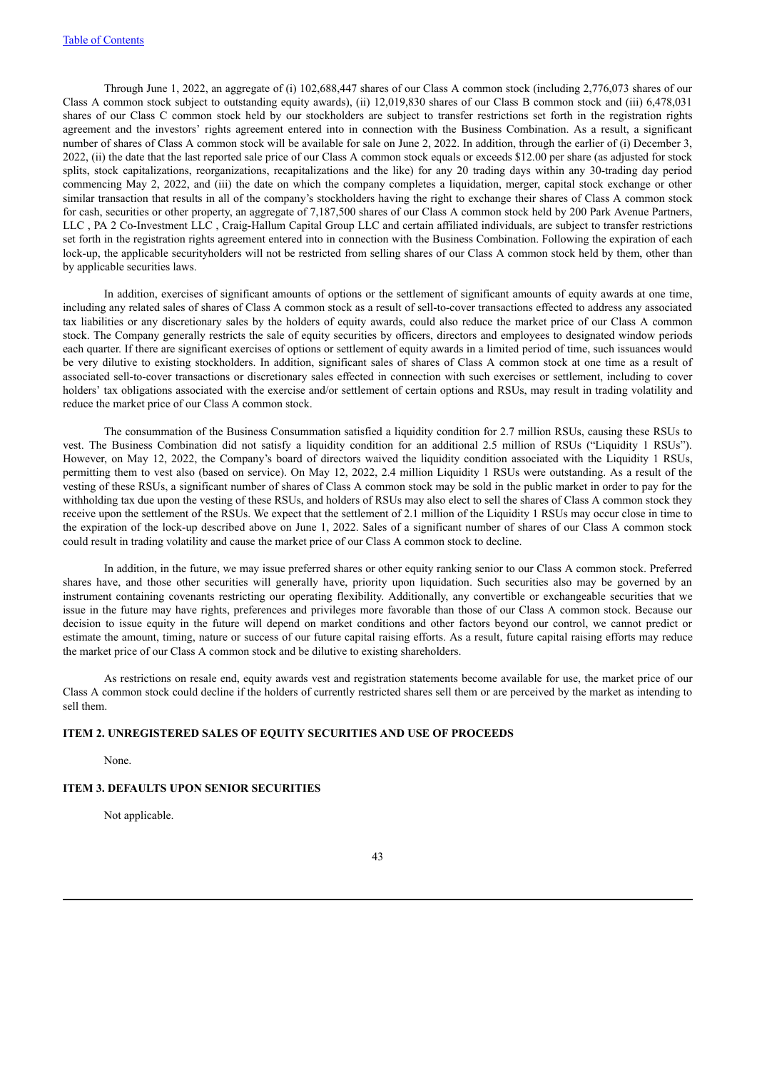Through June 1, 2022, an aggregate of (i) 102,688,447 shares of our Class A common stock (including 2,776,073 shares of our Class A common stock subject to outstanding equity awards), (ii) 12,019,830 shares of our Class B common stock and (iii) 6,478,031 shares of our Class C common stock held by our stockholders are subject to transfer restrictions set forth in the registration rights agreement and the investors' rights agreement entered into in connection with the Business Combination. As a result, a significant number of shares of Class A common stock will be available for sale on June 2, 2022. In addition, through the earlier of (i) December 3, 2022, (ii) the date that the last reported sale price of our Class A common stock equals or exceeds $12.00 per share (as adjusted for stock splits, stock capitalizations, reorganizations, recapitalizations and the like) for any 20 trading days within any 30-trading day period commencing May 2, 2022, and (iii) the date on which the company completes a liquidation, merger, capital stock exchange or other similar transaction that results in all of the company's stockholders having the right to exchange their shares of Class A common stock for cash, securities or other property, an aggregate of 7,187,500 shares of our Class A common stock held by 200 Park Avenue Partners, LLC , PA 2 Co-Investment LLC , Craig-Hallum Capital Group LLC and certain affiliated individuals, are subject to transfer restrictions set forth in the registration rights agreement entered into in connection with the Business Combination. Following the expiration of each lock-up, the applicable securityholders will not be restricted from selling shares of our Class A common stock held by them, other than by applicable securities laws.

In addition, exercises of significant amounts of options or the settlement of significant amounts of equity awards at one time, including any related sales of shares of Class A common stock as a result of sell-to-cover transactions effected to address any associated tax liabilities or any discretionary sales by the holders of equity awards, could also reduce the market price of our Class A common stock. The Company generally restricts the sale of equity securities by officers, directors and employees to designated window periods each quarter. If there are significant exercises of options or settlement of equity awards in a limited period of time, such issuances would be very dilutive to existing stockholders. In addition, significant sales of shares of Class A common stock at one time as a result of associated sell-to-cover transactions or discretionary sales effected in connection with such exercises or settlement, including to cover holders' tax obligations associated with the exercise and/or settlement of certain options and RSUs, may result in trading volatility and reduce the market price of our Class A common stock.

The consummation of the Business Consummation satisfied a liquidity condition for 2.7 million RSUs, causing these RSUs to vest. The Business Combination did not satisfy a liquidity condition for an additional 2.5 million of RSUs ("Liquidity 1 RSUs"). However, on May 12, 2022, the Company's board of directors waived the liquidity condition associated with the Liquidity 1 RSUs, permitting them to vest also (based on service). On May 12, 2022, 2.4 million Liquidity 1 RSUs were outstanding. As a result of the vesting of these RSUs, a significant number of shares of Class A common stock may be sold in the public market in order to pay for the withholding tax due upon the vesting of these RSUs, and holders of RSUs may also elect to sell the shares of Class A common stock they receive upon the settlement of the RSUs. We expect that the settlement of 2.1 million of the Liquidity 1 RSUs may occur close in time to the expiration of the lock-up described above on June 1, 2022. Sales of a significant number of shares of our Class A common stock could result in trading volatility and cause the market price of our Class A common stock to decline.

In addition, in the future, we may issue preferred shares or other equity ranking senior to our Class A common stock. Preferred shares have, and those other securities will generally have, priority upon liquidation. Such securities also may be governed by an instrument containing covenants restricting our operating flexibility. Additionally, any convertible or exchangeable securities that we issue in the future may have rights, preferences and privileges more favorable than those of our Class A common stock. Because our decision to issue equity in the future will depend on market conditions and other factors beyond our control, we cannot predict or estimate the amount, timing, nature or success of our future capital raising efforts. As a result, future capital raising efforts may reduce the market price of our Class A common stock and be dilutive to existing shareholders.

As restrictions on resale end, equity awards vest and registration statements become available for use, the market price of our Class A common stock could decline if the holders of currently restricted shares sell them or are perceived by the market as intending to sell them.

### ITEM 2. UNREGISTERED SALES OF EQUITY SECURITIES AND USE OF PROCEEDS

None.

### ITEM 3. DEFAULTS UPON SENIOR SECURITIES

Not applicable.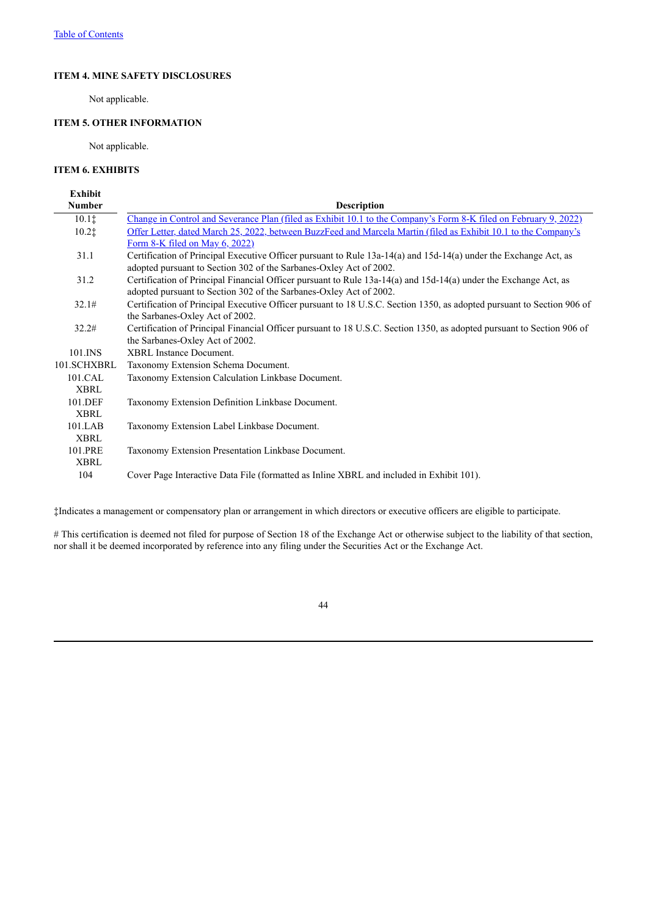## ITEM 4. MINE SAFETY DISCLOSURES

Not applicable.

## ITEM 5. OTHER INFORMATION

Not applicable.

## ITEM 6. EXHIBITS

| Exhibit Number | Description |
|---|---|
| 10.1‡ | Change in Control and Severance Plan (filed as Exhibit 10.1 to the Company's Form 8-K filed on February 9, 2022) |
| 10.2‡ | Offer Letter, dated March 25, 2022, between BuzzFeed and Marcela Martin (filed as Exhibit 10.1 to the Company's Form 8-K filed on May 6, 2022) |
| 31.1 | Certification of Principal Executive Officer pursuant to Rule 13a-14(a) and 15d-14(a) under the Exchange Act, as adopted pursuant to Section 302 of the Sarbanes-Oxley Act of 2002. |
| 31.2 | Certification of Principal Financial Officer pursuant to Rule 13a-14(a) and 15d-14(a) under the Exchange Act, as adopted pursuant to Section 302 of the Sarbanes-Oxley Act of 2002. |
| 32.1# | Certification of Principal Executive Officer pursuant to 18 U.S.C. Section 1350, as adopted pursuant to Section 906 of the Sarbanes-Oxley Act of 2002. |
| 32.2# | Certification of Principal Financial Officer pursuant to 18 U.S.C. Section 1350, as adopted pursuant to Section 906 of the Sarbanes-Oxley Act of 2002. |
| 101.INS | XBRL Instance Document. |
| 101.SCHXBRL | Taxonomy Extension Schema Document. |
| 101.CAL XBRL | Taxonomy Extension Calculation Linkbase Document. |
| 101.DEF XBRL | Taxonomy Extension Definition Linkbase Document. |
| 101.LAB XBRL | Taxonomy Extension Label Linkbase Document. |
| 101.PRE XBRL | Taxonomy Extension Presentation Linkbase Document. |
| 104 | Cover Page Interactive Data File (formatted as Inline XBRL and included in Exhibit 101). |

‡Indicates a management or compensatory plan or arrangement in which directors or executive officers are eligible to participate.

# This certification is deemed not filed for purpose of Section 18 of the Exchange Act or otherwise subject to the liability of that section, nor shall it be deemed incorporated by reference into any filing under the Securities Act or the Exchange Act.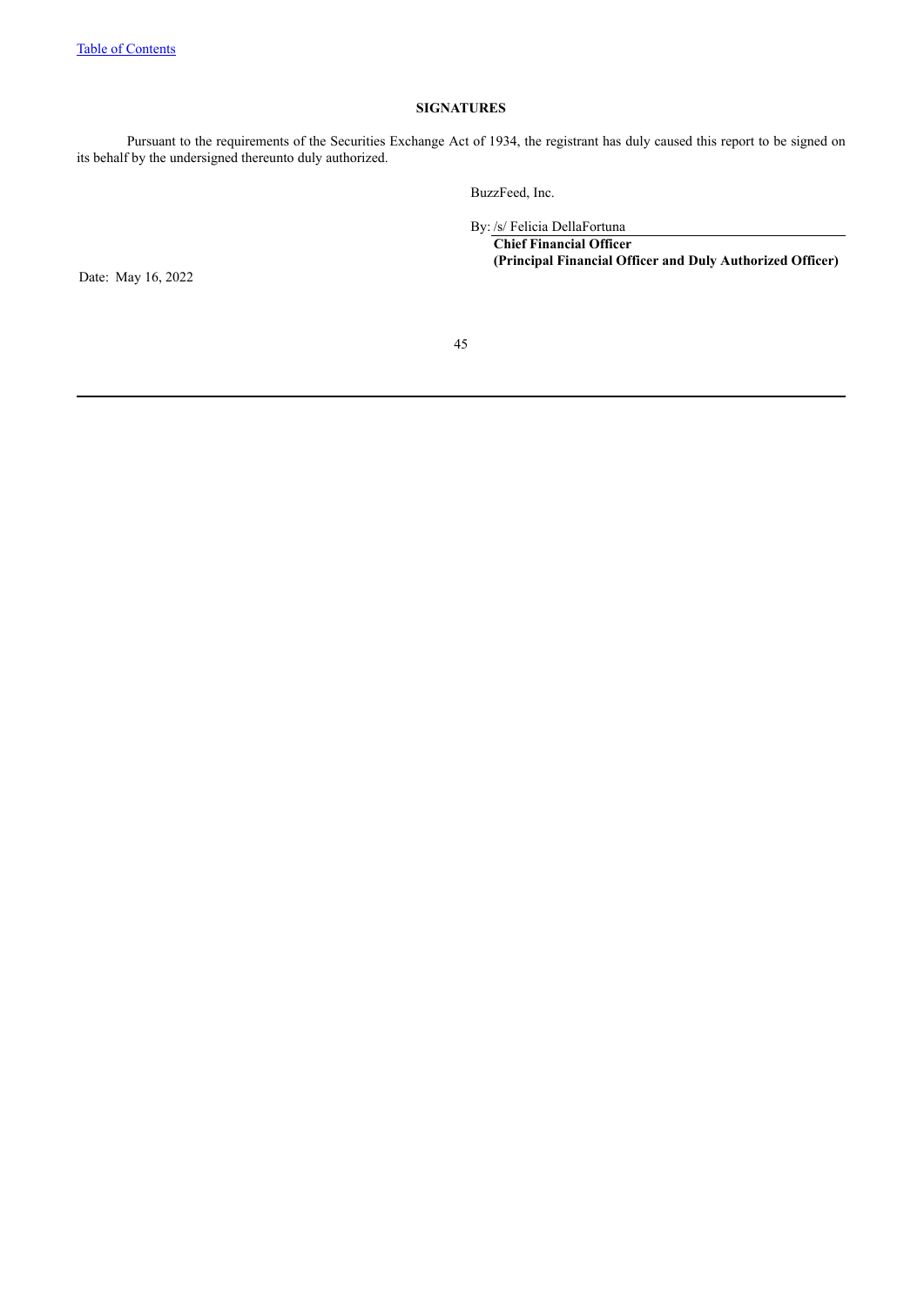## SIGNATURES

Pursuant to the requirements of the Securities Exchange Act of 1934, the registrant has duly caused this report to be signed on its behalf by the undersigned thereunto duly authorized.

BuzzFeed, Inc.

By: /s/ Felicia DellaFortuna

**Chief Financial Officer**
**(Principal Financial Officer and Duly Authorized Officer)**

Date: May 16, 2022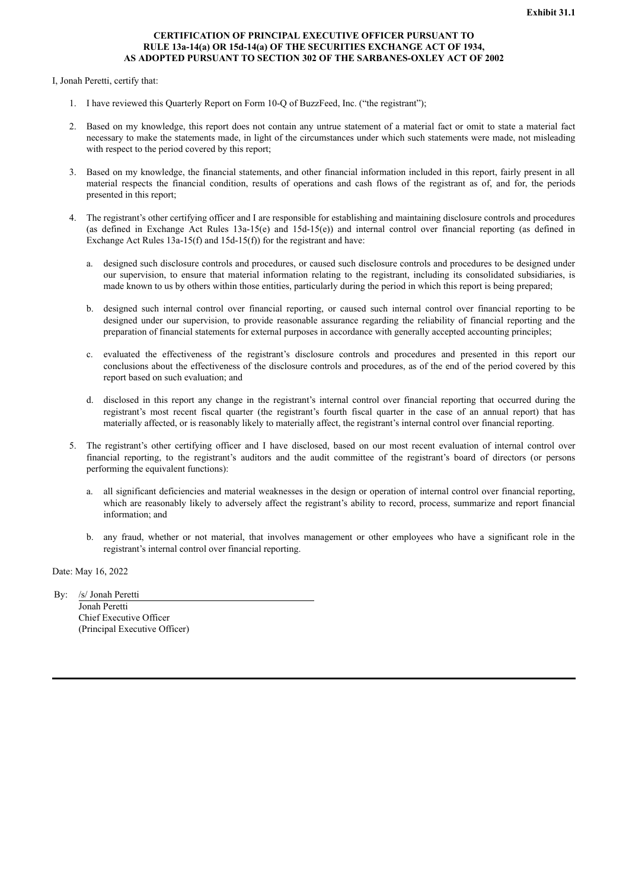**Exhibit 31.1**

**CERTIFICATION OF PRINCIPAL EXECUTIVE OFFICER PURSUANT TO RULE 13a-14(a) OR 15d-14(a) OF THE SECURITIES EXCHANGE ACT OF 1934, AS ADOPTED PURSUANT TO SECTION 302 OF THE SARBANES-OXLEY ACT OF 2002**

I, Jonah Peretti, certify that:

1. I have reviewed this Quarterly Report on Form 10-Q of BuzzFeed, Inc. ("the registrant");

2. Based on my knowledge, this report does not contain any untrue statement of a material fact or omit to state a material fact necessary to make the statements made, in light of the circumstances under which such statements were made, not misleading with respect to the period covered by this report;

3. Based on my knowledge, the financial statements, and other financial information included in this report, fairly present in all material respects the financial condition, results of operations and cash flows of the registrant as of, and for, the periods presented in this report;

4. The registrant's other certifying officer and I are responsible for establishing and maintaining disclosure controls and procedures (as defined in Exchange Act Rules 13a-15(e) and 15d-15(e)) and internal control over financial reporting (as defined in Exchange Act Rules 13a-15(f) and 15d-15(f)) for the registrant and have:

   a. designed such disclosure controls and procedures, or caused such disclosure controls and procedures to be designed under our supervision, to ensure that material information relating to the registrant, including its consolidated subsidiaries, is made known to us by others within those entities, particularly during the period in which this report is being prepared;

   b. designed such internal control over financial reporting, or caused such internal control over financial reporting to be designed under our supervision, to provide reasonable assurance regarding the reliability of financial reporting and the preparation of financial statements for external purposes in accordance with generally accepted accounting principles;

   c. evaluated the effectiveness of the registrant's disclosure controls and procedures and presented in this report our conclusions about the effectiveness of the disclosure controls and procedures, as of the end of the period covered by this report based on such evaluation; and

   d. disclosed in this report any change in the registrant's internal control over financial reporting that occurred during the registrant's most recent fiscal quarter (the registrant's fourth fiscal quarter in the case of an annual report) that has materially affected, or is reasonably likely to materially affect, the registrant's internal control over financial reporting.

5. The registrant's other certifying officer and I have disclosed, based on our most recent evaluation of internal control over financial reporting, to the registrant's auditors and the audit committee of the registrant's board of directors (or persons performing the equivalent functions):

   a. all significant deficiencies and material weaknesses in the design or operation of internal control over financial reporting, which are reasonably likely to adversely affect the registrant's ability to record, process, summarize and report financial information; and

   b. any fraud, whether or not material, that involves management or other employees who have a significant role in the registrant's internal control over financial reporting.

Date: May 16, 2022

By: /s/ Jonah Peretti
Jonah Peretti
Chief Executive Officer
(Principal Executive Officer)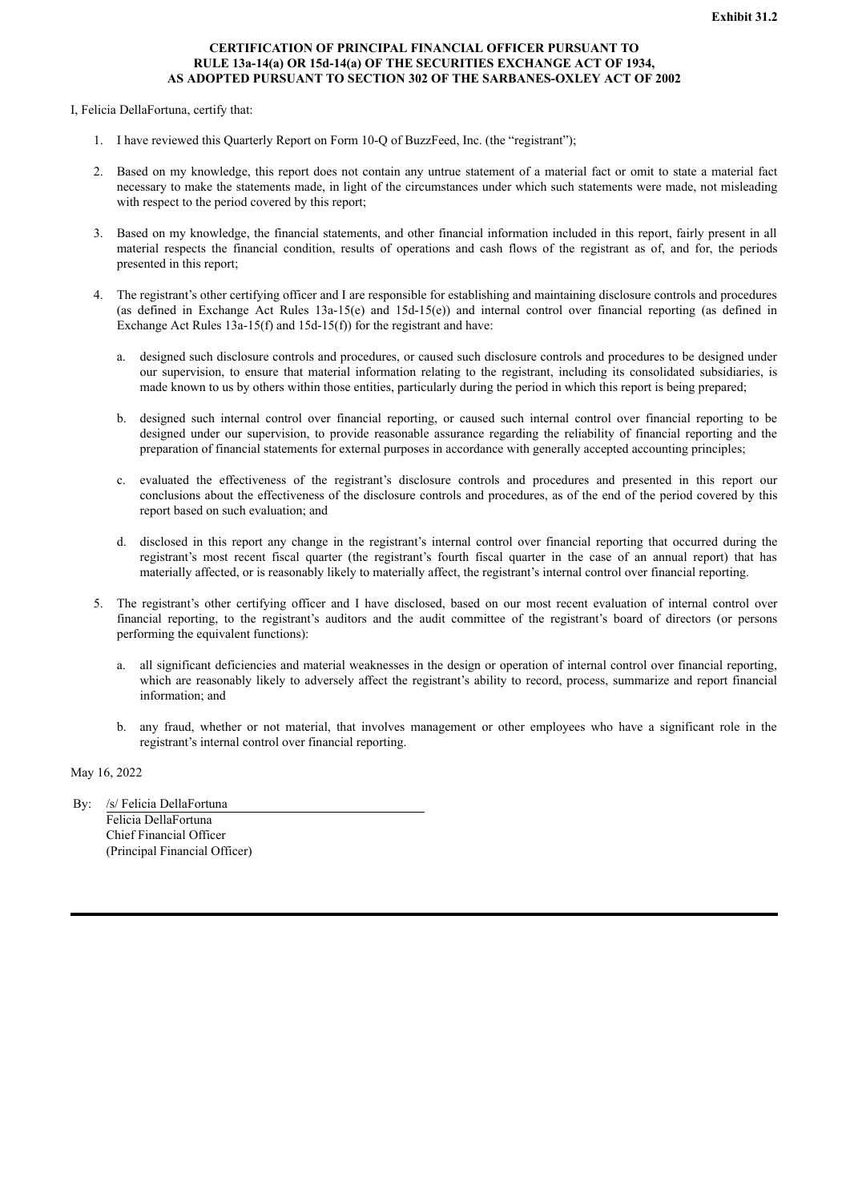**Exhibit 31.2**

**CERTIFICATION OF PRINCIPAL FINANCIAL OFFICER PURSUANT TO RULE 13a-14(a) OR 15d-14(a) OF THE SECURITIES EXCHANGE ACT OF 1934, AS ADOPTED PURSUANT TO SECTION 302 OF THE SARBANES-OXLEY ACT OF 2002**

I, Felicia DellaFortuna, certify that:

1. I have reviewed this Quarterly Report on Form 10-Q of BuzzFeed, Inc. (the "registrant");

2. Based on my knowledge, this report does not contain any untrue statement of a material fact or omit to state a material fact necessary to make the statements made, in light of the circumstances under which such statements were made, not misleading with respect to the period covered by this report;

3. Based on my knowledge, the financial statements, and other financial information included in this report, fairly present in all material respects the financial condition, results of operations and cash flows of the registrant as of, and for, the periods presented in this report;

4. The registrant's other certifying officer and I are responsible for establishing and maintaining disclosure controls and procedures (as defined in Exchange Act Rules 13a-15(e) and 15d-15(e)) and internal control over financial reporting (as defined in Exchange Act Rules 13a-15(f) and 15d-15(f)) for the registrant and have:

   a. designed such disclosure controls and procedures, or caused such disclosure controls and procedures to be designed under our supervision, to ensure that material information relating to the registrant, including its consolidated subsidiaries, is made known to us by others within those entities, particularly during the period in which this report is being prepared;

   b. designed such internal control over financial reporting, or caused such internal control over financial reporting to be designed under our supervision, to provide reasonable assurance regarding the reliability of financial reporting and the preparation of financial statements for external purposes in accordance with generally accepted accounting principles;

   c. evaluated the effectiveness of the registrant's disclosure controls and procedures and presented in this report our conclusions about the effectiveness of the disclosure controls and procedures, as of the end of the period covered by this report based on such evaluation; and

   d. disclosed in this report any change in the registrant's internal control over financial reporting that occurred during the registrant's most recent fiscal quarter (the registrant's fourth fiscal quarter in the case of an annual report) that has materially affected, or is reasonably likely to materially affect, the registrant's internal control over financial reporting.

5. The registrant's other certifying officer and I have disclosed, based on our most recent evaluation of internal control over financial reporting, to the registrant's auditors and the audit committee of the registrant's board of directors (or persons performing the equivalent functions):

   a. all significant deficiencies and material weaknesses in the design or operation of internal control over financial reporting, which are reasonably likely to adversely affect the registrant's ability to record, process, summarize and report financial information; and

   b. any fraud, whether or not material, that involves management or other employees who have a significant role in the registrant's internal control over financial reporting.

May 16, 2022

By: /s/ Felicia DellaFortuna
Felicia DellaFortuna
Chief Financial Officer
(Principal Financial Officer)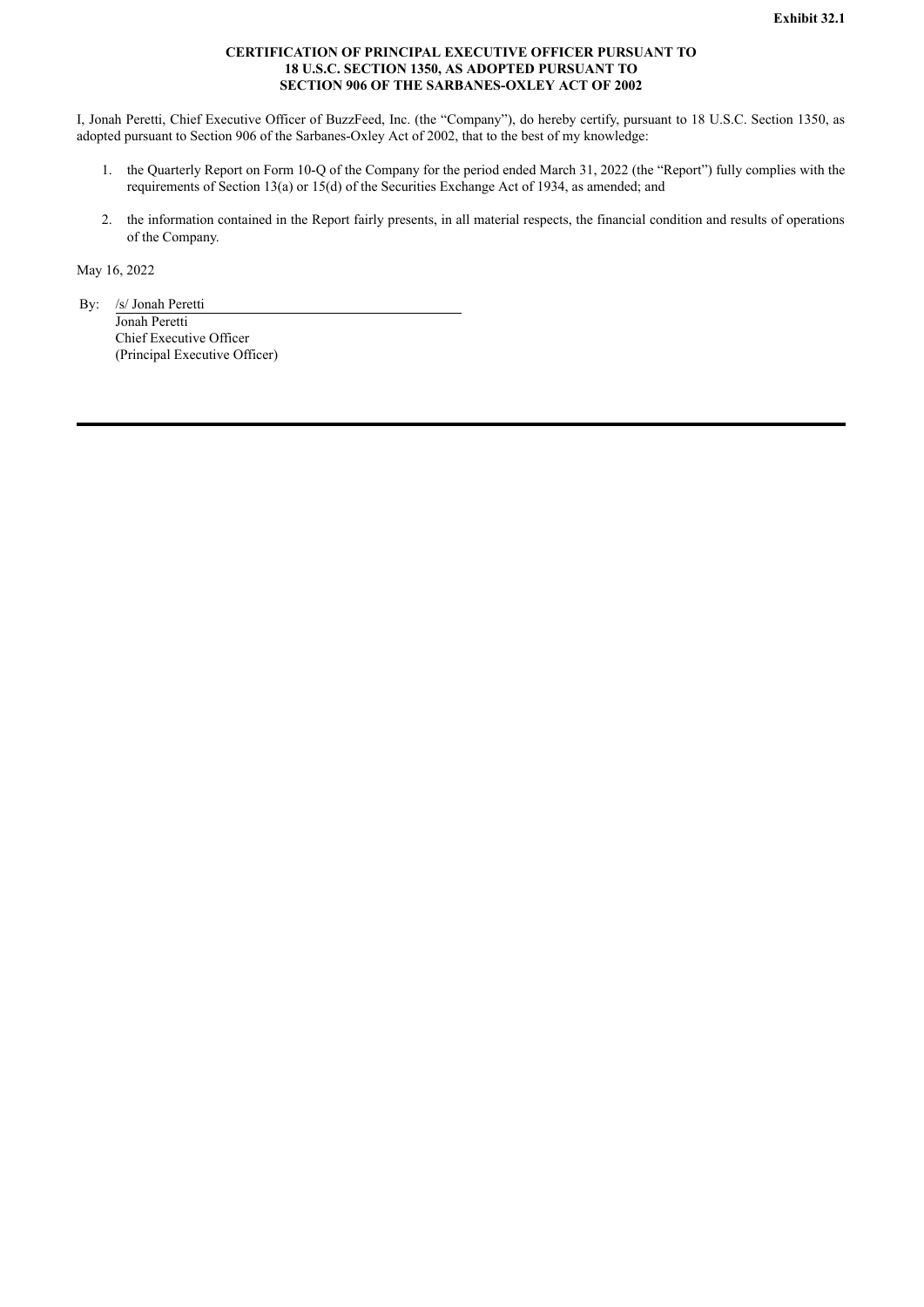**Exhibit 32.1**

**CERTIFICATION OF PRINCIPAL EXECUTIVE OFFICER PURSUANT TO 18 U.S.C. SECTION 1350, AS ADOPTED PURSUANT TO SECTION 906 OF THE SARBANES-OXLEY ACT OF 2002**

I, Jonah Peretti, Chief Executive Officer of BuzzFeed, Inc. (the "Company"), do hereby certify, pursuant to 18 U.S.C. Section 1350, as adopted pursuant to Section 906 of the Sarbanes-Oxley Act of 2002, that to the best of my knowledge:

1. the Quarterly Report on Form 10-Q of the Company for the period ended March 31, 2022 (the "Report") fully complies with the requirements of Section 13(a) or 15(d) of the Securities Exchange Act of 1934, as amended; and

2. the information contained in the Report fairly presents, in all material respects, the financial condition and results of operations of the Company.

May 16, 2022

By: /s/ Jonah Peretti
Jonah Peretti
Chief Executive Officer
(Principal Executive Officer)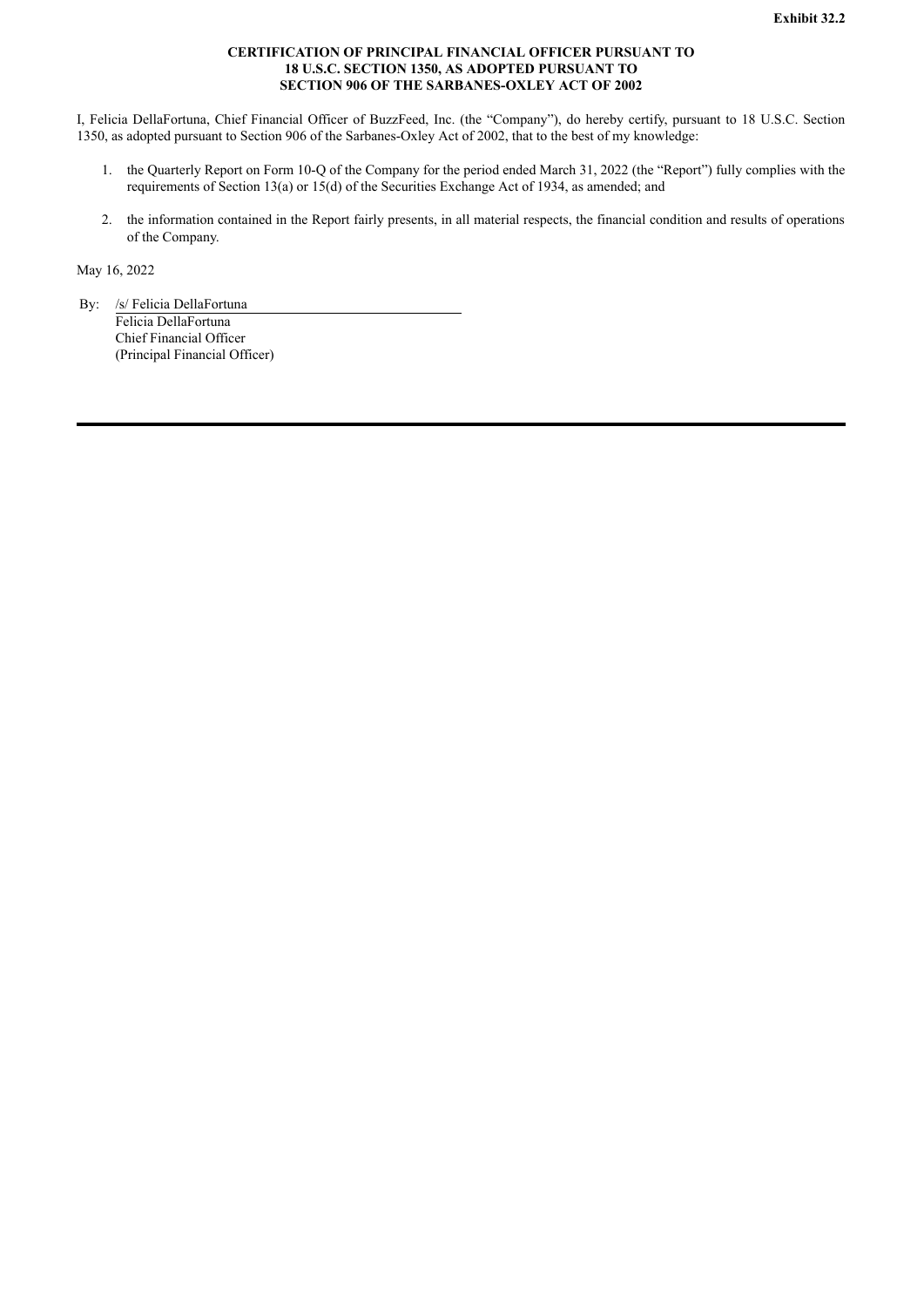**Exhibit 32.2**

**CERTIFICATION OF PRINCIPAL FINANCIAL OFFICER PURSUANT TO 18 U.S.C. SECTION 1350, AS ADOPTED PURSUANT TO SECTION 906 OF THE SARBANES-OXLEY ACT OF 2002**

I, Felicia DellaFortuna, Chief Financial Officer of BuzzFeed, Inc. (the "Company"), do hereby certify, pursuant to 18 U.S.C. Section 1350, as adopted pursuant to Section 906 of the Sarbanes-Oxley Act of 2002, that to the best of my knowledge:

1. the Quarterly Report on Form 10-Q of the Company for the period ended March 31, 2022 (the "Report") fully complies with the requirements of Section 13(a) or 15(d) of the Securities Exchange Act of 1934, as amended; and

2. the information contained in the Report fairly presents, in all material respects, the financial condition and results of operations of the Company.

May 16, 2022

By: /s/ Felicia DellaFortuna
Felicia DellaFortuna
Chief Financial Officer
(Principal Financial Officer)